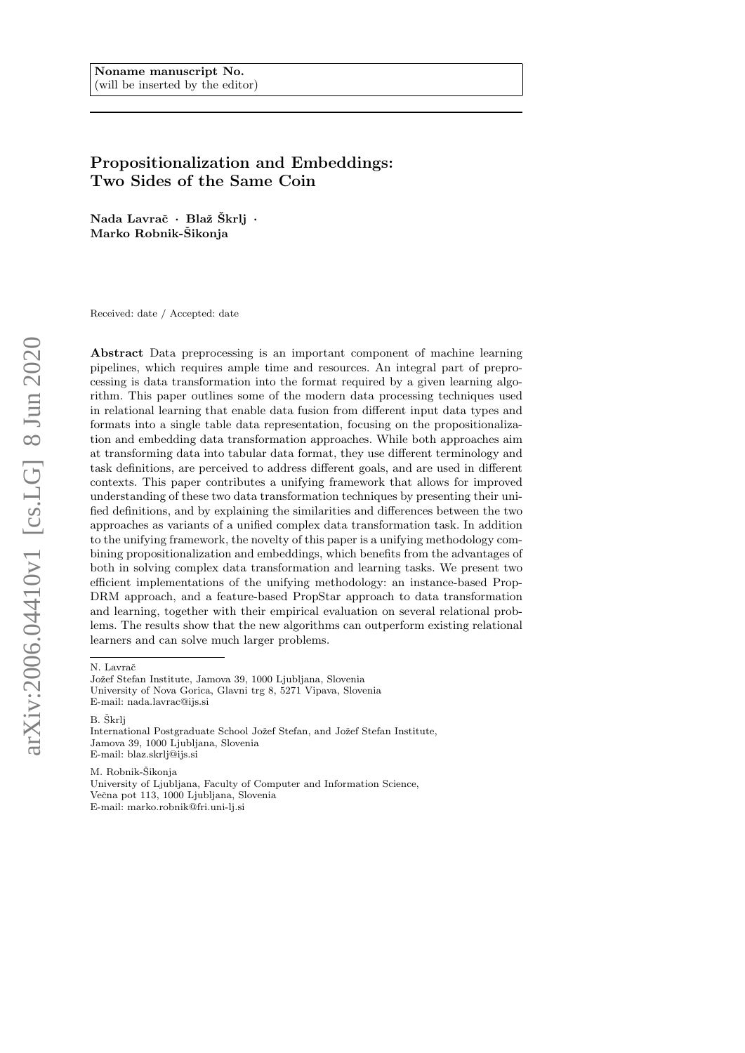**Noname manuscript No.**
(will be inserted by the editor)

# Propositionalization and Embeddings: Two Sides of the Same Coin

**Nada Lavrač · Blaž Škrlj · Marko Robnik-Šikonja**

Received: date / Accepted: date

**Abstract** Data preprocessing is an important component of machine learning pipelines, which requires ample time and resources. An integral part of preprocessing is data transformation into the format required by a given learning algorithm. This paper outlines some of the modern data processing techniques used in relational learning that enable data fusion from different input data types and formats into a single table data representation, focusing on the propositionalization and embedding data transformation approaches. While both approaches aim at transforming data into tabular data format, they use different terminology and task definitions, are perceived to address different goals, and are used in different contexts. This paper contributes a unifying framework that allows for improved understanding of these two data transformation techniques by presenting their unified definitions, and by explaining the similarities and differences between the two approaches as variants of a unified complex data transformation task. In addition to the unifying framework, the novelty of this paper is a unifying methodology combining propositionalization and embeddings, which benefits from the advantages of both in solving complex data transformation and learning tasks. We present two efficient implementations of the unifying methodology: an instance-based PropDRM approach, and a feature-based PropStar approach to data transformation and learning, together with their empirical evaluation on several relational problems. The results show that the new algorithms can outperform existing relational learners and can solve much larger problems.

---

N. Lavrač
Jožef Stefan Institute, Jamova 39, 1000 Ljubljana, Slovenia
University of Nova Gorica, Glavni trg 8, 5271 Vipava, Slovenia
E-mail: nada.lavrac@ijs.si

B. Škrlj
International Postgraduate School Jožef Stefan, and Jožef Stefan Institute, Jamova 39, 1000 Ljubljana, Slovenia
E-mail: blaz.skrlj@ijs.si

M. Robnik-Šikonja
University of Ljubljana, Faculty of Computer and Information Science, Večna pot 113, 1000 Ljubljana, Slovenia
E-mail: marko.robnik@fri.uni-lj.si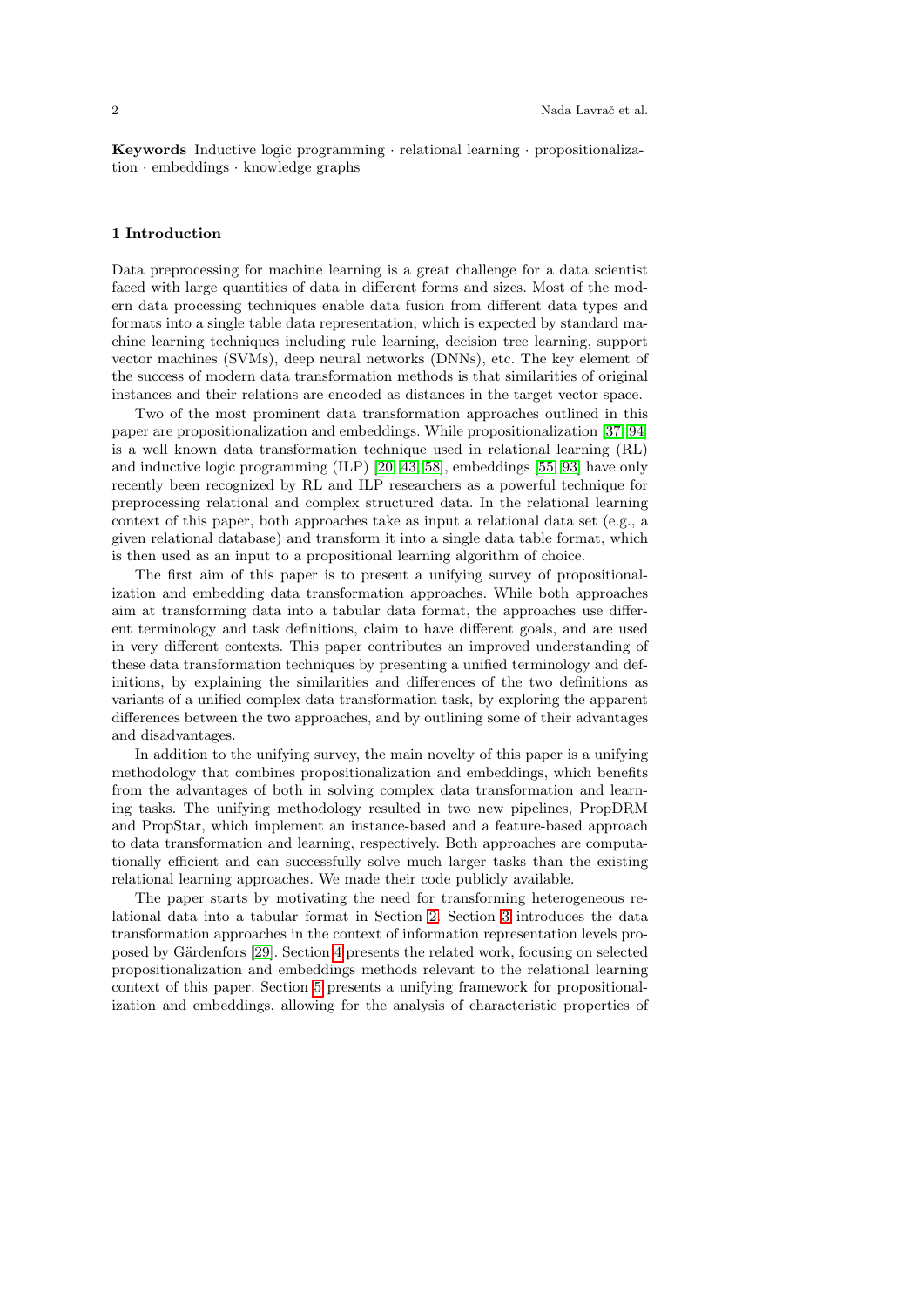**Keywords** Inductive logic programming · relational learning · propositionalization · embeddings · knowledge graphs

## 1 Introduction

Data preprocessing for machine learning is a great challenge for a data scientist faced with large quantities of data in different forms and sizes. Most of the modern data processing techniques enable data fusion from different data types and formats into a single table data representation, which is expected by standard machine learning techniques including rule learning, decision tree learning, support vector machines (SVMs), deep neural networks (DNNs), etc. The key element of the success of modern data transformation methods is that similarities of original instances and their relations are encoded as distances in the target vector space.

Two of the most prominent data transformation approaches outlined in this paper are propositionalization and embeddings. While propositionalization [37, 94] is a well known data transformation technique used in relational learning (RL) and inductive logic programming (ILP) [20, 43, 58], embeddings [55, 93] have only recently been recognized by RL and ILP researchers as a powerful technique for preprocessing relational and complex structured data. In the relational learning context of this paper, both approaches take as input a relational data set (e.g., a given relational database) and transform it into a single data table format, which is then used as an input to a propositional learning algorithm of choice.

The first aim of this paper is to present a unifying survey of propositionalization and embedding data transformation approaches. While both approaches aim at transforming data into a tabular data format, the approaches use different terminology and task definitions, claim to have different goals, and are used in very different contexts. This paper contributes an improved understanding of these data transformation techniques by presenting a unified terminology and definitions, by explaining the similarities and differences of the two definitions as variants of a unified complex data transformation task, by exploring the apparent differences between the two approaches, and by outlining some of their advantages and disadvantages.

In addition to the unifying survey, the main novelty of this paper is a unifying methodology that combines propositionalization and embeddings, which benefits from the advantages of both in solving complex data transformation and learning tasks. The unifying methodology resulted in two new pipelines, PropDRM and PropStar, which implement an instance-based and a feature-based approach to data transformation and learning, respectively. Both approaches are computationally efficient and can successfully solve much larger tasks than the existing relational learning approaches. We made their code publicly available.

The paper starts by motivating the need for transforming heterogeneous relational data into a tabular format in Section 2. Section 3 introduces the data transformation approaches in the context of information representation levels proposed by Gärdenfors [29]. Section 4 presents the related work, focusing on selected propositionalization and embeddings methods relevant to the relational learning context of this paper. Section 5 presents a unifying framework for propositionalization and embeddings, allowing for the analysis of characteristic properties of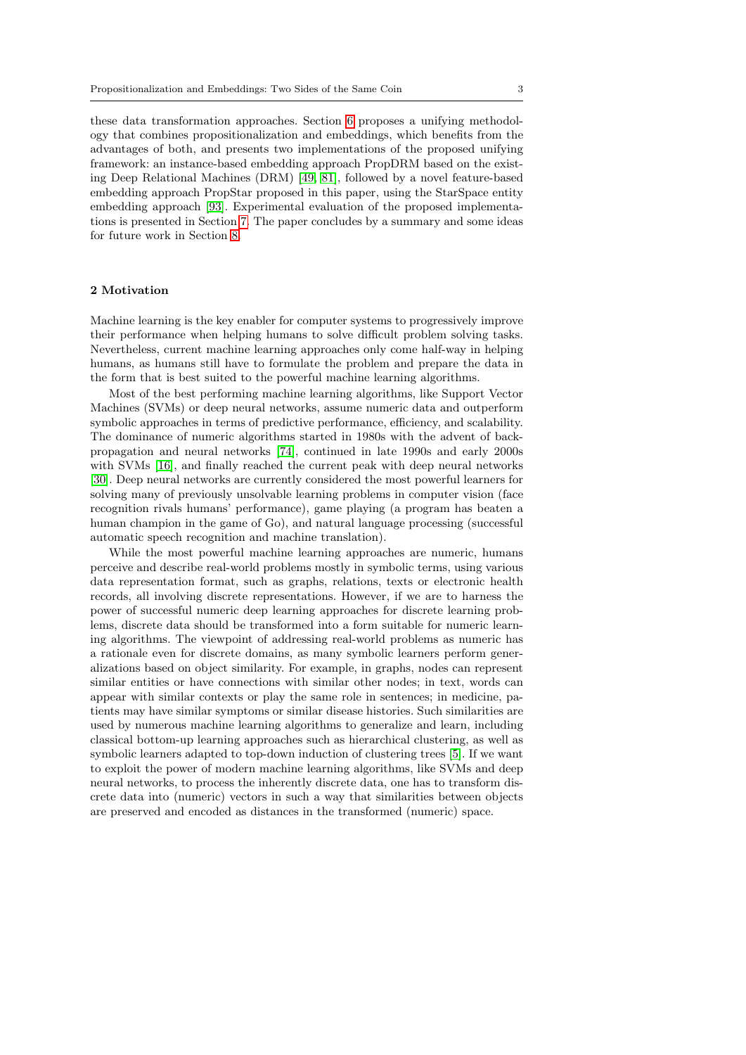these data transformation approaches. Section 6 proposes a unifying methodology that combines propositionalization and embeddings, which benefits from the advantages of both, and presents two implementations of the proposed unifying framework: an instance-based embedding approach PropDRM based on the existing Deep Relational Machines (DRM) [49, 81], followed by a novel feature-based embedding approach PropStar proposed in this paper, using the StarSpace entity embedding approach [93]. Experimental evaluation of the proposed implementations is presented in Section 7. The paper concludes by a summary and some ideas for future work in Section 8.

## 2 Motivation

Machine learning is the key enabler for computer systems to progressively improve their performance when helping humans to solve difficult problem solving tasks. Nevertheless, current machine learning approaches only come half-way in helping humans, as humans still have to formulate the problem and prepare the data in the form that is best suited to the powerful machine learning algorithms.

Most of the best performing machine learning algorithms, like Support Vector Machines (SVMs) or deep neural networks, assume numeric data and outperform symbolic approaches in terms of predictive performance, efficiency, and scalability. The dominance of numeric algorithms started in 1980s with the advent of backpropagation and neural networks [74], continued in late 1990s and early 2000s with SVMs [16], and finally reached the current peak with deep neural networks [30]. Deep neural networks are currently considered the most powerful learners for solving many of previously unsolvable learning problems in computer vision (face recognition rivals humans' performance), game playing (a program has beaten a human champion in the game of Go), and natural language processing (successful automatic speech recognition and machine translation).

While the most powerful machine learning approaches are numeric, humans perceive and describe real-world problems mostly in symbolic terms, using various data representation format, such as graphs, relations, texts or electronic health records, all involving discrete representations. However, if we are to harness the power of successful numeric deep learning approaches for discrete learning problems, discrete data should be transformed into a form suitable for numeric learning algorithms. The viewpoint of addressing real-world problems as numeric has a rationale even for discrete domains, as many symbolic learners perform generalizations based on object similarity. For example, in graphs, nodes can represent similar entities or have connections with similar other nodes; in text, words can appear with similar contexts or play the same role in sentences; in medicine, patients may have similar symptoms or similar disease histories. Such similarities are used by numerous machine learning algorithms to generalize and learn, including classical bottom-up learning approaches such as hierarchical clustering, as well as symbolic learners adapted to top-down induction of clustering trees [5]. If we want to exploit the power of modern machine learning algorithms, like SVMs and deep neural networks, to process the inherently discrete data, one has to transform discrete data into (numeric) vectors in such a way that similarities between objects are preserved and encoded as distances in the transformed (numeric) space.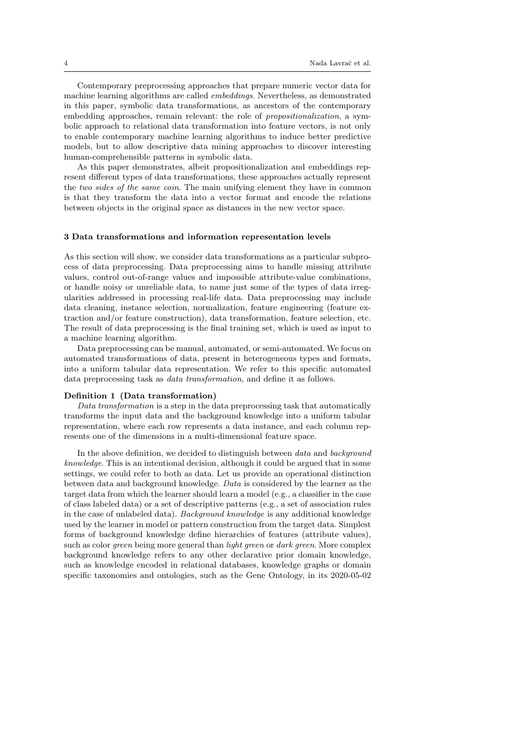Contemporary preprocessing approaches that prepare numeric vector data for machine learning algorithms are called *embeddings*. Nevertheless, as demonstrated in this paper, symbolic data transformations, as ancestors of the contemporary embedding approaches, remain relevant: the role of *propositionalization*, a symbolic approach to relational data transformation into feature vectors, is not only to enable contemporary machine learning algorithms to induce better predictive models, but to allow descriptive data mining approaches to discover interesting human-comprehensible patterns in symbolic data.

As this paper demonstrates, albeit propositionalization and embeddings represent different types of data transformations, these approaches actually represent the *two sides of the same coin*. The main unifying element they have in common is that they transform the data into a vector format and encode the relations between objects in the original space as distances in the new vector space.

## 3 Data transformations and information representation levels

As this section will show, we consider data transformations as a particular subprocess of data preprocessing. Data preprocessing aims to handle missing attribute values, control out-of-range values and impossible attribute-value combinations, or handle noisy or unreliable data, to name just some of the types of data irregularities addressed in processing real-life data. Data preprocessing may include data cleaning, instance selection, normalization, feature engineering (feature extraction and/or feature construction), data transformation, feature selection, etc. The result of data preprocessing is the final training set, which is used as input to a machine learning algorithm.

Data preprocessing can be manual, automated, or semi-automated. We focus on automated transformations of data, present in heterogeneous types and formats, into a uniform tabular data representation. We refer to this specific automated data preprocessing task as *data transformation*, and define it as follows.

**Definition 1 (Data transformation)**
*Data transformation* is a step in the data preprocessing task that automatically transforms the input data and the background knowledge into a uniform tabular representation, where each row represents a data instance, and each column represents one of the dimensions in a multi-dimensional feature space.

In the above definition, we decided to distinguish between *data* and *background knowledge*. This is an intentional decision, although it could be argued that in some settings, we could refer to both as data. Let us provide an operational distinction between data and background knowledge. *Data* is considered by the learner as the target data from which the learner should learn a model (e.g., a classifier in the case of class labeled data) or a set of descriptive patterns (e.g., a set of association rules in the case of unlabeled data). *Background knowledge* is any additional knowledge used by the learner in model or pattern construction from the target data. Simplest forms of background knowledge define hierarchies of features (attribute values), such as color *green* being more general than *light green* or *dark green*. More complex background knowledge refers to any other declarative prior domain knowledge, such as knowledge encoded in relational databases, knowledge graphs or domain specific taxonomies and ontologies, such as the Gene Ontology, in its 2020-05-02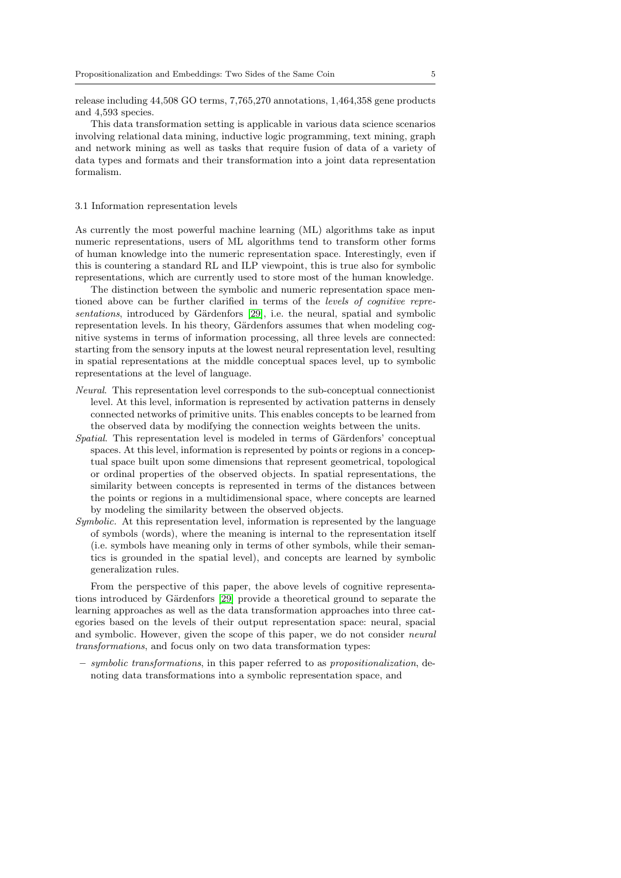release including 44,508 GO terms, 7,765,270 annotations, 1,464,358 gene products and 4,593 species.

This data transformation setting is applicable in various data science scenarios involving relational data mining, inductive logic programming, text mining, graph and network mining as well as tasks that require fusion of data of a variety of data types and formats and their transformation into a joint data representation formalism.

### 3.1 Information representation levels

As currently the most powerful machine learning (ML) algorithms take as input numeric representations, users of ML algorithms tend to transform other forms of human knowledge into the numeric representation space. Interestingly, even if this is countering a standard RL and ILP viewpoint, this is true also for symbolic representations, which are currently used to store most of the human knowledge.

The distinction between the symbolic and numeric representation space mentioned above can be further clarified in terms of the *levels of cognitive representations*, introduced by Gärdenfors [29], i.e. the neural, spatial and symbolic representation levels. In his theory, Gärdenfors assumes that when modeling cognitive systems in terms of information processing, all three levels are connected: starting from the sensory inputs at the lowest neural representation level, resulting in spatial representations at the middle conceptual spaces level, up to symbolic representations at the level of language.

*Neural*. This representation level corresponds to the sub-conceptual connectionist level. At this level, information is represented by activation patterns in densely connected networks of primitive units. This enables concepts to be learned from the observed data by modifying the connection weights between the units.

*Spatial*. This representation level is modeled in terms of Gärdenfors' conceptual spaces. At this level, information is represented by points or regions in a conceptual space built upon some dimensions that represent geometrical, topological or ordinal properties of the observed objects. In spatial representations, the similarity between concepts is represented in terms of the distances between the points or regions in a multidimensional space, where concepts are learned by modeling the similarity between the observed objects.

*Symbolic*. At this representation level, information is represented by the language of symbols (words), where the meaning is internal to the representation itself (i.e. symbols have meaning only in terms of other symbols, while their semantics is grounded in the spatial level), and concepts are learned by symbolic generalization rules.

From the perspective of this paper, the above levels of cognitive representations introduced by Gärdenfors [29] provide a theoretical ground to separate the learning approaches as well as the data transformation approaches into three categories based on the levels of their output representation space: neural, spacial and symbolic. However, given the scope of this paper, we do not consider *neural transformations*, and focus only on two data transformation types:

- *symbolic transformations*, in this paper referred to as *propositionalization*, denoting data transformations into a symbolic representation space, and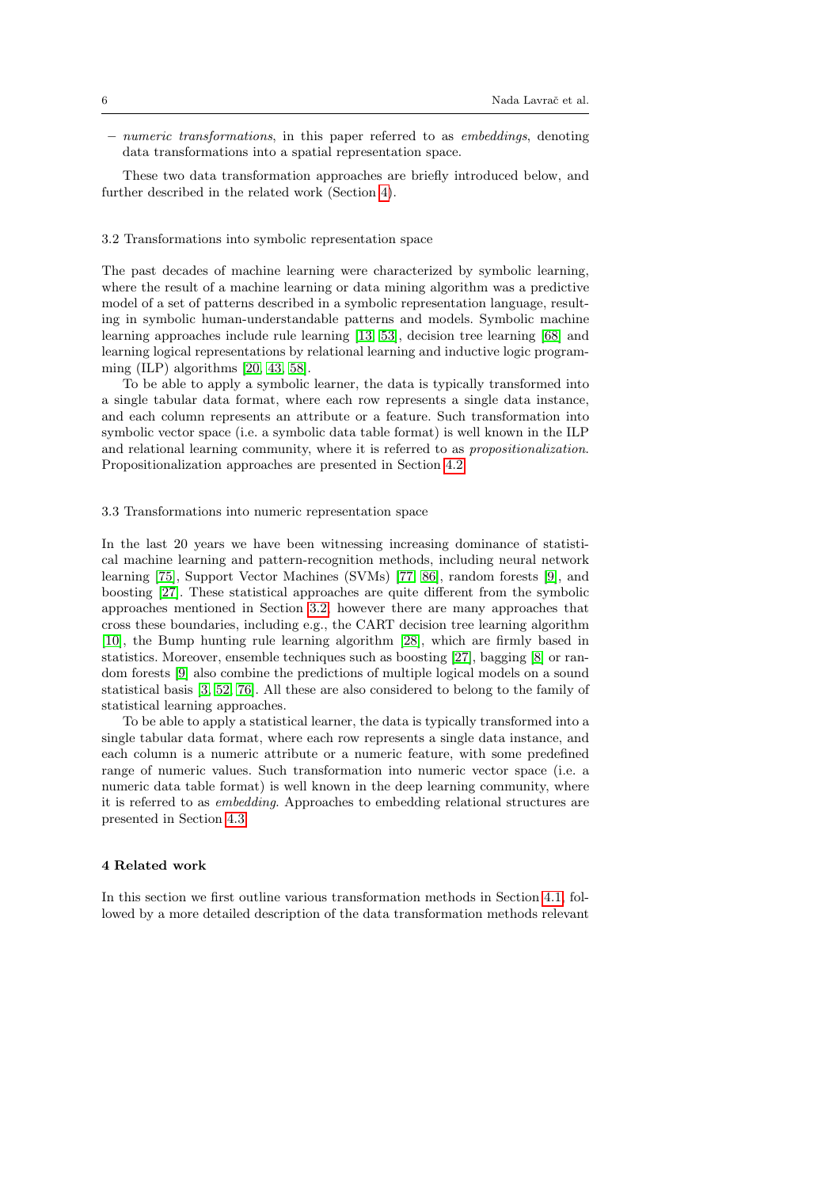– *numeric transformations*, in this paper referred to as *embeddings*, denoting data transformations into a spatial representation space.

These two data transformation approaches are briefly introduced below, and further described in the related work (Section 4).

### 3.2 Transformations into symbolic representation space

The past decades of machine learning were characterized by symbolic learning, where the result of a machine learning or data mining algorithm was a predictive model of a set of patterns described in a symbolic representation language, resulting in symbolic human-understandable patterns and models. Symbolic machine learning approaches include rule learning [13, 53], decision tree learning [68] and learning logical representations by relational learning and inductive logic programming (ILP) algorithms [20, 43, 58].

To be able to apply a symbolic learner, the data is typically transformed into a single tabular data format, where each row represents a single data instance, and each column represents an attribute or a feature. Such transformation into symbolic vector space (i.e. a symbolic data table format) is well known in the ILP and relational learning community, where it is referred to as *propositionalization*. Propositionalization approaches are presented in Section 4.2.

### 3.3 Transformations into numeric representation space

In the last 20 years we have been witnessing increasing dominance of statistical machine learning and pattern-recognition methods, including neural network learning [75], Support Vector Machines (SVMs) [77, 86], random forests [9], and boosting [27]. These statistical approaches are quite different from the symbolic approaches mentioned in Section 3.2, however there are many approaches that cross these boundaries, including e.g., the CART decision tree learning algorithm [10], the Bump hunting rule learning algorithm [28], which are firmly based in statistics. Moreover, ensemble techniques such as boosting [27], bagging [8] or random forests [9] also combine the predictions of multiple logical models on a sound statistical basis [3, 52, 76]. All these are also considered to belong to the family of statistical learning approaches.

To be able to apply a statistical learner, the data is typically transformed into a single tabular data format, where each row represents a single data instance, and each column is a numeric attribute or a numeric feature, with some predefined range of numeric values. Such transformation into numeric vector space (i.e. a numeric data table format) is well known in the deep learning community, where it is referred to as *embedding*. Approaches to embedding relational structures are presented in Section 4.3.

## 4 Related work

In this section we first outline various transformation methods in Section 4.1, followed by a more detailed description of the data transformation methods relevant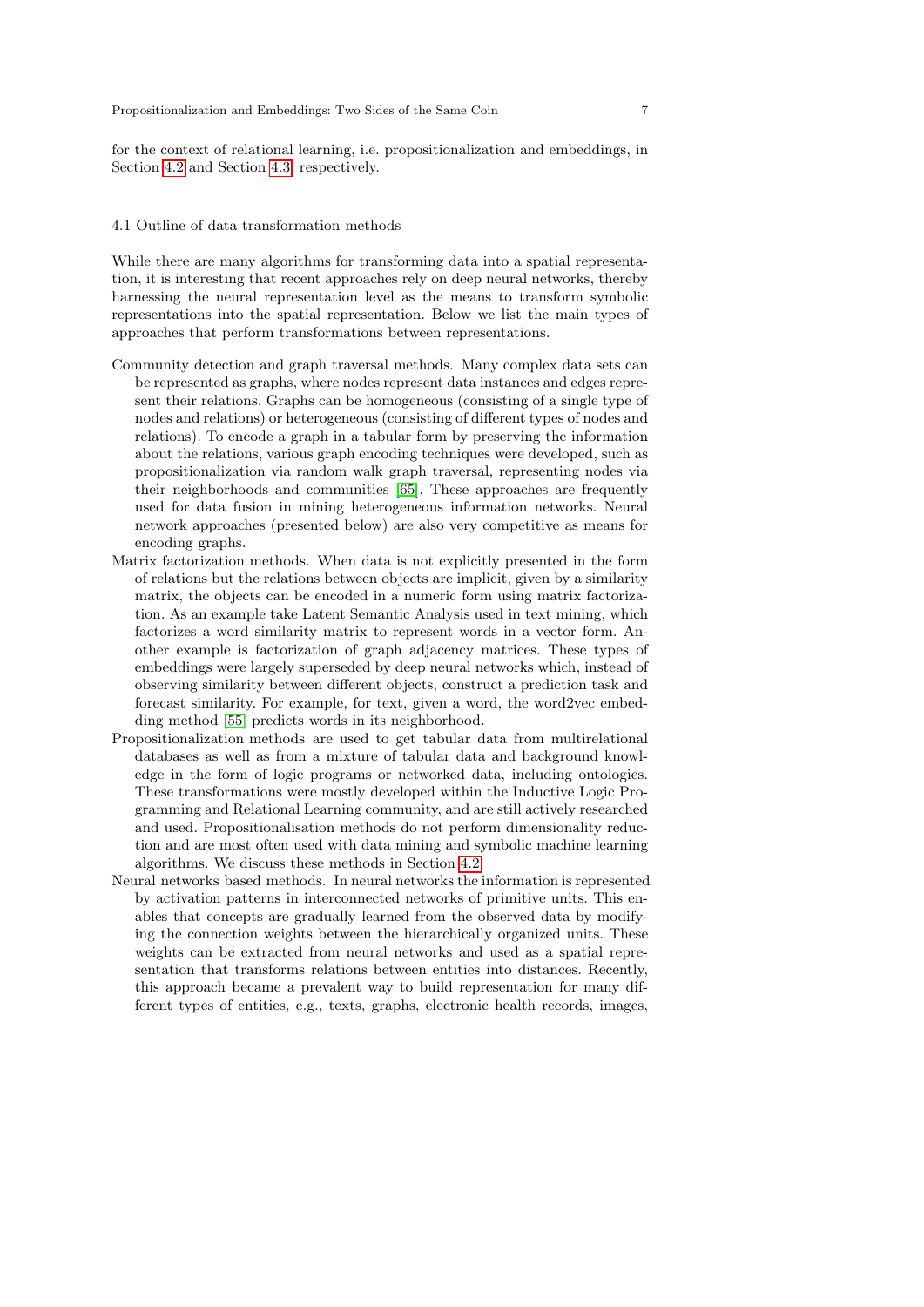for the context of relational learning, i.e. propositionalization and embeddings, in Section 4.2 and Section 4.3, respectively.

### 4.1 Outline of data transformation methods

While there are many algorithms for transforming data into a spatial representation, it is interesting that recent approaches rely on deep neural networks, thereby harnessing the neural representation level as the means to transform symbolic representations into the spatial representation. Below we list the main types of approaches that perform transformations between representations.

- Community detection and graph traversal methods. Many complex data sets can be represented as graphs, where nodes represent data instances and edges represent their relations. Graphs can be homogeneous (consisting of a single type of nodes and relations) or heterogeneous (consisting of different types of nodes and relations). To encode a graph in a tabular form by preserving the information about the relations, various graph encoding techniques were developed, such as propositionalization via random walk graph traversal, representing nodes via their neighborhoods and communities [65]. These approaches are frequently used for data fusion in mining heterogeneous information networks. Neural network approaches (presented below) are also very competitive as means for encoding graphs.
- Matrix factorization methods. When data is not explicitly presented in the form of relations but the relations between objects are implicit, given by a similarity matrix, the objects can be encoded in a numeric form using matrix factorization. As an example take Latent Semantic Analysis used in text mining, which factorizes a word similarity matrix to represent words in a vector form. Another example is factorization of graph adjacency matrices. These types of embeddings were largely superseded by deep neural networks which, instead of observing similarity between different objects, construct a prediction task and forecast similarity. For example, for text, given a word, the word2vec embedding method [55] predicts words in its neighborhood.
- Propositionalization methods are used to get tabular data from multirelational databases as well as from a mixture of tabular data and background knowledge in the form of logic programs or networked data, including ontologies. These transformations were mostly developed within the Inductive Logic Programming and Relational Learning community, and are still actively researched and used. Propositionalisation methods do not perform dimensionality reduction and are most often used with data mining and symbolic machine learning algorithms. We discuss these methods in Section 4.2.
- Neural networks based methods. In neural networks the information is represented by activation patterns in interconnected networks of primitive units. This enables that concepts are gradually learned from the observed data by modifying the connection weights between the hierarchically organized units. These weights can be extracted from neural networks and used as a spatial representation that transforms relations between entities into distances. Recently, this approach became a prevalent way to build representation for many different types of entities, e.g., texts, graphs, electronic health records, images,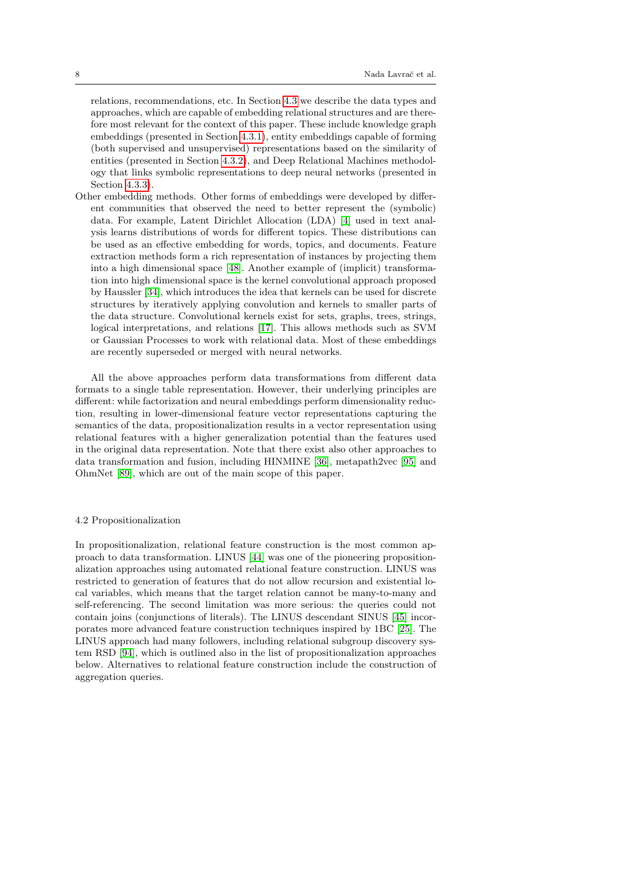relations, recommendations, etc. In Section 4.3 we describe the data types and approaches, which are capable of embedding relational structures and are therefore most relevant for the context of this paper. These include knowledge graph embeddings (presented in Section 4.3.1), entity embeddings capable of forming (both supervised and unsupervised) representations based on the similarity of entities (presented in Section 4.3.2), and Deep Relational Machines methodology that links symbolic representations to deep neural networks (presented in Section 4.3.3).

Other embedding methods. Other forms of embeddings were developed by different communities that observed the need to better represent the (symbolic) data. For example, Latent Dirichlet Allocation (LDA) [4] used in text analysis learns distributions of words for different topics. These distributions can be used as an effective embedding for words, topics, and documents. Feature extraction methods form a rich representation of instances by projecting them into a high dimensional space [48]. Another example of (implicit) transformation into high dimensional space is the kernel convolutional approach proposed by Haussler [34], which introduces the idea that kernels can be used for discrete structures by iteratively applying convolution and kernels to smaller parts of the data structure. Convolutional kernels exist for sets, graphs, trees, strings, logical interpretations, and relations [17]. This allows methods such as SVM or Gaussian Processes to work with relational data. Most of these embeddings are recently superseded or merged with neural networks.

All the above approaches perform data transformations from different data formats to a single table representation. However, their underlying principles are different: while factorization and neural embeddings perform dimensionality reduction, resulting in lower-dimensional feature vector representations capturing the semantics of the data, propositionalization results in a vector representation using relational features with a higher generalization potential than the features used in the original data representation. Note that there exist also other approaches to data transformation and fusion, including HINMINE [36], metapath2vec [95] and OhmNet [89], which are out of the main scope of this paper.

### 4.2 Propositionalization

In propositionalization, relational feature construction is the most common approach to data transformation. LINUS [44] was one of the pioneering propositionalization approaches using automated relational feature construction. LINUS was restricted to generation of features that do not allow recursion and existential local variables, which means that the target relation cannot be many-to-many and self-referencing. The second limitation was more serious: the queries could not contain joins (conjunctions of literals). The LINUS descendant SINUS [45] incorporates more advanced feature construction techniques inspired by 1BC [25]. The LINUS approach had many followers, including relational subgroup discovery system RSD [94], which is outlined also in the list of propositionalization approaches below. Alternatives to relational feature construction include the construction of aggregation queries.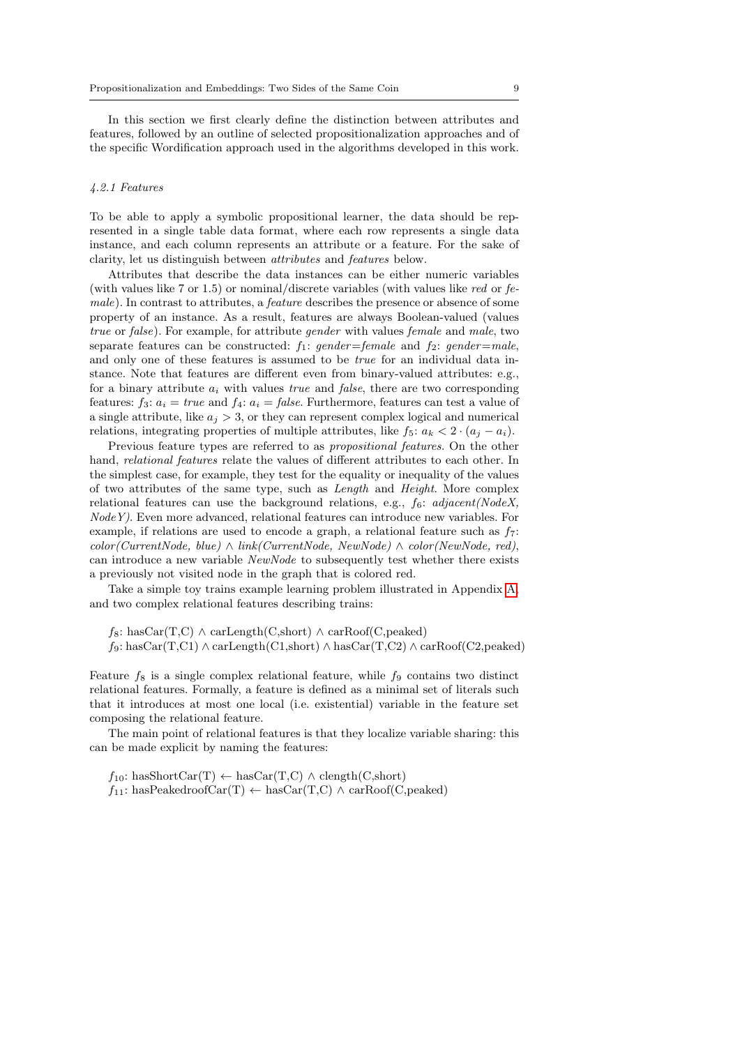In this section we first clearly define the distinction between attributes and features, followed by an outline of selected propositionalization approaches and of the specific Wordification approach used in the algorithms developed in this work.

#### *4.2.1 Features*

To be able to apply a symbolic propositional learner, the data should be represented in a single table data format, where each row represents a single data instance, and each column represents an attribute or a feature. For the sake of clarity, let us distinguish between *attributes* and *features* below.

Attributes that describe the data instances can be either numeric variables (with values like 7 or 1.5) or nominal/discrete variables (with values like *red* or *female*). In contrast to attributes, a *feature* describes the presence or absence of some property of an instance. As a result, features are always Boolean-valued (values *true* or *false*). For example, for attribute *gender* with values *female* and *male*, two separate features can be constructed: $f_1$: *gender=female* and $f_2$: *gender=male*, and only one of these features is assumed to be *true* for an individual data instance. Note that features are different even from binary-valued attributes: e.g., for a binary attribute $a_i$ with values *true* and *false*, there are two corresponding features: $f_3$: $a_i = true$ and $f_4$: $a_i = false$. Furthermore, features can test a value of a single attribute, like $a_j > 3$, or they can represent complex logical and numerical relations, integrating properties of multiple attributes, like $f_5$: $a_k < 2 \cdot (a_j - a_i)$.

Previous feature types are referred to as *propositional features*. On the other hand, *relational features* relate the values of different attributes to each other. In the simplest case, for example, they test for the equality or inequality of the values of two attributes of the same type, such as *Length* and *Height*. More complex relational features can use the background relations, e.g., $f_6$: *adjacent(NodeX, NodeY)*. Even more advanced, relational features can introduce new variables. For example, if relations are used to encode a graph, a relational feature such as $f_7$: *color(CurrentNode, blue)* $\wedge$ *link(CurrentNode, NewNode)* $\wedge$ *color(NewNode, red)*, can introduce a new variable *NewNode* to subsequently test whether there exists a previously not visited node in the graph that is colored red.

Take a simple toy trains example learning problem illustrated in Appendix A, and two complex relational features describing trains:

$f_8$: hasCar(T,C) $\wedge$ carLength(C,short) $\wedge$ carRoof(C,peaked)
$f_9$: hasCar(T,C1) $\wedge$ carLength(C1,short) $\wedge$ hasCar(T,C2) $\wedge$ carRoof(C2,peaked)

Feature $f_8$ is a single complex relational feature, while $f_9$ contains two distinct relational features. Formally, a feature is defined as a minimal set of literals such that it introduces at most one local (i.e. existential) variable in the feature set composing the relational feature.

The main point of relational features is that they localize variable sharing: this can be made explicit by naming the features:

$f_{10}$: hasShortCar(T) $\leftarrow$ hasCar(T,C) $\wedge$ clength(C,short)
$f_{11}$: hasPeakedroofCar(T) $\leftarrow$ hasCar(T,C) $\wedge$ carRoof(C,peaked)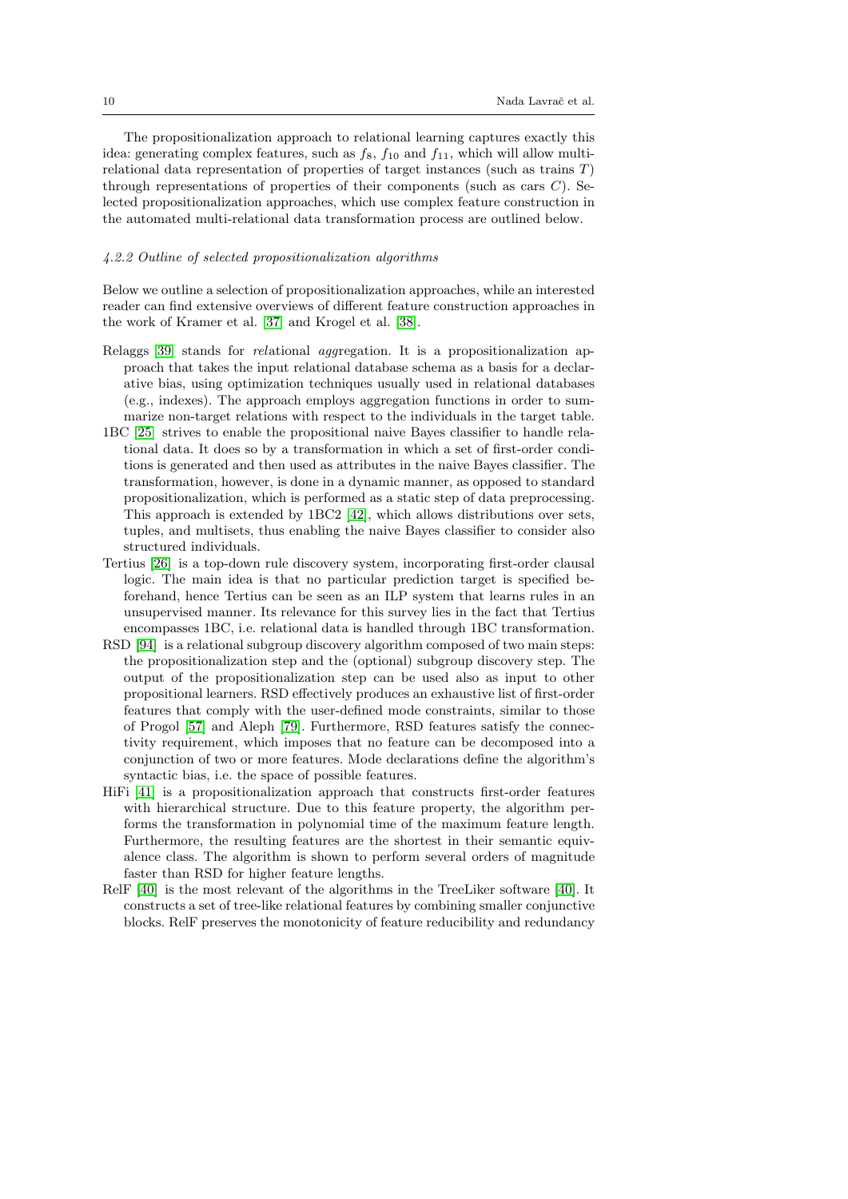The propositionalization approach to relational learning captures exactly this idea: generating complex features, such as $f_8$, $f_{10}$ and $f_{11}$, which will allow multi-relational data representation of properties of target instances (such as trains $T$) through representations of properties of their components (such as cars $C$). Selected propositionalization approaches, which use complex feature construction in the automated multi-relational data transformation process are outlined below.

#### *4.2.2 Outline of selected propositionalization algorithms*

Below we outline a selection of propositionalization approaches, while an interested reader can find extensive overviews of different feature construction approaches in the work of Kramer et al. [37] and Krogel et al. [38].

- Relaggs [39] stands for *rel*ational *agg*regation. It is a propositionalization approach that takes the input relational database schema as a basis for a declarative bias, using optimization techniques usually used in relational databases (e.g., indexes). The approach employs aggregation functions in order to summarize non-target relations with respect to the individuals in the target table.
- 1BC [25] strives to enable the propositional naive Bayes classifier to handle relational data. It does so by a transformation in which a set of first-order conditions is generated and then used as attributes in the naive Bayes classifier. The transformation, however, is done in a dynamic manner, as opposed to standard propositionalization, which is performed as a static step of data preprocessing. This approach is extended by 1BC2 [42], which allows distributions over sets, tuples, and multisets, thus enabling the naive Bayes classifier to consider also structured individuals.
- Tertius [26] is a top-down rule discovery system, incorporating first-order clausal logic. The main idea is that no particular prediction target is specified beforehand, hence Tertius can be seen as an ILP system that learns rules in an unsupervised manner. Its relevance for this survey lies in the fact that Tertius encompasses 1BC, i.e. relational data is handled through 1BC transformation.
- RSD [94] is a relational subgroup discovery algorithm composed of two main steps: the propositionalization step and the (optional) subgroup discovery step. The output of the propositionalization step can be used also as input to other propositional learners. RSD effectively produces an exhaustive list of first-order features that comply with the user-defined mode constraints, similar to those of Progol [57] and Aleph [79]. Furthermore, RSD features satisfy the connectivity requirement, which imposes that no feature can be decomposed into a conjunction of two or more features. Mode declarations define the algorithm's syntactic bias, i.e. the space of possible features.
- HiFi [41] is a propositionalization approach that constructs first-order features with hierarchical structure. Due to this feature property, the algorithm performs the transformation in polynomial time of the maximum feature length. Furthermore, the resulting features are the shortest in their semantic equivalence class. The algorithm is shown to perform several orders of magnitude faster than RSD for higher feature lengths.
- RelF [40] is the most relevant of the algorithms in the TreeLiker software [40]. It constructs a set of tree-like relational features by combining smaller conjunctive blocks. RelF preserves the monotonicity of feature reducibility and redundancy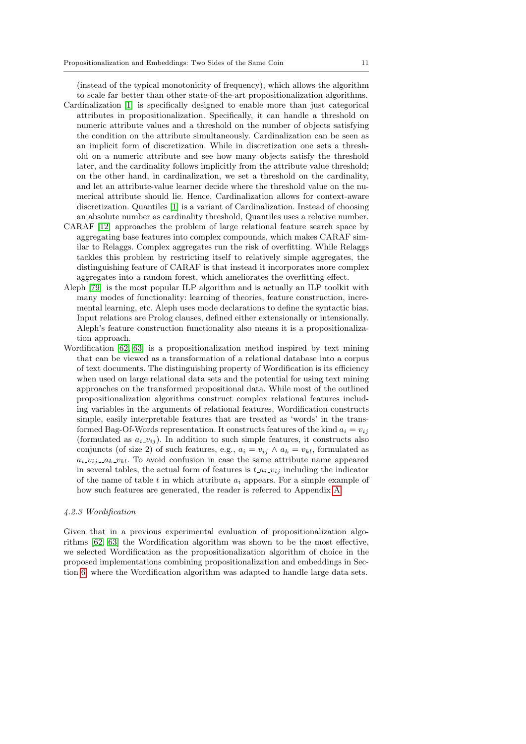(instead of the typical monotonicity of frequency), which allows the algorithm to scale far better than other state-of-the-art propositionalization algorithms.

Cardinalization [1] is specifically designed to enable more than just categorical attributes in propositionalization. Specifically, it can handle a threshold on numeric attribute values and a threshold on the number of objects satisfying the condition on the attribute simultaneously. Cardinalization can be seen as an implicit form of discretization. While in discretization one sets a threshold on a numeric attribute and see how many objects satisfy the threshold later, and the cardinality follows implicitly from the attribute value threshold; on the other hand, in cardinalization, we set a threshold on the cardinality, and let an attribute-value learner decide where the threshold value on the numerical attribute should lie. Hence, Cardinalization allows for context-aware discretization. Quantiles [1] is a variant of Cardinalization. Instead of choosing an absolute number as cardinality threshold, Quantiles uses a relative number.

CARAF [12] approaches the problem of large relational feature search space by aggregating base features into complex compounds, which makes CARAF similar to Relaggs. Complex aggregates run the risk of overfitting. While Relaggs tackles this problem by restricting itself to relatively simple aggregates, the distinguishing feature of CARAF is that instead it incorporates more complex aggregates into a random forest, which ameliorates the overfitting effect.

Aleph [79] is the most popular ILP algorithm and is actually an ILP toolkit with many modes of functionality: learning of theories, feature construction, incremental learning, etc. Aleph uses mode declarations to define the syntactic bias. Input relations are Prolog clauses, defined either extensionally or intensionally. Aleph's feature construction functionality also means it is a propositionalization approach.

Wordification [62, 63] is a propositionalization method inspired by text mining that can be viewed as a transformation of a relational database into a corpus of text documents. The distinguishing property of Wordification is its efficiency when used on large relational data sets and the potential for using text mining approaches on the transformed propositional data. While most of the outlined propositionalization algorithms construct complex relational features including variables in the arguments of relational features, Wordification constructs simple, easily interpretable features that are treated as 'words' in the transformed Bag-Of-Words representation. It constructs features of the kind $a_i = v_{ij}$ (formulated as $a_i\_v_{ij}$). In addition to such simple features, it constructs also conjuncts (of size 2) of such features, e.g., $a_i = v_{ij} \wedge a_k = v_{kl}$, formulated as $a_i\_v_{ij}\_\_a_k\_v_{kl}$. To avoid confusion in case the same attribute name appeared in several tables, the actual form of features is $t\_a_i\_v_{ij}$ including the indicator of the name of table $t$ in which attribute $a_i$ appears. For a simple example of how such features are generated, the reader is referred to Appendix A.

#### 4.2.3 Wordification

Given that in a previous experimental evaluation of propositionalization algorithms [62, 63] the Wordification algorithm was shown to be the most effective, we selected Wordification as the propositionalization algorithm of choice in the proposed implementations combining propositionalization and embeddings in Section 6, where the Wordification algorithm was adapted to handle large data sets.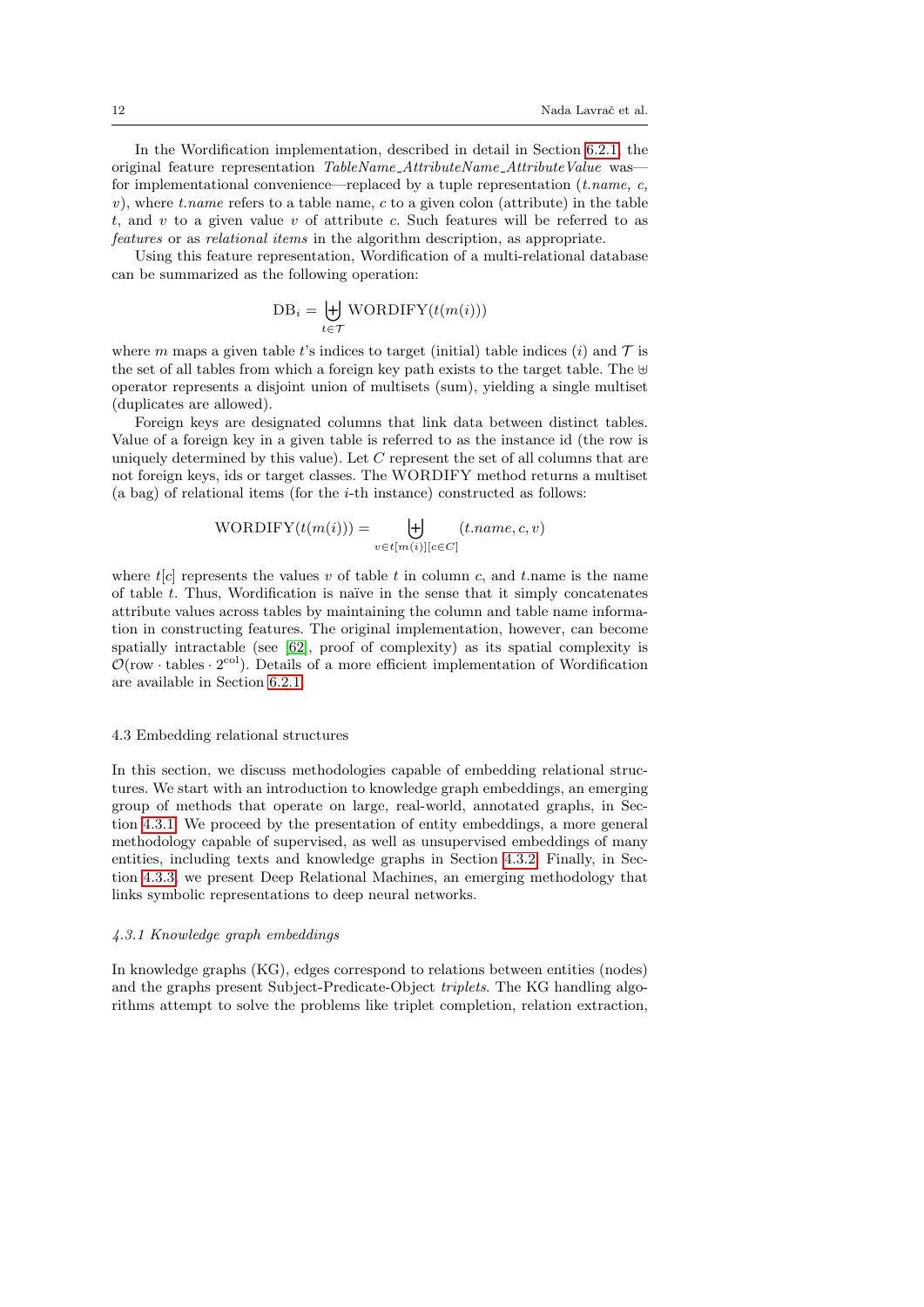In the Wordification implementation, described in detail in Section 6.2.1, the original feature representation *TableName_AttributeName_AttributeValue* was—for implementational convenience—replaced by a tuple representation (*t.name, c, v*), where *t.name* refers to a table name, $c$ to a given colon (attribute) in the table $t$, and $v$ to a given value $v$ of attribute $c$. Such features will be referred to as *features* or as *relational items* in the algorithm description, as appropriate.

Using this feature representation, Wordification of a multi-relational database can be summarized as the following operation:

$$\mathrm{DB}_i = \biguplus_{t \in \mathcal{T}} \mathrm{WORDIFY}(t(m(i)))$$

where $m$ maps a given table $t$'s indices to target (initial) table indices ($i$) and $\mathcal{T}$ is the set of all tables from which a foreign key path exists to the target table. The $\uplus$ operator represents a disjoint union of multisets (sum), yielding a single multiset (duplicates are allowed).

Foreign keys are designated columns that link data between distinct tables. Value of a foreign key in a given table is referred to as the instance id (the row is uniquely determined by this value). Let $C$ represent the set of all columns that are not foreign keys, ids or target classes. The WORDIFY method returns a multiset (a bag) of relational items (for the $i$-th instance) constructed as follows:

$$\mathrm{WORDIFY}(t(m(i))) = \biguplus_{v \in t[m(i)][c \in C]} (t.name, c, v)$$

where $t[c]$ represents the values $v$ of table $t$ in column $c$, and $t$.name is the name of table $t$. Thus, Wordification is naïve in the sense that it simply concatenates attribute values across tables by maintaining the column and table name information in constructing features. The original implementation, however, can become spatially intractable (see [62], proof of complexity) as its spatial complexity is $\mathcal{O}(\mathrm{row} \cdot \mathrm{tables} \cdot 2^{\mathrm{col}})$. Details of a more efficient implementation of Wordification are available in Section 6.2.1.

### 4.3 Embedding relational structures

In this section, we discuss methodologies capable of embedding relational structures. We start with an introduction to knowledge graph embeddings, an emerging group of methods that operate on large, real-world, annotated graphs, in Section 4.3.1. We proceed by the presentation of entity embeddings, a more general methodology capable of supervised, as well as unsupervised embeddings of many entities, including texts and knowledge graphs in Section 4.3.2. Finally, in Section 4.3.3, we present Deep Relational Machines, an emerging methodology that links symbolic representations to deep neural networks.

#### *4.3.1 Knowledge graph embeddings*

In knowledge graphs (KG), edges correspond to relations between entities (nodes) and the graphs present Subject-Predicate-Object *triplets*. The KG handling algorithms attempt to solve the problems like triplet completion, relation extraction,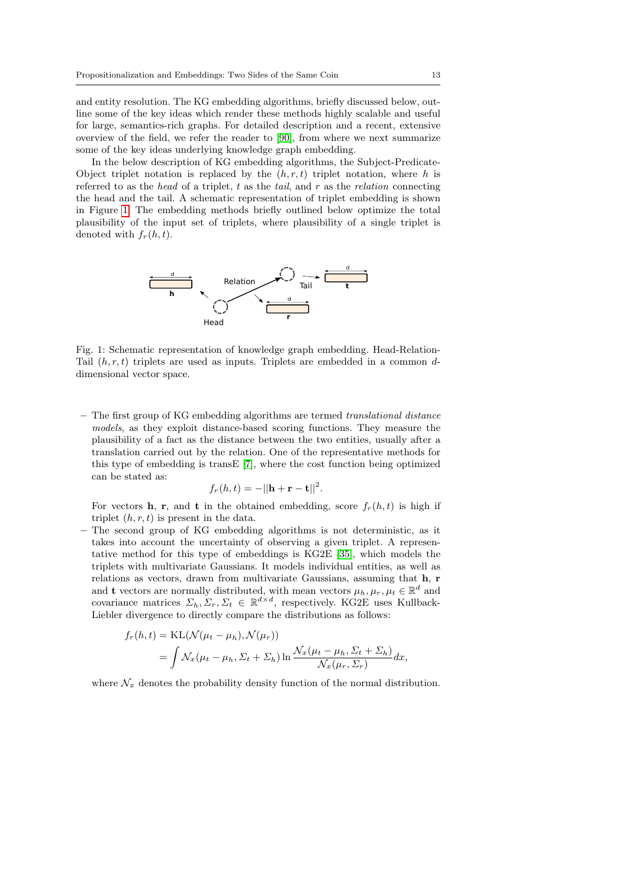and entity resolution. The KG embedding algorithms, briefly discussed below, outline some of the key ideas which render these methods highly scalable and useful for large, semantics-rich graphs. For detailed description and a recent, extensive overview of the field, we refer the reader to [90], from where we next summarize some of the key ideas underlying knowledge graph embedding.

In the below description of KG embedding algorithms, the Subject-Predicate-Object triplet notation is replaced by the $(h, r, t)$ triplet notation, where $h$ is referred to as the *head* of a triplet, $t$ as the *tail*, and $r$ as the *relation* connecting the head and the tail. A schematic representation of triplet embedding is shown in Figure 1. The embedding methods briefly outlined below optimize the total plausibility of the input set of triplets, where plausibility of a single triplet is denoted with $f_r(h, t)$.

Fig. 1: Schematic representation of knowledge graph embedding. Head-Relation-Tail $(h, r, t)$ triplets are used as inputs. Triplets are embedded in a common $d$-dimensional vector space.

- The first group of KG embedding algorithms are termed *translational distance models*, as they exploit distance-based scoring functions. They measure the plausibility of a fact as the distance between the two entities, usually after a translation carried out by the relation. One of the representative methods for this type of embedding is transE [7], where the cost function being optimized can be stated as:

$$f_r(h, t) = -||\mathbf{h} + \mathbf{r} - \mathbf{t}||^2.$$

  For vectors $\mathbf{h}$, $\mathbf{r}$, and $\mathbf{t}$ in the obtained embedding, score $f_r(h, t)$ is high if triplet $(h, r, t)$ is present in the data.
- The second group of KG embedding algorithms is not deterministic, as it takes into account the uncertainty of observing a given triplet. A representative method for this type of embeddings is KG2E [35], which models the triplets with multivariate Gaussians. It models individual entities, as well as relations as vectors, drawn from multivariate Gaussians, assuming that $\mathbf{h}$, $\mathbf{r}$ and $\mathbf{t}$ vectors are normally distributed, with mean vectors $\mu_h, \mu_r, \mu_t \in \mathbb{R}^d$ and covariance matrices $\Sigma_h, \Sigma_r, \Sigma_t \in \mathbb{R}^{d \times d}$, respectively. KG2E uses Kullback-Liebler divergence to directly compare the distributions as follows:

$$\begin{aligned} f_r(h, t) &= \mathrm{KL}(\mathcal{N}(\mu_t - \mu_h), \mathcal{N}(\mu_r)) \\ &= \int \mathcal{N}_x(\mu_t - \mu_h, \Sigma_t + \Sigma_h) \ln \frac{\mathcal{N}_x(\mu_t - \mu_h, \Sigma_t + \Sigma_h)}{\mathcal{N}_x(\mu_r, \Sigma_r)} dx, \end{aligned}$$

  where $\mathcal{N}_x$ denotes the probability density function of the normal distribution.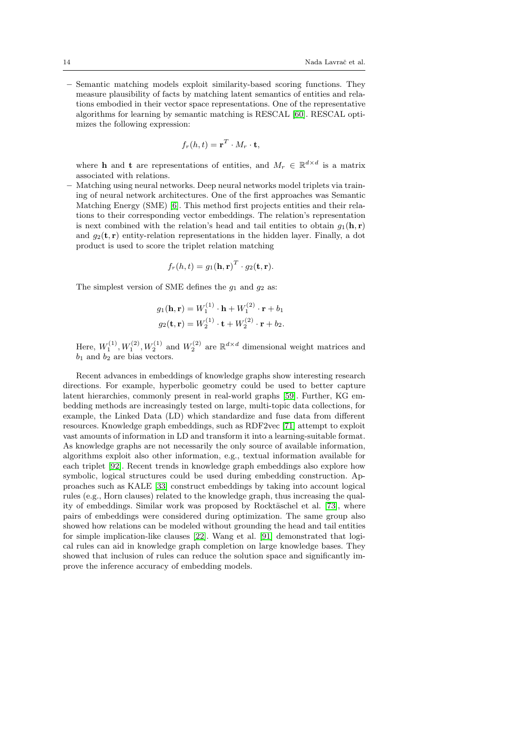- Semantic matching models exploit similarity-based scoring functions. They measure plausibility of facts by matching latent semantics of entities and relations embodied in their vector space representations. One of the representative algorithms for learning by semantic matching is RESCAL [60]. RESCAL optimizes the following expression:

$$f_r(h, t) = \mathbf{r}^T \cdot M_r \cdot \mathbf{t},$$

  where $\mathbf{h}$ and $\mathbf{t}$ are representations of entities, and $M_r \in \mathbb{R}^{d \times d}$ is a matrix associated with relations.
- Matching using neural networks. Deep neural networks model triplets via training of neural network architectures. One of the first approaches was Semantic Matching Energy (SME) [6]. This method first projects entities and their relations to their corresponding vector embeddings. The relation's representation is next combined with the relation's head and tail entities to obtain $g_1(\mathbf{h}, \mathbf{r})$ and $g_2(\mathbf{t}, \mathbf{r})$ entity-relation representations in the hidden layer. Finally, a dot product is used to score the triplet relation matching

$$f_r(h, t) = g_1(\mathbf{h}, \mathbf{r})^T \cdot g_2(\mathbf{t}, \mathbf{r}).$$

  The simplest version of SME defines the $g_1$ and $g_2$ as:

$$g_1(\mathbf{h}, \mathbf{r}) = W_1^{(1)} \cdot \mathbf{h} + W_1^{(2)} \cdot \mathbf{r} + b_1$$
$$g_2(\mathbf{t}, \mathbf{r}) = W_2^{(1)} \cdot \mathbf{t} + W_2^{(2)} \cdot \mathbf{r} + b_2.$$

  Here, $W_1^{(1)}, W_1^{(2)}, W_2^{(1)}$ and $W_2^{(2)}$ are $\mathbb{R}^{d \times d}$ dimensional weight matrices and $b_1$ and $b_2$ are bias vectors.

Recent advances in embeddings of knowledge graphs show interesting research directions. For example, hyperbolic geometry could be used to better capture latent hierarchies, commonly present in real-world graphs [59]. Further, KG embedding methods are increasingly tested on large, multi-topic data collections, for example, the Linked Data (LD) which standardize and fuse data from different resources. Knowledge graph embeddings, such as RDF2vec [71] attempt to exploit vast amounts of information in LD and transform it into a learning-suitable format. As knowledge graphs are not necessarily the only source of available information, algorithms exploit also other information, e.g., textual information available for each triplet [92]. Recent trends in knowledge graph embeddings also explore how symbolic, logical structures could be used during embedding construction. Approaches such as KALE [33] construct embeddings by taking into account logical rules (e.g., Horn clauses) related to the knowledge graph, thus increasing the quality of embeddings. Similar work was proposed by Rocktäschel et al. [73], where pairs of embeddings were considered during optimization. The same group also showed how relations can be modeled without grounding the head and tail entities for simple implication-like clauses [22]. Wang et al. [91] demonstrated that logical rules can aid in knowledge graph completion on large knowledge bases. They showed that inclusion of rules can reduce the solution space and significantly improve the inference accuracy of embedding models.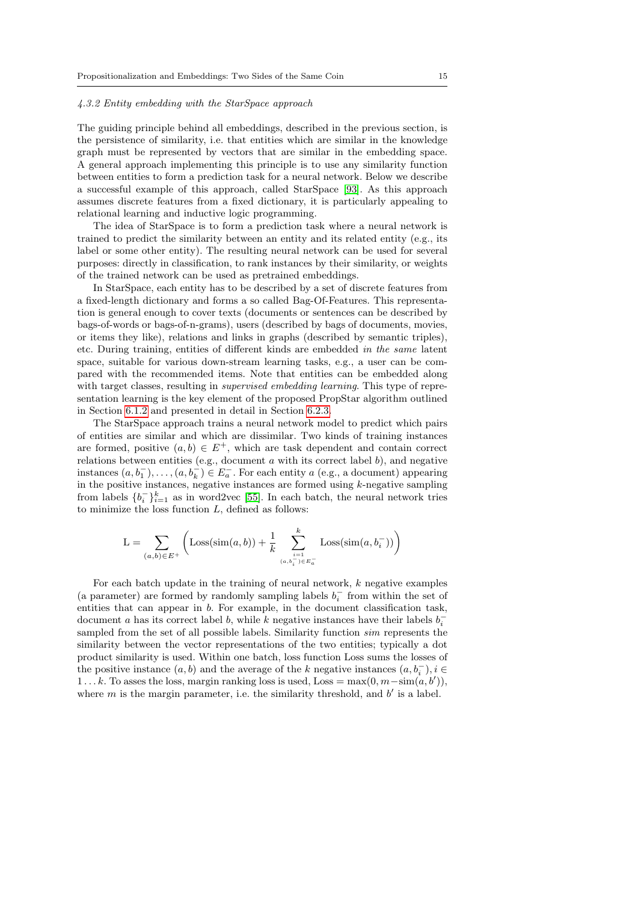#### 4.3.2 Entity embedding with the StarSpace approach

The guiding principle behind all embeddings, described in the previous section, is the persistence of similarity, i.e. that entities which are similar in the knowledge graph must be represented by vectors that are similar in the embedding space. A general approach implementing this principle is to use any similarity function between entities to form a prediction task for a neural network. Below we describe a successful example of this approach, called StarSpace [93]. As this approach assumes discrete features from a fixed dictionary, it is particularly appealing to relational learning and inductive logic programming.

The idea of StarSpace is to form a prediction task where a neural network is trained to predict the similarity between an entity and its related entity (e.g., its label or some other entity). The resulting neural network can be used for several purposes: directly in classification, to rank instances by their similarity, or weights of the trained network can be used as pretrained embeddings.

In StarSpace, each entity has to be described by a set of discrete features from a fixed-length dictionary and forms a so called Bag-Of-Features. This representation is general enough to cover texts (documents or sentences can be described by bags-of-words or bags-of-n-grams), users (described by bags of documents, movies, or items they like), relations and links in graphs (described by semantic triples), etc. During training, entities of different kinds are embedded *in the same* latent space, suitable for various down-stream learning tasks, e.g., a user can be compared with the recommended items. Note that entities can be embedded along with target classes, resulting in *supervised embedding learning*. This type of representation learning is the key element of the proposed PropStar algorithm outlined in Section 6.1.2 and presented in detail in Section 6.2.3.

The StarSpace approach trains a neural network model to predict which pairs of entities are similar and which are dissimilar. Two kinds of training instances are formed, positive $(a, b) \in E^+$, which are task dependent and contain correct relations between entities (e.g., document $a$ with its correct label $b$), and negative instances $(a, b_1^-), \ldots, (a, b_k^-) \in E_a^-$. For each entity $a$ (e.g., a document) appearing in the positive instances, negative instances are formed using $k$-negative sampling from labels $\{b_i^-\}_{i=1}^k$ as in word2vec [55]. In each batch, the neural network tries to minimize the loss function $L$, defined as follows:

$$\mathrm{L} = \sum_{(a,b) \in E^+} \left( \mathrm{Loss}(\mathrm{sim}(a, b)) + \frac{1}{k} \sum_{\substack{i=1 \\ (a,b_i^-) \in E_a^-}}^{k} \mathrm{Loss}(\mathrm{sim}(a, b_i^-)) \right)$$

For each batch update in the training of neural network, $k$ negative examples (a parameter) are formed by randomly sampling labels $b_i^-$ from within the set of entities that can appear in $b$. For example, in the document classification task, document $a$ has its correct label $b$, while $k$ negative instances have their labels $b_i^-$ sampled from the set of all possible labels. Similarity function *sim* represents the similarity between the vector representations of the two entities; typically a dot product similarity is used. Within one batch, loss function Loss sums the losses of the positive instance $(a, b)$ and the average of the $k$ negative instances $(a, b_i^-), i \in 1 \ldots k$. To asses the loss, margin ranking loss is used, $\mathrm{Loss} = \max(0, m - \mathrm{sim}(a, b'))$, where $m$ is the margin parameter, i.e. the similarity threshold, and $b'$ is a label.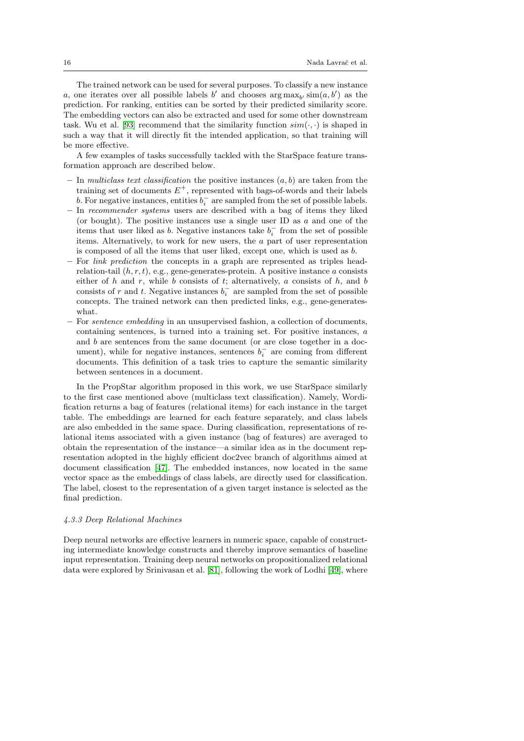The trained network can be used for several purposes. To classify a new instance $a$, one iterates over all possible labels $b'$ and chooses $\arg\max_{b'} \text{sim}(a, b')$ as the prediction. For ranking, entities can be sorted by their predicted similarity score. The embedding vectors can also be extracted and used for some other downstream task. Wu et al. [93] recommend that the similarity function $sim(\cdot, \cdot)$ is shaped in such a way that it will directly fit the intended application, so that training will be more effective.

A few examples of tasks successfully tackled with the StarSpace feature transformation approach are described below.

- In *multiclass text classification* the positive instances $(a, b)$ are taken from the training set of documents $E^+$, represented with bags-of-words and their labels $b$. For negative instances, entities $b_i^-$ are sampled from the set of possible labels.
- In *recommender systems* users are described with a bag of items they liked (or bought). The positive instances use a single user ID as $a$ and one of the items that user liked as $b$. Negative instances take $b_i^-$ from the set of possible items. Alternatively, to work for new users, the $a$ part of user representation is composed of all the items that user liked, except one, which is used as $b$.
- For *link prediction* the concepts in a graph are represented as triples head-relation-tail $(h, r, t)$, e.g., gene-generates-protein. A positive instance $a$ consists either of $h$ and $r$, while $b$ consists of $t$; alternatively, $a$ consists of $h$, and $b$ consists of $r$ and $t$. Negative instances $b_i^-$ are sampled from the set of possible concepts. The trained network can then predicted links, e.g., gene-generates-what.
- For *sentence embedding* in an unsupervised fashion, a collection of documents, containing sentences, is turned into a training set. For positive instances, $a$ and $b$ are sentences from the same document (or are close together in a document), while for negative instances, sentences $b_i^-$ are coming from different documents. This definition of a task tries to capture the semantic similarity between sentences in a document.

In the PropStar algorithm proposed in this work, we use StarSpace similarly to the first case mentioned above (multiclass text classification). Namely, Wordification returns a bag of features (relational items) for each instance in the target table. The embeddings are learned for each feature separately, and class labels are also embedded in the same space. During classification, representations of relational items associated with a given instance (bag of features) are averaged to obtain the representation of the instance—a similar idea as in the document representation adopted in the highly efficient doc2vec branch of algorithms aimed at document classification [47]. The embedded instances, now located in the same vector space as the embeddings of class labels, are directly used for classification. The label, closest to the representation of a given target instance is selected as the final prediction.

#### *4.3.3 Deep Relational Machines*

Deep neural networks are effective learners in numeric space, capable of constructing intermediate knowledge constructs and thereby improve semantics of baseline input representation. Training deep neural networks on propositionalized relational data were explored by Srinivasan et al. [81], following the work of Lodhi [49], where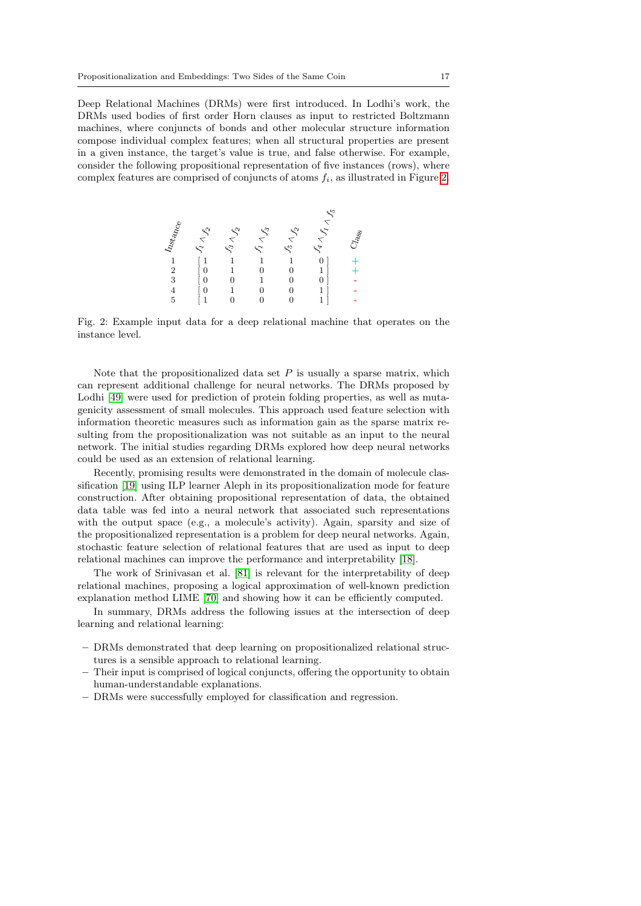Deep Relational Machines (DRMs) were first introduced. In Lodhi's work, the DRMs used bodies of first order Horn clauses as input to restricted Boltzmann machines, where conjuncts of bonds and other molecular structure information compose individual complex features; when all structural properties are present in a given instance, the target's value is true, and false otherwise. For example, consider the following propositional representation of five instances (rows), where complex features are comprised of conjuncts of atoms $f_i$, as illustrated in Figure 2.

| Instance | $f_1 \wedge f_2$ | $f_3 \wedge f_2$ | $f_1 \wedge f_3$ | $f_5 \wedge f_2$ | $f_4 \wedge f_1 \wedge f_5$ | Class |
|---|---|---|---|---|---|---|
| 1 | 1 | 1 | 1 | 1 | 0 | + |
| 2 | 0 | 1 | 0 | 0 | 1 | + |
| 3 | 0 | 0 | 1 | 0 | 0 | - |
| 4 | 0 | 1 | 0 | 0 | 1 | - |
| 5 | 1 | 0 | 0 | 0 | 1 | - |

Fig. 2: Example input data for a deep relational machine that operates on the instance level.

Note that the propositionalized data set $P$ is usually a sparse matrix, which can represent additional challenge for neural networks. The DRMs proposed by Lodhi [49] were used for prediction of protein folding properties, as well as mutagenicity assessment of small molecules. This approach used feature selection with information theoretic measures such as information gain as the sparse matrix resulting from the propositionalization was not suitable as an input to the neural network. The initial studies regarding DRMs explored how deep neural networks could be used as an extension of relational learning.

Recently, promising results were demonstrated in the domain of molecule classification [19] using ILP learner Aleph in its propositionalization mode for feature construction. After obtaining propositional representation of data, the obtained data table was fed into a neural network that associated such representations with the output space (e.g., a molecule's activity). Again, sparsity and size of the propositionalized representation is a problem for deep neural networks. Again, stochastic feature selection of relational features that are used as input to deep relational machines can improve the performance and interpretability [18].

The work of Srinivasan et al. [81] is relevant for the interpretability of deep relational machines, proposing a logical approximation of well-known prediction explanation method LIME [70] and showing how it can be efficiently computed.

In summary, DRMs address the following issues at the intersection of deep learning and relational learning:

- DRMs demonstrated that deep learning on propositionalized relational structures is a sensible approach to relational learning.
- Their input is comprised of logical conjuncts, offering the opportunity to obtain human-understandable explanations.
- DRMs were successfully employed for classification and regression.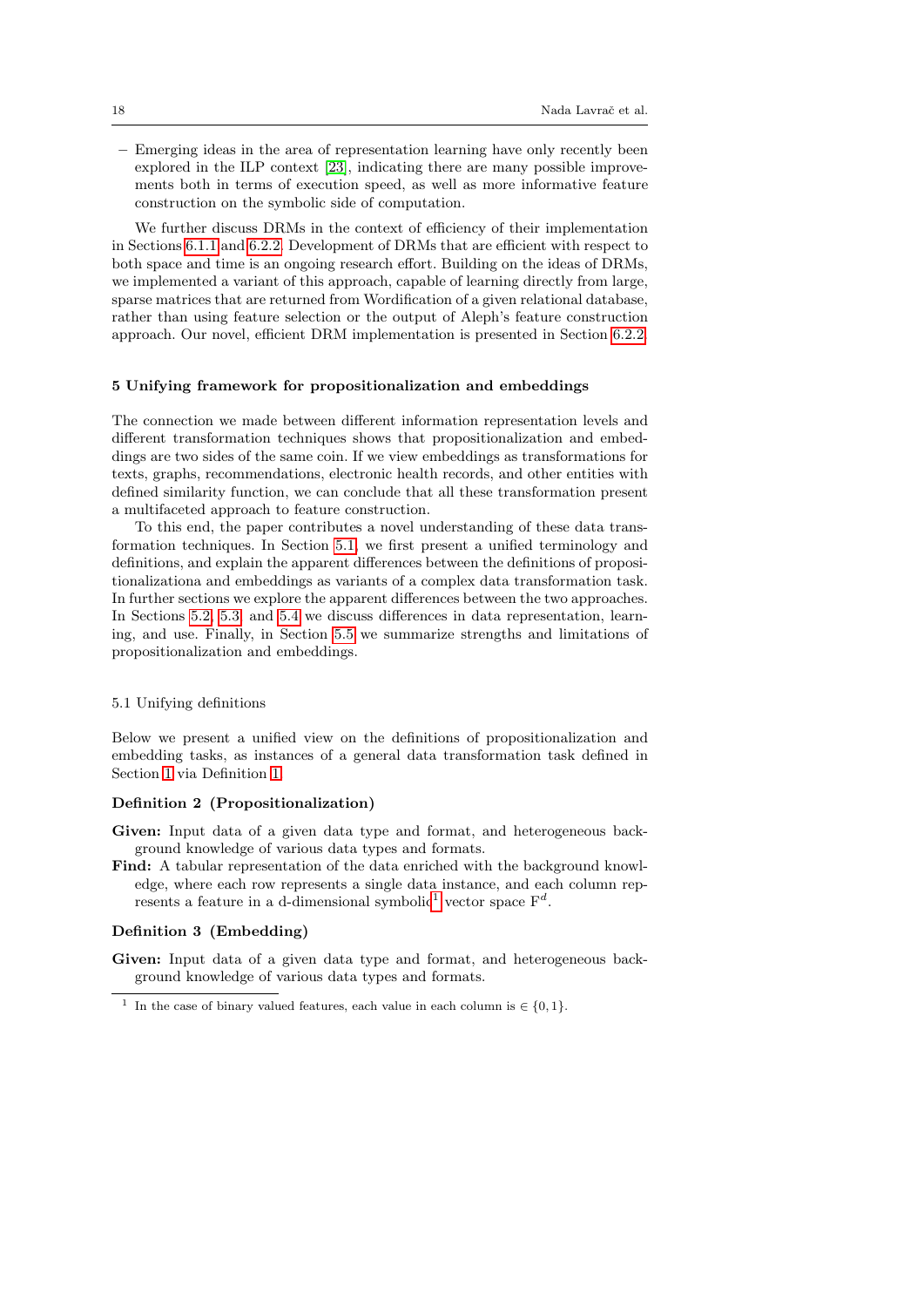– Emerging ideas in the area of representation learning have only recently been explored in the ILP context [23], indicating there are many possible improvements both in terms of execution speed, as well as more informative feature construction on the symbolic side of computation.

We further discuss DRMs in the context of efficiency of their implementation in Sections 6.1.1 and 6.2.2. Development of DRMs that are efficient with respect to both space and time is an ongoing research effort. Building on the ideas of DRMs, we implemented a variant of this approach, capable of learning directly from large, sparse matrices that are returned from Wordification of a given relational database, rather than using feature selection or the output of Aleph's feature construction approach. Our novel, efficient DRM implementation is presented in Section 6.2.2.

## 5 Unifying framework for propositionalization and embeddings

The connection we made between different information representation levels and different transformation techniques shows that propositionalization and embeddings are two sides of the same coin. If we view embeddings as transformations for texts, graphs, recommendations, electronic health records, and other entities with defined similarity function, we can conclude that all these transformation present a multifaceted approach to feature construction.

To this end, the paper contributes a novel understanding of these data transformation techniques. In Section 5.1, we first present a unified terminology and definitions, and explain the apparent differences between the definitions of propositionalizationa and embeddings as variants of a complex data transformation task. In further sections we explore the apparent differences between the two approaches. In Sections 5.2, 5.3, and 5.4 we discuss differences in data representation, learning, and use. Finally, in Section 5.5 we summarize strengths and limitations of propositionalization and embeddings.

### 5.1 Unifying definitions

Below we present a unified view on the definitions of propositionalization and embedding tasks, as instances of a general data transformation task defined in Section 1 via Definition 1.

**Definition 2 (Propositionalization)**

**Given:** Input data of a given data type and format, and heterogeneous background knowledge of various data types and formats.

**Find:** A tabular representation of the data enriched with the background knowledge, where each row represents a single data instance, and each column represents a feature in a d-dimensional symbolic[1] vector space $\mathrm{F}^d$.

**Definition 3 (Embedding)**

**Given:** Input data of a given data type and format, and heterogeneous background knowledge of various data types and formats.

[1] In the case of binary valued features, each value in each column is $\in \{0, 1\}$.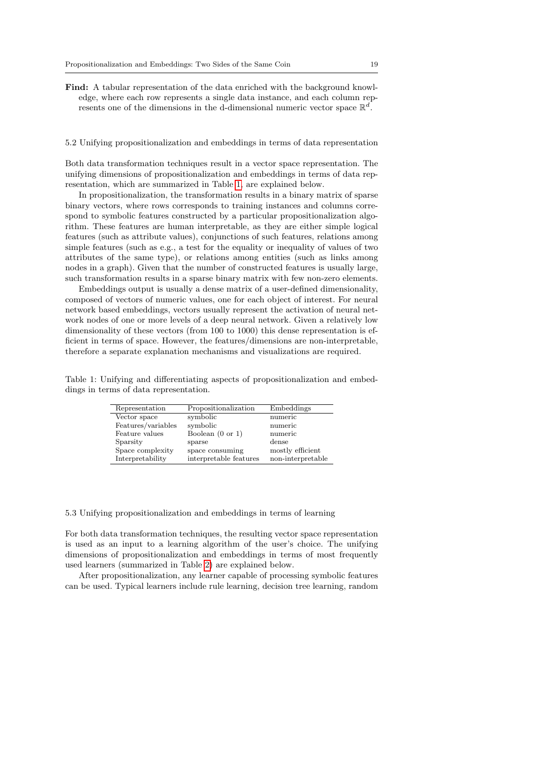**Find:** A tabular representation of the data enriched with the background knowledge, where each row represents a single data instance, and each column represents one of the dimensions in the d-dimensional numeric vector space $\mathbb{R}^d$.

### 5.2 Unifying propositionalization and embeddings in terms of data representation

Both data transformation techniques result in a vector space representation. The unifying dimensions of propositionalization and embeddings in terms of data representation, which are summarized in Table 1, are explained below.

In propositionalization, the transformation results in a binary matrix of sparse binary vectors, where rows corresponds to training instances and columns correspond to symbolic features constructed by a particular propositionalization algorithm. These features are human interpretable, as they are either simple logical features (such as attribute values), conjunctions of such features, relations among simple features (such as e.g., a test for the equality or inequality of values of two attributes of the same type), or relations among entities (such as links among nodes in a graph). Given that the number of constructed features is usually large, such transformation results in a sparse binary matrix with few non-zero elements.

Embeddings output is usually a dense matrix of a user-defined dimensionality, composed of vectors of numeric values, one for each object of interest. For neural network based embeddings, vectors usually represent the activation of neural network nodes of one or more levels of a deep neural network. Given a relatively low dimensionality of these vectors (from 100 to 1000) this dense representation is efficient in terms of space. However, the features/dimensions are non-interpretable, therefore a separate explanation mechanisms and visualizations are required.

Table 1: Unifying and differentiating aspects of propositionalization and embeddings in terms of data representation.

| Representation | Propositionalization | Embeddings |
|---|---|---|
| Vector space | symbolic | numeric |
| Features/variables | symbolic | numeric |
| Feature values | Boolean (0 or 1) | numeric |
| Sparsity | sparse | dense |
| Space complexity | space consuming | mostly efficient |
| Interpretability | interpretable features | non-interpretable |

### 5.3 Unifying propositionalization and embeddings in terms of learning

For both data transformation techniques, the resulting vector space representation is used as an input to a learning algorithm of the user's choice. The unifying dimensions of propositionalization and embeddings in terms of most frequently used learners (summarized in Table 2) are explained below.

After propositionalization, any learner capable of processing symbolic features can be used. Typical learners include rule learning, decision tree learning, random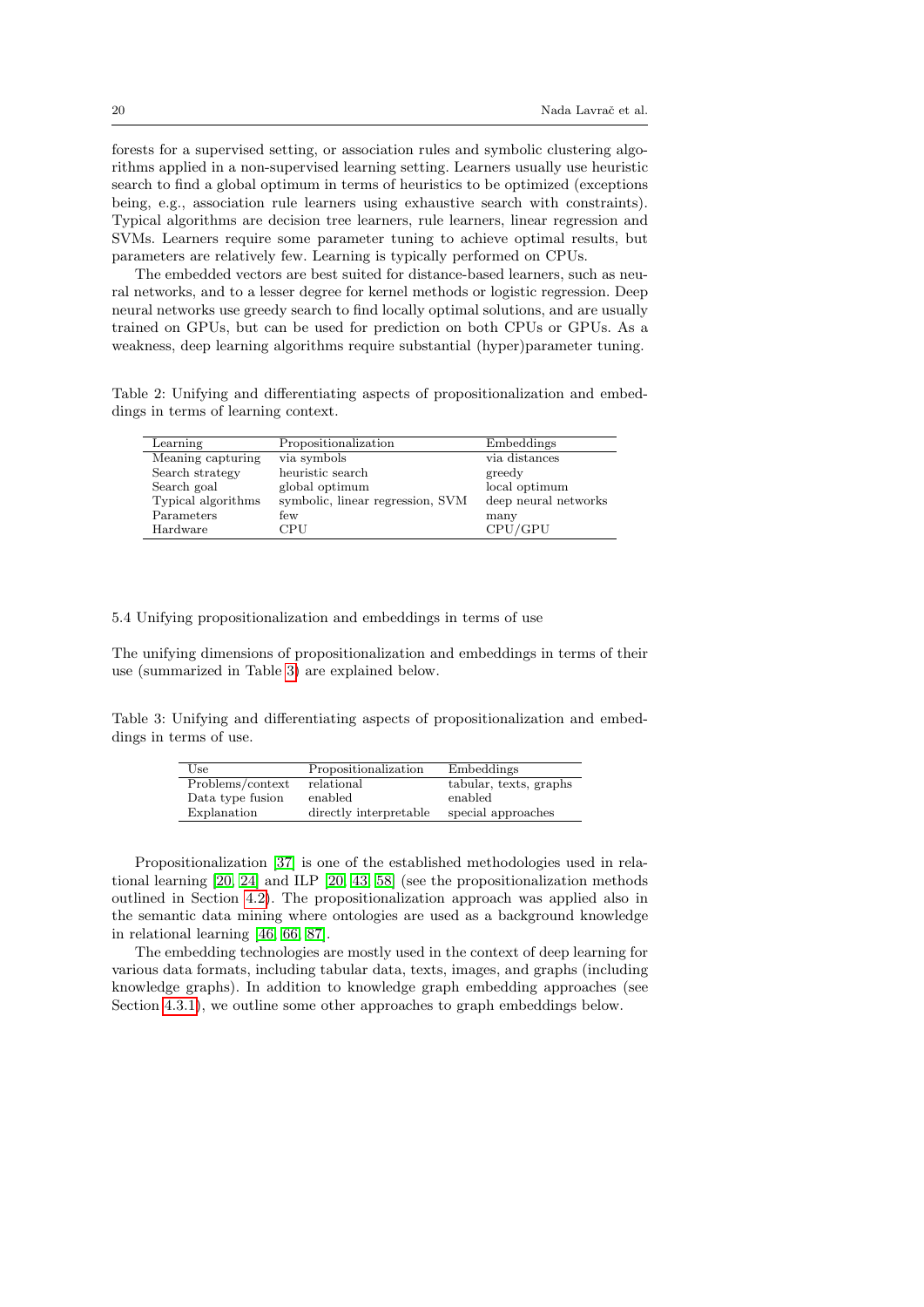forests for a supervised setting, or association rules and symbolic clustering algorithms applied in a non-supervised learning setting. Learners usually use heuristic search to find a global optimum in terms of heuristics to be optimized (exceptions being, e.g., association rule learners using exhaustive search with constraints). Typical algorithms are decision tree learners, rule learners, linear regression and SVMs. Learners require some parameter tuning to achieve optimal results, but parameters are relatively few. Learning is typically performed on CPUs.

The embedded vectors are best suited for distance-based learners, such as neural networks, and to a lesser degree for kernel methods or logistic regression. Deep neural networks use greedy search to find locally optimal solutions, and are usually trained on GPUs, but can be used for prediction on both CPUs or GPUs. As a weakness, deep learning algorithms require substantial (hyper)parameter tuning.

Table 2: Unifying and differentiating aspects of propositionalization and embeddings in terms of learning context.

| Learning | Propositionalization | Embeddings |
|---|---|---|
| Meaning capturing | via symbols | via distances |
| Search strategy | heuristic search | greedy |
| Search goal | global optimum | local optimum |
| Typical algorithms | symbolic, linear regression, SVM | deep neural networks |
| Parameters | few | many |
| Hardware | CPU | CPU/GPU |

### 5.4 Unifying propositionalization and embeddings in terms of use

The unifying dimensions of propositionalization and embeddings in terms of their use (summarized in Table 3) are explained below.

Table 3: Unifying and differentiating aspects of propositionalization and embeddings in terms of use.

| Use | Propositionalization | Embeddings |
|---|---|---|
| Problems/context | relational | tabular, texts, graphs |
| Data type fusion | enabled | enabled |
| Explanation | directly interpretable | special approaches |

Propositionalization [37] is one of the established methodologies used in relational learning [20, 24] and ILP [20, 43, 58] (see the propositionalization methods outlined in Section 4.2). The propositionalization approach was applied also in the semantic data mining where ontologies are used as a background knowledge in relational learning [46, 66, 87].

The embedding technologies are mostly used in the context of deep learning for various data formats, including tabular data, texts, images, and graphs (including knowledge graphs). In addition to knowledge graph embedding approaches (see Section 4.3.1), we outline some other approaches to graph embeddings below.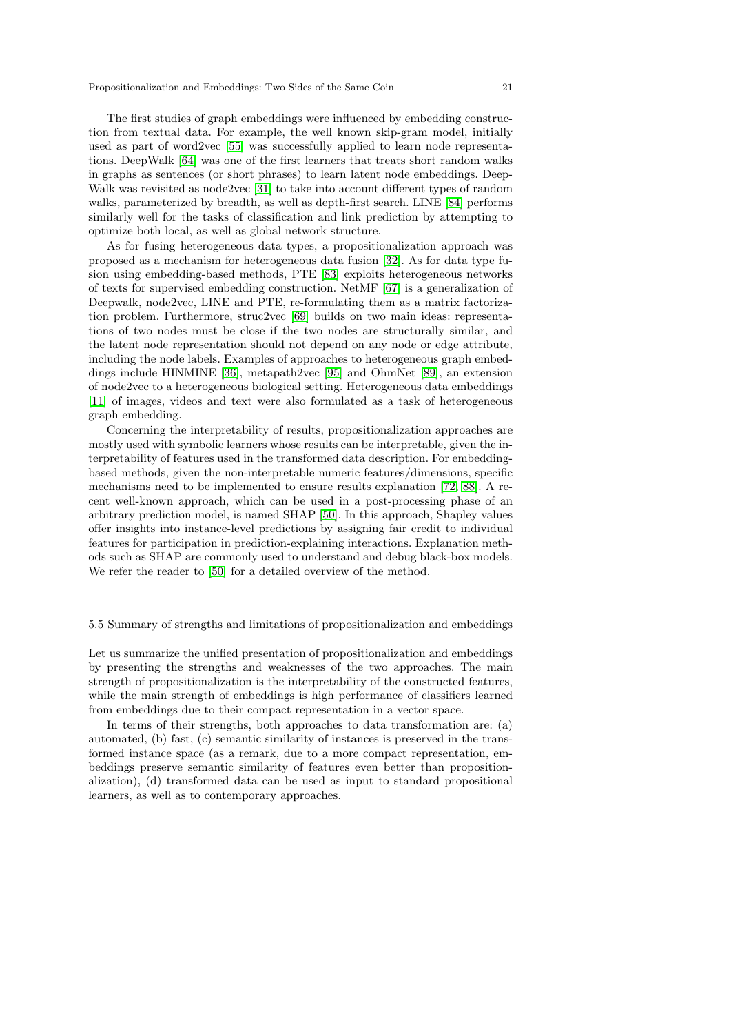The first studies of graph embeddings were influenced by embedding construction from textual data. For example, the well known skip-gram model, initially used as part of word2vec [55] was successfully applied to learn node representations. DeepWalk [64] was one of the first learners that treats short random walks in graphs as sentences (or short phrases) to learn latent node embeddings. DeepWalk was revisited as node2vec [31] to take into account different types of random walks, parameterized by breadth, as well as depth-first search. LINE [84] performs similarly well for the tasks of classification and link prediction by attempting to optimize both local, as well as global network structure.

As for fusing heterogeneous data types, a propositionalization approach was proposed as a mechanism for heterogeneous data fusion [32]. As for data type fusion using embedding-based methods, PTE [83] exploits heterogeneous networks of texts for supervised embedding construction. NetMF [67] is a generalization of Deepwalk, node2vec, LINE and PTE, re-formulating them as a matrix factorization problem. Furthermore, struc2vec [69] builds on two main ideas: representations of two nodes must be close if the two nodes are structurally similar, and the latent node representation should not depend on any node or edge attribute, including the node labels. Examples of approaches to heterogeneous graph embeddings include HINMINE [36], metapath2vec [95] and OhmNet [89], an extension of node2vec to a heterogeneous biological setting. Heterogeneous data embeddings [11] of images, videos and text were also formulated as a task of heterogeneous graph embedding.

Concerning the interpretability of results, propositionalization approaches are mostly used with symbolic learners whose results can be interpretable, given the interpretability of features used in the transformed data description. For embedding-based methods, given the non-interpretable numeric features/dimensions, specific mechanisms need to be implemented to ensure results explanation [72, 88]. A recent well-known approach, which can be used in a post-processing phase of an arbitrary prediction model, is named SHAP [50]. In this approach, Shapley values offer insights into instance-level predictions by assigning fair credit to individual features for participation in prediction-explaining interactions. Explanation methods such as SHAP are commonly used to understand and debug black-box models. We refer the reader to [50] for a detailed overview of the method.

### 5.5 Summary of strengths and limitations of propositionalization and embeddings

Let us summarize the unified presentation of propositionalization and embeddings by presenting the strengths and weaknesses of the two approaches. The main strength of propositionalization is the interpretability of the constructed features, while the main strength of embeddings is high performance of classifiers learned from embeddings due to their compact representation in a vector space.

In terms of their strengths, both approaches to data transformation are: (a) automated, (b) fast, (c) semantic similarity of instances is preserved in the transformed instance space (as a remark, due to a more compact representation, embeddings preserve semantic similarity of features even better than propositionalization), (d) transformed data can be used as input to standard propositional learners, as well as to contemporary approaches.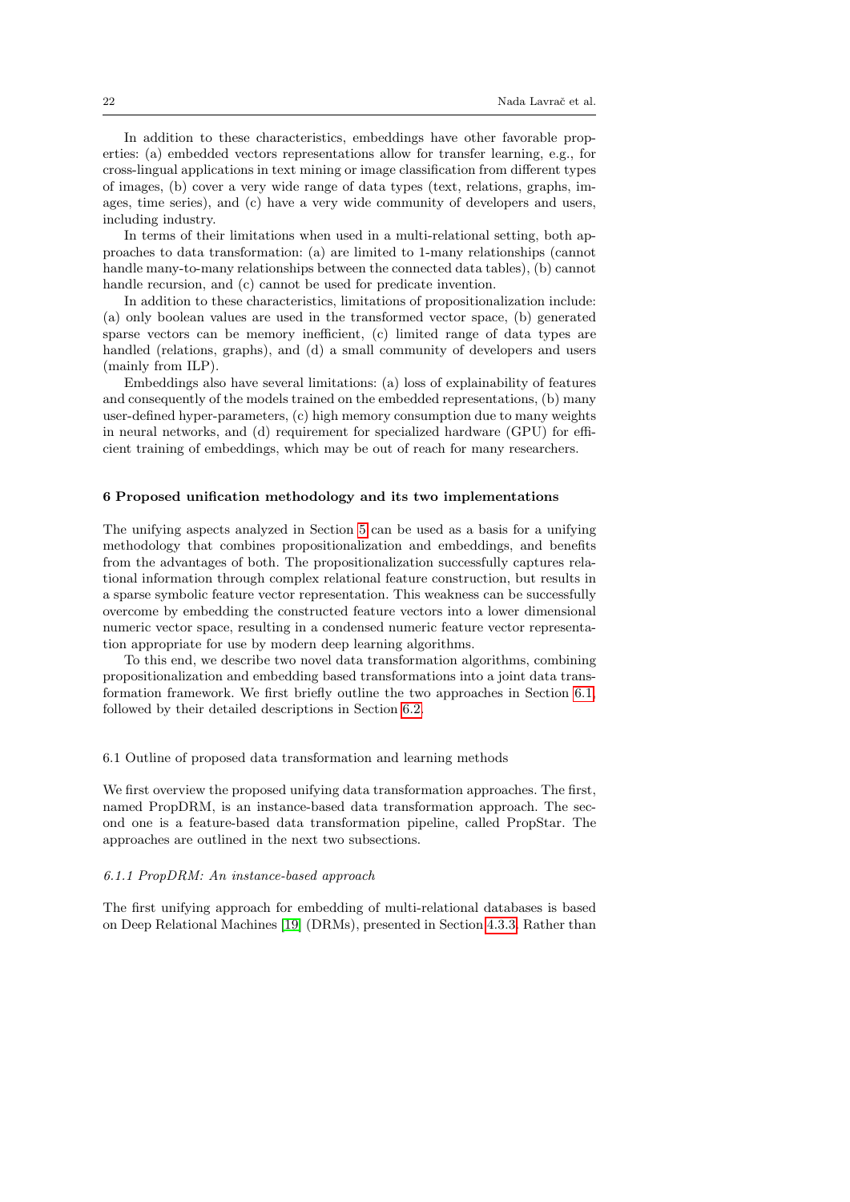In addition to these characteristics, embeddings have other favorable properties: (a) embedded vectors representations allow for transfer learning, e.g., for cross-lingual applications in text mining or image classification from different types of images, (b) cover a very wide range of data types (text, relations, graphs, images, time series), and (c) have a very wide community of developers and users, including industry.

In terms of their limitations when used in a multi-relational setting, both approaches to data transformation: (a) are limited to 1-many relationships (cannot handle many-to-many relationships between the connected data tables), (b) cannot handle recursion, and (c) cannot be used for predicate invention.

In addition to these characteristics, limitations of propositionalization include: (a) only boolean values are used in the transformed vector space, (b) generated sparse vectors can be memory inefficient, (c) limited range of data types are handled (relations, graphs), and (d) a small community of developers and users (mainly from ILP).

Embeddings also have several limitations: (a) loss of explainability of features and consequently of the models trained on the embedded representations, (b) many user-defined hyper-parameters, (c) high memory consumption due to many weights in neural networks, and (d) requirement for specialized hardware (GPU) for efficient training of embeddings, which may be out of reach for many researchers.

## 6 Proposed unification methodology and its two implementations

The unifying aspects analyzed in Section 5 can be used as a basis for a unifying methodology that combines propositionalization and embeddings, and benefits from the advantages of both. The propositionalization successfully captures relational information through complex relational feature construction, but results in a sparse symbolic feature vector representation. This weakness can be successfully overcome by embedding the constructed feature vectors into a lower dimensional numeric vector space, resulting in a condensed numeric feature vector representation appropriate for use by modern deep learning algorithms.

To this end, we describe two novel data transformation algorithms, combining propositionalization and embedding based transformations into a joint data transformation framework. We first briefly outline the two approaches in Section 6.1, followed by their detailed descriptions in Section 6.2.

### 6.1 Outline of proposed data transformation and learning methods

We first overview the proposed unifying data transformation approaches. The first, named PropDRM, is an instance-based data transformation approach. The second one is a feature-based data transformation pipeline, called PropStar. The approaches are outlined in the next two subsections.

#### *6.1.1 PropDRM: An instance-based approach*

The first unifying approach for embedding of multi-relational databases is based on Deep Relational Machines [19] (DRMs), presented in Section 4.3.3. Rather than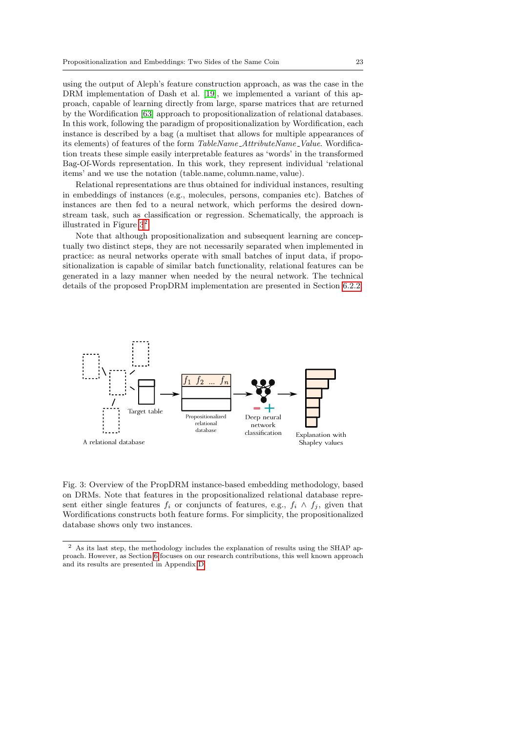using the output of Aleph's feature construction approach, as was the case in the DRM implementation of Dash et al. [19], we implemented a variant of this approach, capable of learning directly from large, sparse matrices that are returned by the Wordification [63] approach to propositionalization of relational databases. In this work, following the paradigm of propositionalization by Wordification, each instance is described by a bag (a multiset that allows for multiple appearances of its elements) of features of the form *TableName_AttributeName_Value*. Wordification treats these simple easily interpretable features as 'words' in the transformed Bag-Of-Words representation. In this work, they represent individual 'relational items' and we use the notation (table.name, column.name, value).

Relational representations are thus obtained for individual instances, resulting in embeddings of instances (e.g., molecules, persons, companies etc). Batches of instances are then fed to a neural network, which performs the desired downstream task, such as classification or regression. Schematically, the approach is illustrated in Figure 3.[2]

Note that although propositionalization and subsequent learning are conceptually two distinct steps, they are not necessarily separated when implemented in practice: as neural networks operate with small batches of input data, if propositionalization is capable of similar batch functionality, relational features can be generated in a lazy manner when needed by the neural network. The technical details of the proposed PropDRM implementation are presented in Section 6.2.2.

Fig. 3: Overview of the PropDRM instance-based embedding methodology, based on DRMs. Note that features in the propositionalized relational database represent either single features $f_i$ or conjuncts of features, e.g., $f_i \wedge f_j$, given that Wordifications constructs both feature forms. For simplicity, the propositionalized database shows only two instances.

[2] As its last step, the methodology includes the explanation of results using the SHAP approach. However, as Section 6 focuses on our research contributions, this well known approach and its results are presented in Appendix D.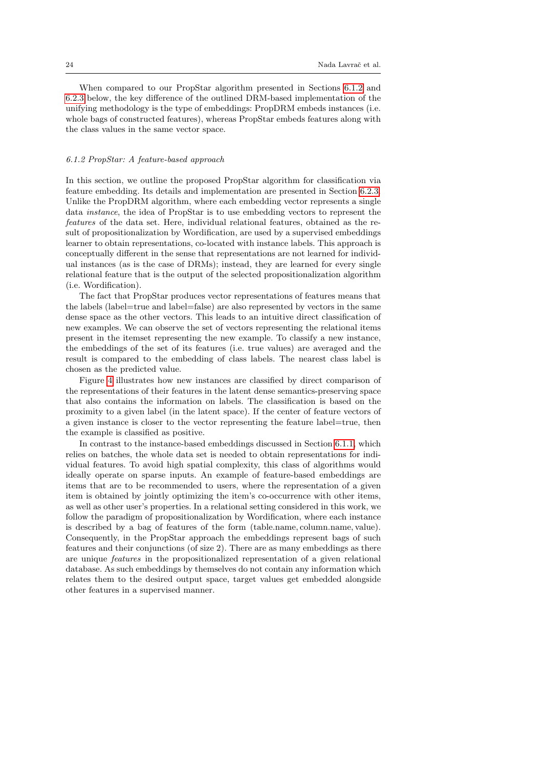When compared to our PropStar algorithm presented in Sections 6.1.2 and 6.2.3 below, the key difference of the outlined DRM-based implementation of the unifying methodology is the type of embeddings: PropDRM embeds instances (i.e. whole bags of constructed features), whereas PropStar embeds features along with the class values in the same vector space.

### 6.1.2 PropStar: A feature-based approach

In this section, we outline the proposed PropStar algorithm for classification via feature embedding. Its details and implementation are presented in Section 6.2.3. Unlike the PropDRM algorithm, where each embedding vector represents a single data *instance*, the idea of PropStar is to use embedding vectors to represent the *features* of the data set. Here, individual relational features, obtained as the result of propositionalization by Wordification, are used by a supervised embeddings learner to obtain representations, co-located with instance labels. This approach is conceptually different in the sense that representations are not learned for individual instances (as is the case of DRMs); instead, they are learned for every single relational feature that is the output of the selected propositionalization algorithm (i.e. Wordification).

The fact that PropStar produces vector representations of features means that the labels (label=true and label=false) are also represented by vectors in the same dense space as the other vectors. This leads to an intuitive direct classification of new examples. We can observe the set of vectors representing the relational items present in the itemset representing the new example. To classify a new instance, the embeddings of the set of its features (i.e. true values) are averaged and the result is compared to the embedding of class labels. The nearest class label is chosen as the predicted value.

Figure 4 illustrates how new instances are classified by direct comparison of the representations of their features in the latent dense semantics-preserving space that also contains the information on labels. The classification is based on the proximity to a given label (in the latent space). If the center of feature vectors of a given instance is closer to the vector representing the feature label=true, then the example is classified as positive.

In contrast to the instance-based embeddings discussed in Section 6.1.1, which relies on batches, the whole data set is needed to obtain representations for individual features. To avoid high spatial complexity, this class of algorithms would ideally operate on sparse inputs. An example of feature-based embeddings are items that are to be recommended to users, where the representation of a given item is obtained by jointly optimizing the item's co-occurrence with other items, as well as other user's properties. In a relational setting considered in this work, we follow the paradigm of propositionalization by Wordification, where each instance is described by a bag of features of the form (table.name, column.name, value). Consequently, in the PropStar approach the embeddings represent bags of such features and their conjunctions (of size 2). There are as many embeddings as there are unique *features* in the propositionalized representation of a given relational database. As such embeddings by themselves do not contain any information which relates them to the desired output space, target values get embedded alongside other features in a supervised manner.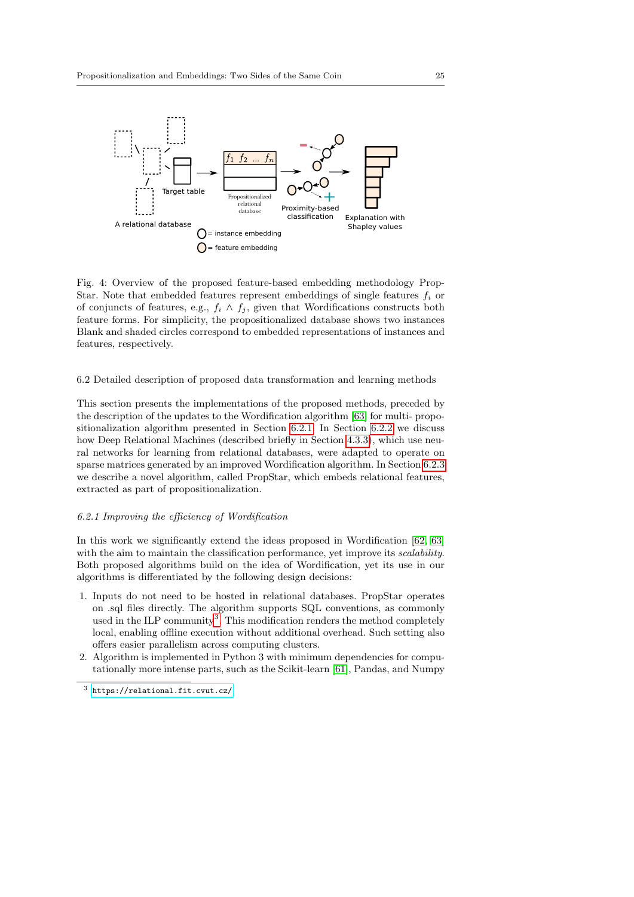Fig. 4: Overview of the proposed feature-based embedding methodology PropStar. Note that embedded features represent embeddings of single features $f_i$ or of conjuncts of features, e.g., $f_i \wedge f_j$, given that Wordifications constructs both feature forms. For simplicity, the propositionalized database shows two instances Blank and shaded circles correspond to embedded representations of instances and features, respectively.

## 6.2 Detailed description of proposed data transformation and learning methods

This section presents the implementations of the proposed methods, preceded by the description of the updates to the Wordification algorithm [63] for multi- propositionalization algorithm presented in Section 6.2.1. In Section 6.2.2 we discuss how Deep Relational Machines (described briefly in Section 4.3.3), which use neural networks for learning from relational databases, were adapted to operate on sparse matrices generated by an improved Wordification algorithm. In Section 6.2.3 we describe a novel algorithm, called PropStar, which embeds relational features, extracted as part of propositionalization.

### *6.2.1 Improving the efficiency of Wordification*

In this work we significantly extend the ideas proposed in Wordification [62, 63] with the aim to maintain the classification performance, yet improve its *scalability*. Both proposed algorithms build on the idea of Wordification, yet its use in our algorithms is differentiated by the following design decisions:

1. Inputs do not need to be hosted in relational databases. PropStar operates on .sql files directly. The algorithm supports SQL conventions, as commonly used in the ILP community[3]. This modification renders the method completely local, enabling offline execution without additional overhead. Such setting also offers easier parallelism across computing clusters.
2. Algorithm is implemented in Python 3 with minimum dependencies for computationally more intense parts, such as the Scikit-learn [61], Pandas, and Numpy

[3] https://relational.fit.cvut.cz/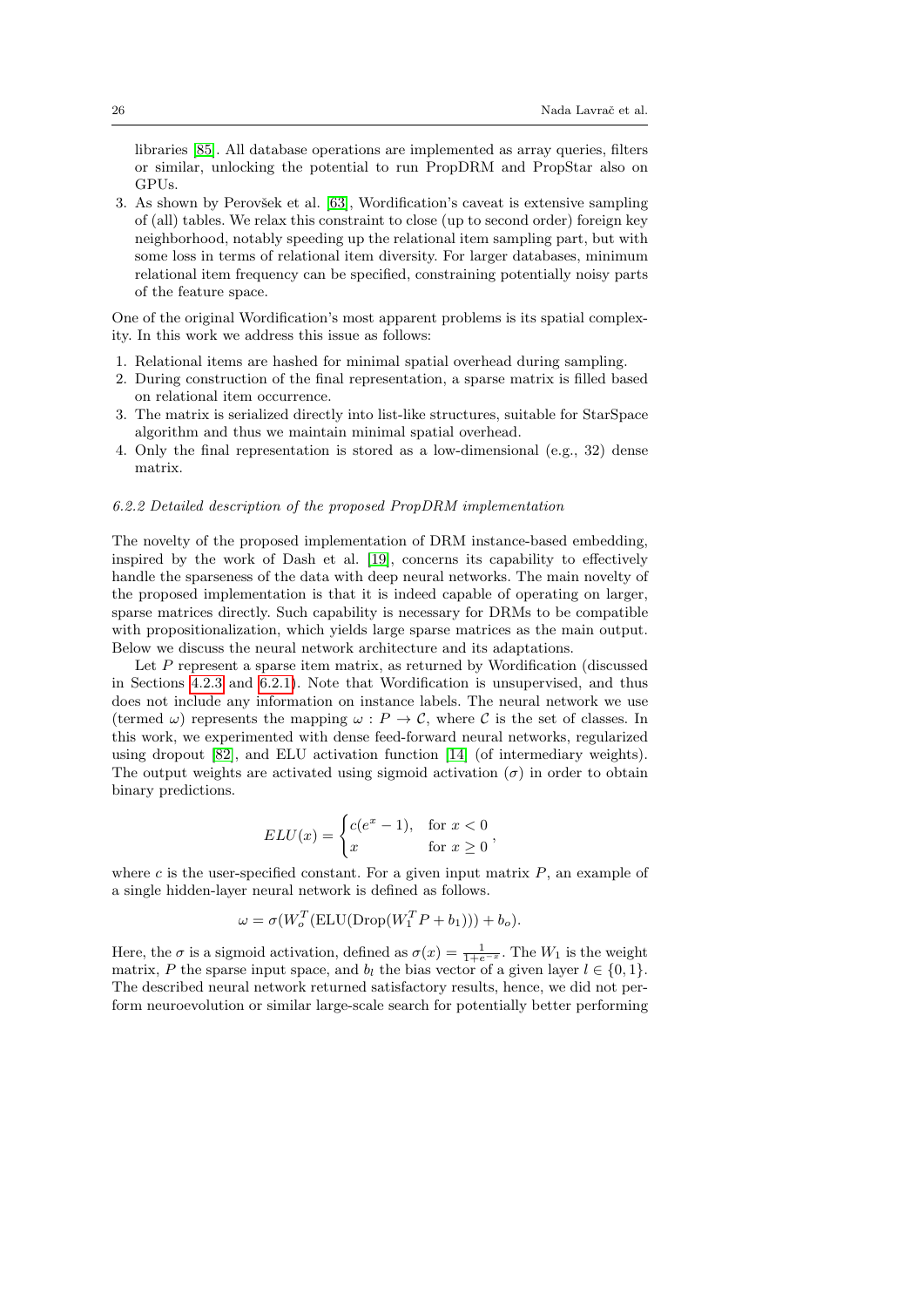libraries [85]. All database operations are implemented as array queries, filters or similar, unlocking the potential to run PropDRM and PropStar also on GPUs.

3. As shown by Perovšek et al. [63], Wordification's caveat is extensive sampling of (all) tables. We relax this constraint to close (up to second order) foreign key neighborhood, notably speeding up the relational item sampling part, but with some loss in terms of relational item diversity. For larger databases, minimum relational item frequency can be specified, constraining potentially noisy parts of the feature space.

One of the original Wordification's most apparent problems is its spatial complexity. In this work we address this issue as follows:

1. Relational items are hashed for minimal spatial overhead during sampling.
2. During construction of the final representation, a sparse matrix is filled based on relational item occurrence.
3. The matrix is serialized directly into list-like structures, suitable for StarSpace algorithm and thus we maintain minimal spatial overhead.
4. Only the final representation is stored as a low-dimensional (e.g., 32) dense matrix.

#### *6.2.2 Detailed description of the proposed PropDRM implementation*

The novelty of the proposed implementation of DRM instance-based embedding, inspired by the work of Dash et al. [19], concerns its capability to effectively handle the sparseness of the data with deep neural networks. The main novelty of the proposed implementation is that it is indeed capable of operating on larger, sparse matrices directly. Such capability is necessary for DRMs to be compatible with propositionalization, which yields large sparse matrices as the main output. Below we discuss the neural network architecture and its adaptations.

Let $P$ represent a sparse item matrix, as returned by Wordification (discussed in Sections 4.2.3 and 6.2.1). Note that Wordification is unsupervised, and thus does not include any information on instance labels. The neural network we use (termed $\omega$) represents the mapping $\omega : P \rightarrow \mathcal{C}$, where $\mathcal{C}$ is the set of classes. In this work, we experimented with dense feed-forward neural networks, regularized using dropout [82], and ELU activation function [14] (of intermediary weights). The output weights are activated using sigmoid activation ($\sigma$) in order to obtain binary predictions.

$$ELU(x) = \begin{cases} c(e^x - 1), & \text{for } x < 0 \\ x & \text{for } x \geq 0 \end{cases},$$

where $c$ is the user-specified constant. For a given input matrix $P$, an example of a single hidden-layer neural network is defined as follows.

$$\omega = \sigma(W_o^T(\text{ELU}(\text{Drop}(W_1^T P + b_1))) + b_o).$$

Here, the $\sigma$ is a sigmoid activation, defined as $\sigma(x) = \frac{1}{1+e^{-x}}$. The $W_1$ is the weight matrix, $P$ the sparse input space, and $b_l$ the bias vector of a given layer $l \in \{0, 1\}$. The described neural network returned satisfactory results, hence, we did not perform neuroevolution or similar large-scale search for potentially better performing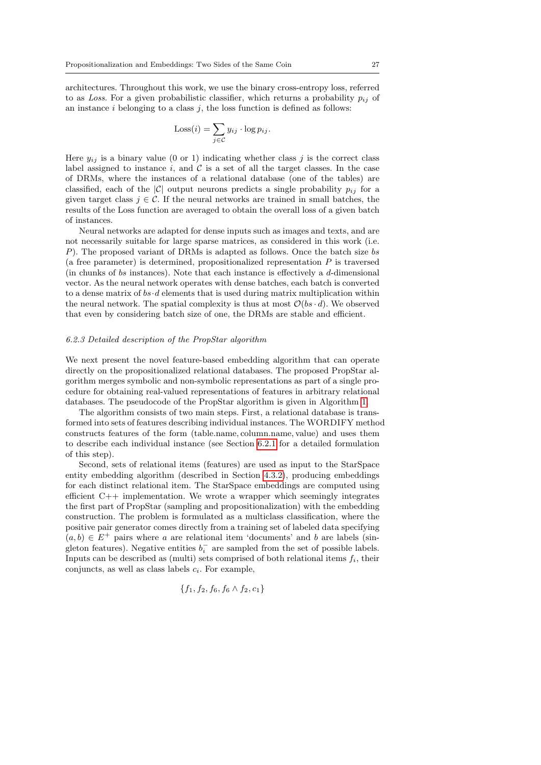architectures. Throughout this work, we use the binary cross-entropy loss, referred to as *Loss*. For a given probabilistic classifier, which returns a probability $p_{ij}$ of an instance $i$ belonging to a class $j$, the loss function is defined as follows:

$$\text{Loss}(i) = \sum_{j \in \mathcal{C}} y_{ij} \cdot \log p_{ij}.$$

Here $y_{ij}$ is a binary value (0 or 1) indicating whether class $j$ is the correct class label assigned to instance $i$, and $\mathcal{C}$ is a set of all the target classes. In the case of DRMs, where the instances of a relational database (one of the tables) are classified, each of the $|\mathcal{C}|$ output neurons predicts a single probability $p_{ij}$ for a given target class $j \in \mathcal{C}$. If the neural networks are trained in small batches, the results of the Loss function are averaged to obtain the overall loss of a given batch of instances.

Neural networks are adapted for dense inputs such as images and texts, and are not necessarily suitable for large sparse matrices, as considered in this work (i.e. $P$). The proposed variant of DRMs is adapted as follows. Once the batch size $bs$ (a free parameter) is determined, propositionalized representation $P$ is traversed (in chunks of $bs$ instances). Note that each instance is effectively a $d$-dimensional vector. As the neural network operates with dense batches, each batch is converted to a dense matrix of $bs \cdot d$ elements that is used during matrix multiplication within the neural network. The spatial complexity is thus at most $\mathcal{O}(bs \cdot d)$. We observed that even by considering batch size of one, the DRMs are stable and efficient.

### 6.2.3 Detailed description of the PropStar algorithm

We next present the novel feature-based embedding algorithm that can operate directly on the propositionalized relational databases. The proposed PropStar algorithm merges symbolic and non-symbolic representations as part of a single procedure for obtaining real-valued representations of features in arbitrary relational databases. The pseudocode of the PropStar algorithm is given in Algorithm 1.

The algorithm consists of two main steps. First, a relational database is transformed into sets of features describing individual instances. The WORDIFY method constructs features of the form (table.name, column.name, value) and uses them to describe each individual instance (see Section 6.2.1 for a detailed formulation of this step).

Second, sets of relational items (features) are used as input to the StarSpace entity embedding algorithm (described in Section 4.3.2), producing embeddings for each distinct relational item. The StarSpace embeddings are computed using efficient C++ implementation. We wrote a wrapper which seemingly integrates the first part of PropStar (sampling and propositionalization) with the embedding construction. The problem is formulated as a multiclass classification, where the positive pair generator comes directly from a training set of labeled data specifying $(a, b) \in E^+$ pairs where $a$ are relational item 'documents' and $b$ are labels (singleton features). Negative entities $b_i^-$ are sampled from the set of possible labels. Inputs can be described as (multi) sets comprised of both relational items $f_i$, their conjuncts, as well as class labels $c_i$. For example,

$$\{f_1, f_2, f_6, f_6 \wedge f_2, c_1\}$$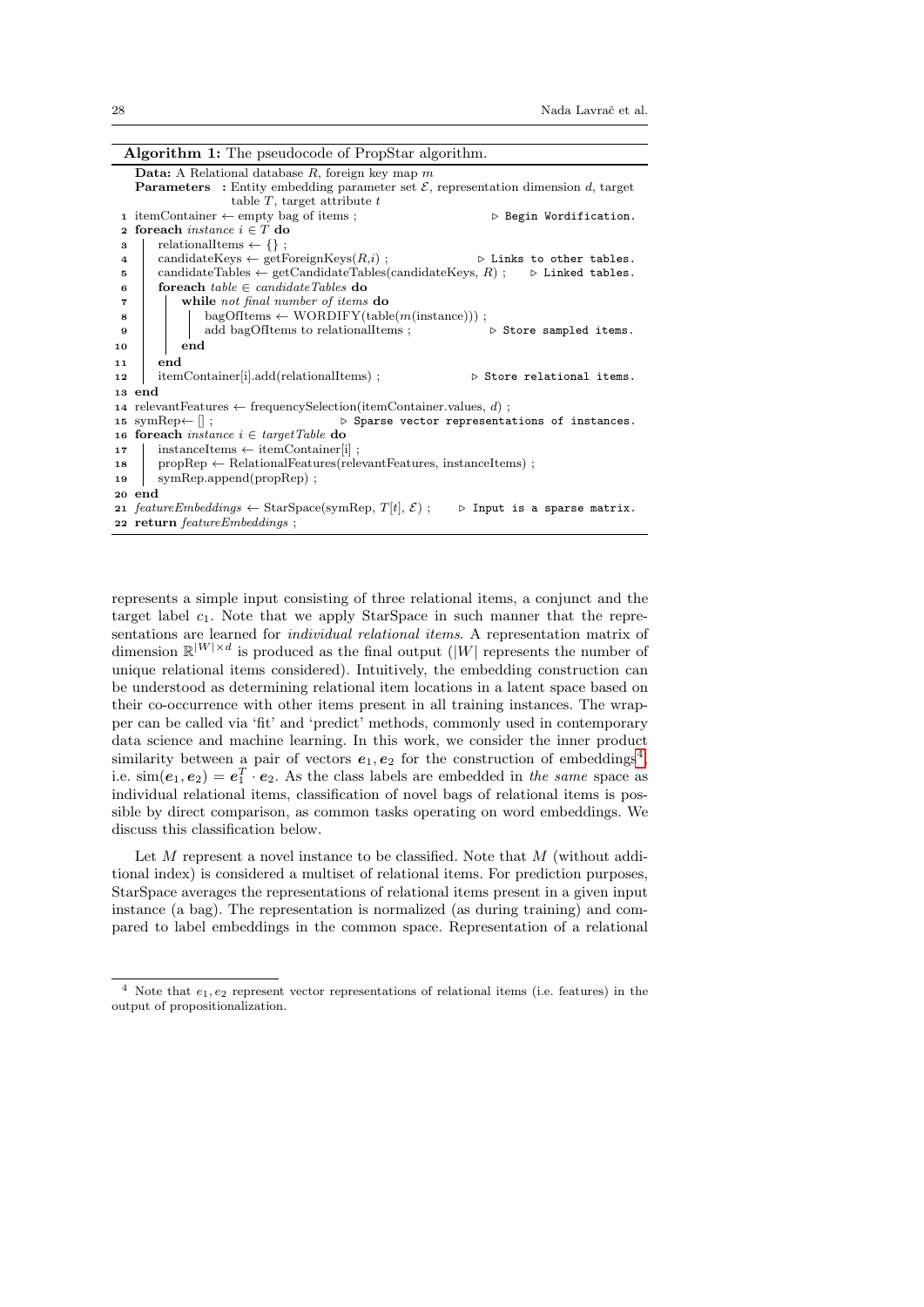**Algorithm 1:** The pseudocode of PropStar algorithm.

```
   Data: A Relational database R, foreign key map m
   Parameters : Entity embedding parameter set E, representation dimension d, target
                table T, target attribute t
 1 itemContainer ← empty bag of items ;                          ▷ Begin Wordification.
 2 foreach instance i ∈ T do
 3     relationalItems ← {} ;
 4     candidateKeys ← getForeignKeys(R,i) ;                      ▷ Links to other tables.
 5     candidateTables ← getCandidateTables(candidateKeys, R) ;   ▷ Linked tables.
 6     foreach table ∈ candidateTables do
 7         while not final number of items do
 8             bagOfItems ← WORDIFY(table(m(instance))) ;
 9             add bagOfItems to relationalItems ;                ▷ Store sampled items.
10         end
11     end
12     itemContainer[i].add(relationalItems) ;                    ▷ Store relational items.
13 end
14 relevantFeatures ← frequencySelection(itemContainer.values, d) ;
15 symRep← [] ;                          ▷ Sparse vector representations of instances.
16 foreach instance i ∈ targetTable do
17     instanceItems ← itemContainer[i] ;
18     propRep ← RelationalFeatures(relevantFeatures, instanceItems) ;
19     symRep.append(propRep) ;
20 end
21 featureEmbeddings ← StarSpace(symRep, T[t], E) ;      ▷ Input is a sparse matrix.
22 return featureEmbeddings ;
```

represents a simple input consisting of three relational items, a conjunct and the target label $c_1$. Note that we apply StarSpace in such manner that the representations are learned for *individual relational items*. A representation matrix of dimension $\mathbb{R}^{|W|\times d}$ is produced as the final output ($|W|$ represents the number of unique relational items considered). Intuitively, the embedding construction can be understood as determining relational item locations in a latent space based on their co-occurrence with other items present in all training instances. The wrapper can be called via 'fit' and 'predict' methods, commonly used in contemporary data science and machine learning. In this work, we consider the inner product similarity between a pair of vectors $\boldsymbol{e}_1, \boldsymbol{e}_2$ for the construction of embeddings[4], i.e. $\text{sim}(\boldsymbol{e}_1, \boldsymbol{e}_2) = \boldsymbol{e}_1^T \cdot \boldsymbol{e}_2$. As the class labels are embedded in *the same* space as individual relational items, classification of novel bags of relational items is possible by direct comparison, as common tasks operating on word embeddings. We discuss this classification below.

Let $M$ represent a novel instance to be classified. Note that $M$ (without additional index) is considered a multiset of relational items. For prediction purposes, StarSpace averages the representations of relational items present in a given input instance (a bag). The representation is normalized (as during training) and compared to label embeddings in the common space. Representation of a relational

[4] Note that $e_1, e_2$ represent vector representations of relational items (i.e. features) in the output of propositionalization.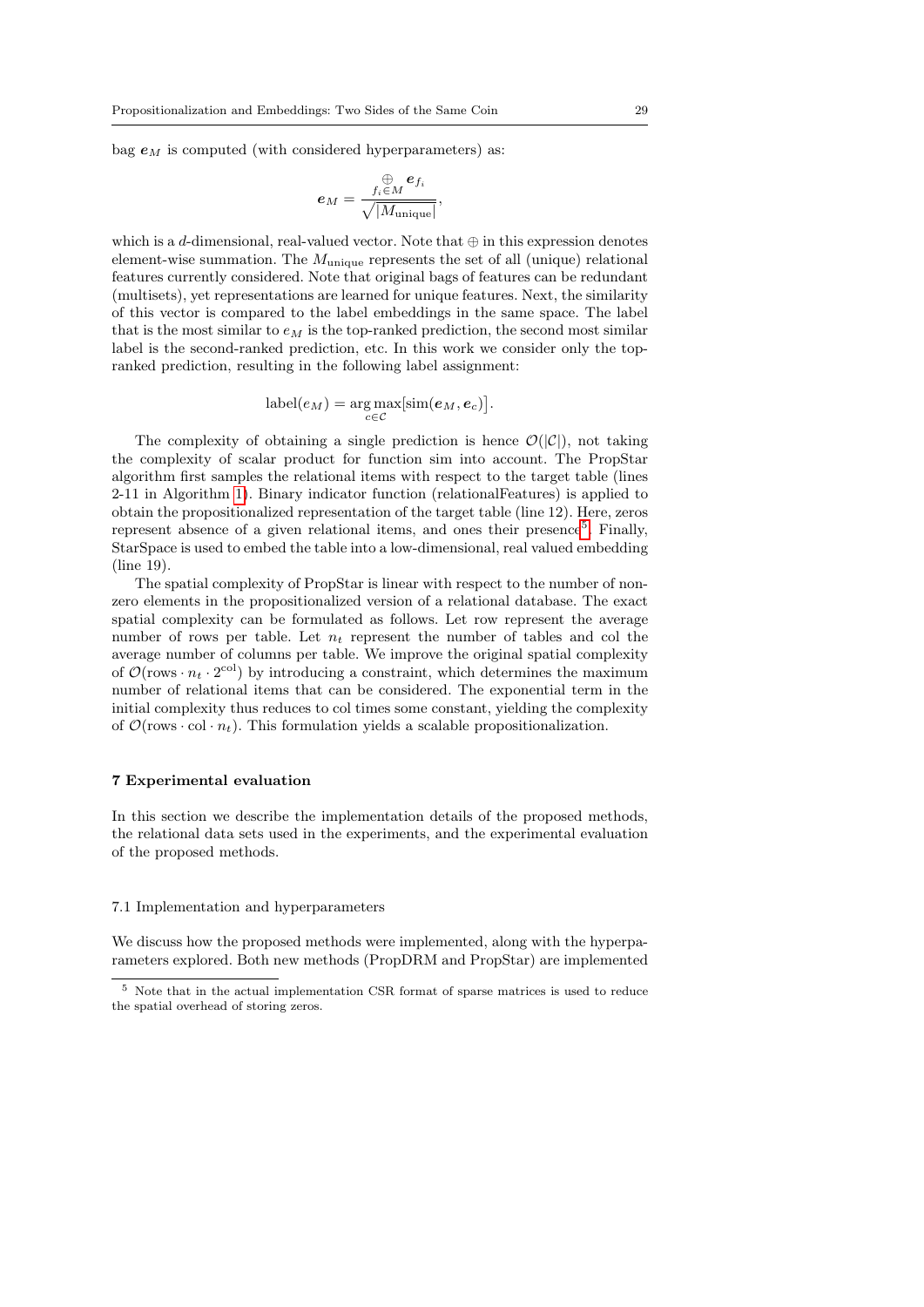bag $\boldsymbol{e}_M$ is computed (with considered hyperparameters) as:

$$\boldsymbol{e}_M = \frac{\bigoplus_{f_i \in M} \boldsymbol{e}_{f_i}}{\sqrt{|M_{\text{unique}}|}},$$

which is a $d$-dimensional, real-valued vector. Note that $\oplus$ in this expression denotes element-wise summation. The $M_{\text{unique}}$ represents the set of all (unique) relational features currently considered. Note that original bags of features can be redundant (multisets), yet representations are learned for unique features. Next, the similarity of this vector is compared to the label embeddings in the same space. The label that is the most similar to $e_M$ is the top-ranked prediction, the second most similar label is the second-ranked prediction, etc. In this work we consider only the top-ranked prediction, resulting in the following label assignment:

$$\text{label}(e_M) = \arg\max_{c \in \mathcal{C}} \big[\text{sim}(\boldsymbol{e}_M, \boldsymbol{e}_c)\big].$$

The complexity of obtaining a single prediction is hence $\mathcal{O}(|\mathcal{C}|)$, not taking the complexity of scalar product for function sim into account. The PropStar algorithm first samples the relational items with respect to the target table (lines 2-11 in Algorithm 1). Binary indicator function (relationalFeatures) is applied to obtain the propositionalized representation of the target table (line 12). Here, zeros represent absence of a given relational items, and ones their presence[5]. Finally, StarSpace is used to embed the table into a low-dimensional, real valued embedding (line 19).

The spatial complexity of PropStar is linear with respect to the number of non-zero elements in the propositionalized version of a relational database. The exact spatial complexity can be formulated as follows. Let row represent the average number of rows per table. Let $n_t$ represent the number of tables and col the average number of columns per table. We improve the original spatial complexity of $\mathcal{O}(\text{rows} \cdot n_t \cdot 2^{\text{col}})$ by introducing a constraint, which determines the maximum number of relational items that can be considered. The exponential term in the initial complexity thus reduces to col times some constant, yielding the complexity of $\mathcal{O}(\text{rows} \cdot \text{col} \cdot n_t)$. This formulation yields a scalable propositionalization.

## 7 Experimental evaluation

In this section we describe the implementation details of the proposed methods, the relational data sets used in the experiments, and the experimental evaluation of the proposed methods.

### 7.1 Implementation and hyperparameters

We discuss how the proposed methods were implemented, along with the hyperparameters explored. Both new methods (PropDRM and PropStar) are implemented

[5] Note that in the actual implementation CSR format of sparse matrices is used to reduce the spatial overhead of storing zeros.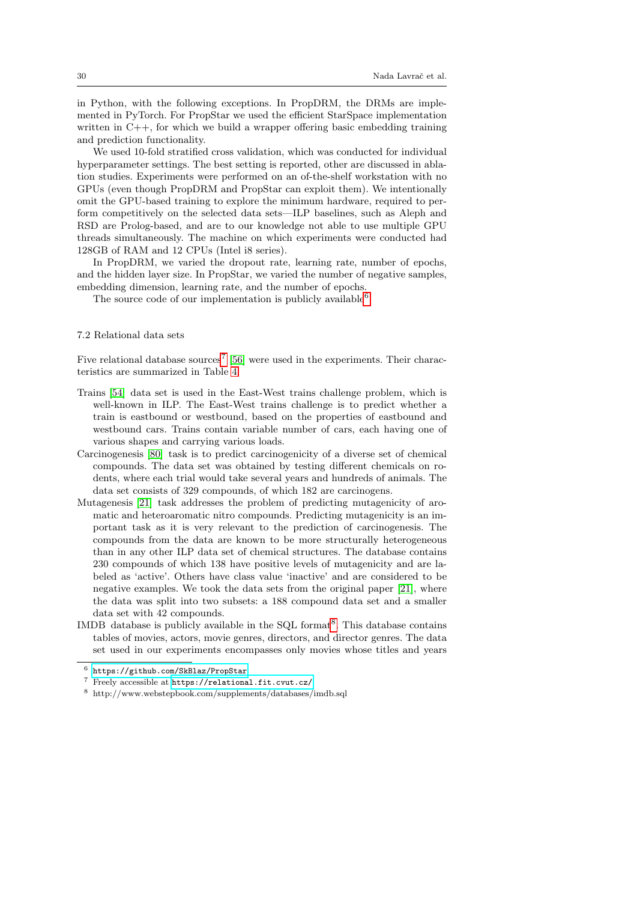in Python, with the following exceptions. In PropDRM, the DRMs are implemented in PyTorch. For PropStar we used the efficient StarSpace implementation written in C++, for which we build a wrapper offering basic embedding training and prediction functionality.

We used 10-fold stratified cross validation, which was conducted for individual hyperparameter settings. The best setting is reported, other are discussed in ablation studies. Experiments were performed on an of-the-shelf workstation with no GPUs (even though PropDRM and PropStar can exploit them). We intentionally omit the GPU-based training to explore the minimum hardware, required to perform competitively on the selected data sets—ILP baselines, such as Aleph and RSD are Prolog-based, and are to our knowledge not able to use multiple GPU threads simultaneously. The machine on which experiments were conducted had 128GB of RAM and 12 CPUs (Intel i8 series).

In PropDRM, we varied the dropout rate, learning rate, number of epochs, and the hidden layer size. In PropStar, we varied the number of negative samples, embedding dimension, learning rate, and the number of epochs.

The source code of our implementation is publicly available[6].

### 7.2 Relational data sets

Five relational database sources[7] [56] were used in the experiments. Their characteristics are summarized in Table 4.

- Trains [54] data set is used in the East-West trains challenge problem, which is well-known in ILP. The East-West trains challenge is to predict whether a train is eastbound or westbound, based on the properties of eastbound and westbound cars. Trains contain variable number of cars, each having one of various shapes and carrying various loads.
- Carcinogenesis [80] task is to predict carcinogenicity of a diverse set of chemical compounds. The data set was obtained by testing different chemicals on rodents, where each trial would take several years and hundreds of animals. The data set consists of 329 compounds, of which 182 are carcinogens.
- Mutagenesis [21] task addresses the problem of predicting mutagenicity of aromatic and heteroaromatic nitro compounds. Predicting mutagenicity is an important task as it is very relevant to the prediction of carcinogenesis. The compounds from the data are known to be more structurally heterogeneous than in any other ILP data set of chemical structures. The database contains 230 compounds of which 138 have positive levels of mutagenicity and are labeled as 'active'. Others have class value 'inactive' and are considered to be negative examples. We took the data sets from the original paper [21], where the data was split into two subsets: a 188 compound data set and a smaller data set with 42 compounds.
- IMDB database is publicly available in the SQL format[8]. This database contains tables of movies, actors, movie genres, directors, and director genres. The data set used in our experiments encompasses only movies whose titles and years

[6] https://github.com/SkBlaz/PropStar

[7] Freely accessible at https://relational.fit.cvut.cz/

[8] http://www.webstepbook.com/supplements/databases/imdb.sql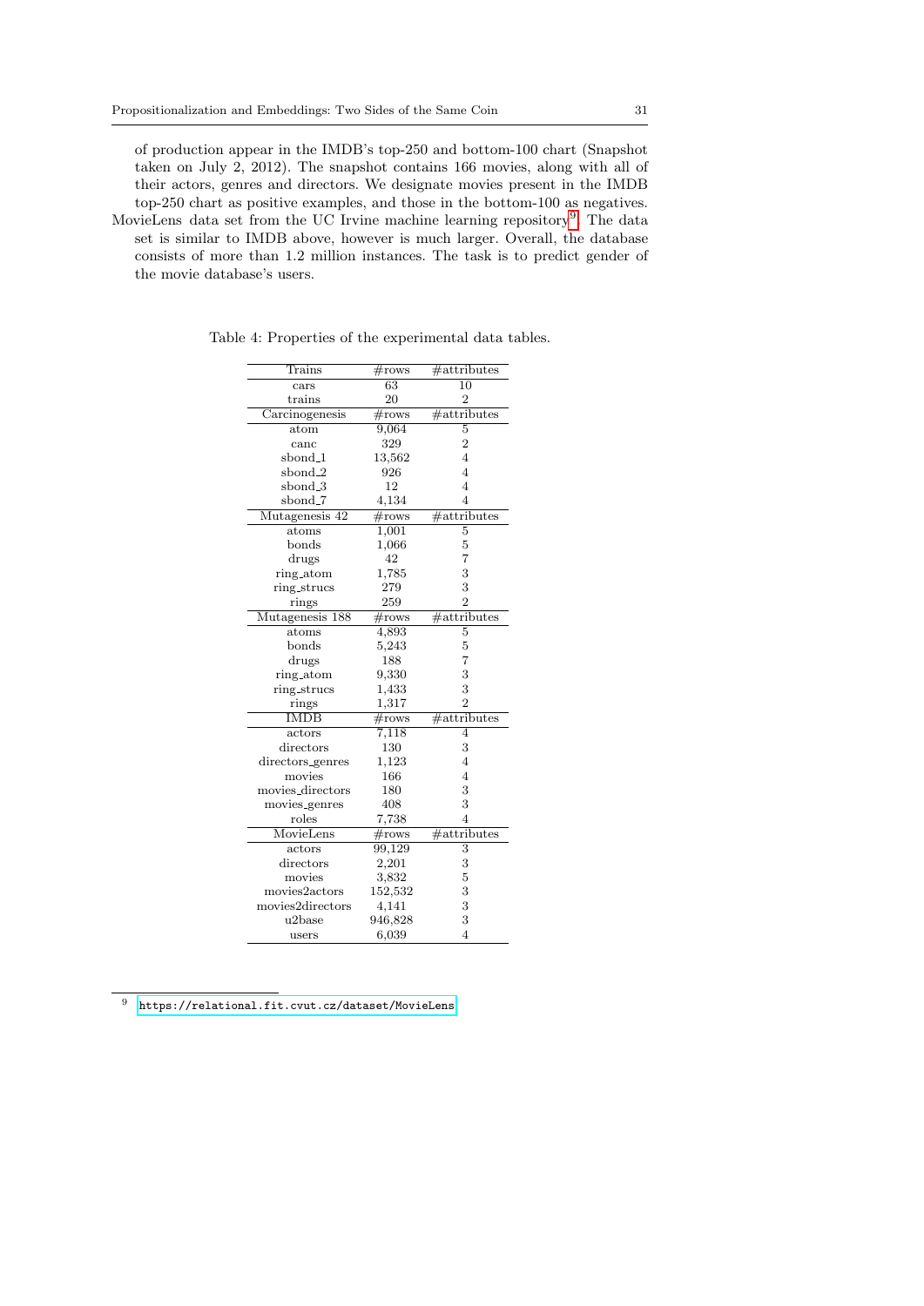of production appear in the IMDB's top-250 and bottom-100 chart (Snapshot taken on July 2, 2012). The snapshot contains 166 movies, along with all of their actors, genres and directors. We designate movies present in the IMDB top-250 chart as positive examples, and those in the bottom-100 as negatives.

MovieLens data set from the UC Irvine machine learning repository[9]. The data set is similar to IMDB above, however is much larger. Overall, the database consists of more than 1.2 million instances. The task is to predict gender of the movie database's users.

Table 4: Properties of the experimental data tables.

| Trains | #rows | #attributes |
|---|---|---|
| cars | 63 | 10 |
| trains | 20 | 2 |
| **Carcinogenesis** | **#rows** | **#attributes** |
| atom | 9,064 | 5 |
| canc | 329 | 2 |
| sbond_1 | 13,562 | 4 |
| sbond_2 | 926 | 4 |
| sbond_3 | 12 | 4 |
| sbond_7 | 4,134 | 4 |
| **Mutagenesis 42** | **#rows** | **#attributes** |
| atoms | 1,001 | 5 |
| bonds | 1,066 | 5 |
| drugs | 42 | 7 |
| ring_atom | 1,785 | 3 |
| ring_strucs | 279 | 3 |
| rings | 259 | 2 |
| **Mutagenesis 188** | **#rows** | **#attributes** |
| atoms | 4,893 | 5 |
| bonds | 5,243 | 5 |
| drugs | 188 | 7 |
| ring_atom | 9,330 | 3 |
| ring_strucs | 1,433 | 3 |
| rings | 1,317 | 2 |
| **IMDB** | **#rows** | **#attributes** |
| actors | 7,118 | 4 |
| directors | 130 | 3 |
| directors_genres | 1,123 | 4 |
| movies | 166 | 4 |
| movies_directors | 180 | 3 |
| movies_genres | 408 | 3 |
| roles | 7,738 | 4 |
| **MovieLens** | **#rows** | **#attributes** |
| actors | 99,129 | 3 |
| directors | 2,201 | 3 |
| movies | 3,832 | 5 |
| movies2actors | 152,532 | 3 |
| movies2directors | 4,141 | 3 |
| u2base | 946,828 | 3 |
| users | 6,039 | 4 |

[9] https://relational.fit.cvut.cz/dataset/MovieLens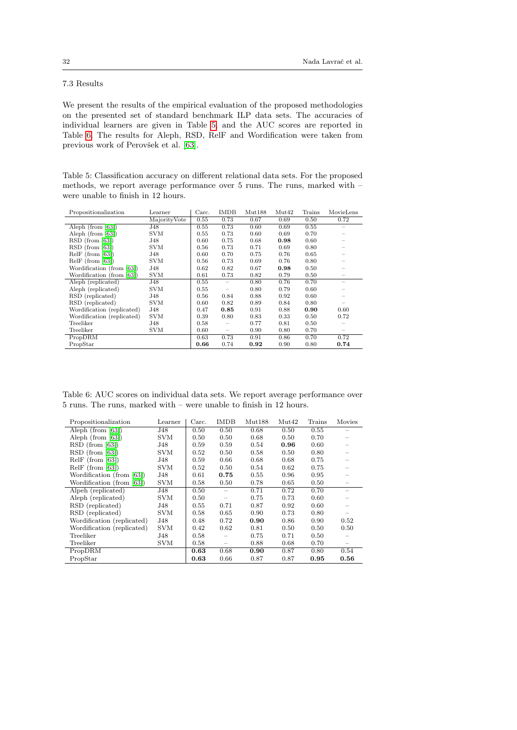### 7.3 Results

We present the results of the empirical evaluation of the proposed methodologies on the presented set of standard benchmark ILP data sets. The accuracies of individual learners are given in Table 5, and the AUC scores are reported in Table 6. The results for Aleph, RSD, RelF and Wordification were taken from previous work of Perovšek et al. [63].

Table 5: Classification accuracy on different relational data sets. For the proposed methods, we report average performance over 5 runs. The runs, marked with – were unable to finish in 12 hours.

| Propositionalization | Learner | Carc. | IMDB | Mut188 | Mut42 | Trains | MovieLens |
|---|---|---|---|---|---|---|---|
| | MajorityVote | 0.55 | 0.73 | 0.67 | 0.69 | 0.50 | 0.72 |
| Aleph (from [63]) | J48 | 0.55 | 0.73 | 0.60 | 0.69 | 0.55 | – |
| Aleph (from [63]) | SVM | 0.55 | 0.73 | 0.60 | 0.69 | 0.70 | – |
| RSD (from [63]) | J48 | 0.60 | 0.75 | 0.68 | **0.98** | 0.60 | – |
| RSD (from [63]) | SVM | 0.56 | 0.73 | 0.71 | 0.69 | 0.80 | – |
| RelF (from [63]) | J48 | 0.60 | 0.70 | 0.75 | 0.76 | 0.65 | – |
| RelF (from [63]) | SVM | 0.56 | 0.73 | 0.69 | 0.76 | 0.80 | – |
| Wordification (from [63]) | J48 | 0.62 | 0.82 | 0.67 | **0.98** | 0.50 | – |
| Wordification (from [63]) | SVM | 0.61 | 0.73 | 0.82 | 0.79 | 0.50 | – |
| Aleph (replicated) | J48 | 0.55 | – | 0.80 | 0.76 | 0.70 | – |
| Aleph (replicated) | SVM | 0.55 | – | 0.80 | 0.79 | 0.60 | – |
| RSD (replicated) | J48 | 0.56 | 0.84 | 0.88 | 0.92 | 0.60 | – |
| RSD (replicated) | SVM | 0.60 | 0.82 | 0.89 | 0.84 | 0.80 | – |
| Wordification (replicated) | J48 | 0.47 | **0.85** | 0.91 | 0.88 | **0.90** | 0.60 |
| Wordification (replicated) | SVM | 0.39 | 0.80 | 0.83 | 0.33 | 0.50 | 0.72 |
| Treeliker | J48 | 0.58 | – | 0.77 | 0.81 | 0.50 | – |
| Treeliker | SVM | 0.60 | – | 0.90 | 0.80 | 0.70 | – |
| PropDRM | | 0.63 | 0.73 | 0.91 | 0.86 | 0.70 | 0.72 |
| PropStar | | **0.66** | 0.74 | **0.92** | 0.90 | 0.80 | **0.74** |

Table 6: AUC scores on individual data sets. We report average performance over 5 runs. The runs, marked with – were unable to finish in 12 hours.

| Propositionalization | Learner | Carc. | IMDB | Mut188 | Mut42 | Trains | Movies |
|---|---|---|---|---|---|---|---|
| Aleph (from [63]) | J48 | 0.50 | 0.50 | 0.68 | 0.50 | 0.55 | – |
| Aleph (from [63]) | SVM | 0.50 | 0.50 | 0.68 | 0.50 | 0.70 | – |
| RSD (from [63]) | J48 | 0.59 | 0.59 | 0.54 | **0.96** | 0.60 | – |
| RSD (from [63]) | SVM | 0.52 | 0.50 | 0.58 | 0.50 | 0.80 | – |
| RelF (from [63]) | J48 | 0.59 | 0.66 | 0.68 | 0.68 | 0.75 | – |
| RelF (from [63]) | SVM | 0.52 | 0.50 | 0.54 | 0.62 | 0.75 | – |
| Wordification (from [63]) | J48 | 0.61 | **0.75** | 0.55 | 0.96 | 0.95 | – |
| Wordification (from [63]) | SVM | 0.58 | 0.50 | 0.78 | 0.65 | 0.50 | – |
| Alpeh (replicated) | J48 | 0.50 | – | 0.71 | 0.72 | 0.70 | – |
| Aleph (replicated) | SVM | 0.50 | – | 0.75 | 0.73 | 0.60 | – |
| RSD (replicated) | J48 | 0.55 | 0.71 | 0.87 | 0.92 | 0.60 | – |
| RSD (replicated) | SVM | 0.58 | 0.65 | 0.90 | 0.73 | 0.80 | – |
| Wordification (replicated) | J48 | 0.48 | 0.72 | **0.90** | 0.86 | 0.90 | 0.52 |
| Wordification (replicated) | SVM | 0.42 | 0.62 | 0.81 | 0.50 | 0.50 | 0.50 |
| Treeliker | J48 | 0.58 | – | 0.75 | 0.71 | 0.50 | – |
| Treeliker | SVM | 0.58 | – | 0.88 | 0.68 | 0.70 | – |
| PropDRM | | **0.63** | 0.68 | **0.90** | 0.87 | 0.80 | 0.54 |
| PropStar | | **0.63** | 0.66 | 0.87 | 0.87 | **0.95** | **0.56** |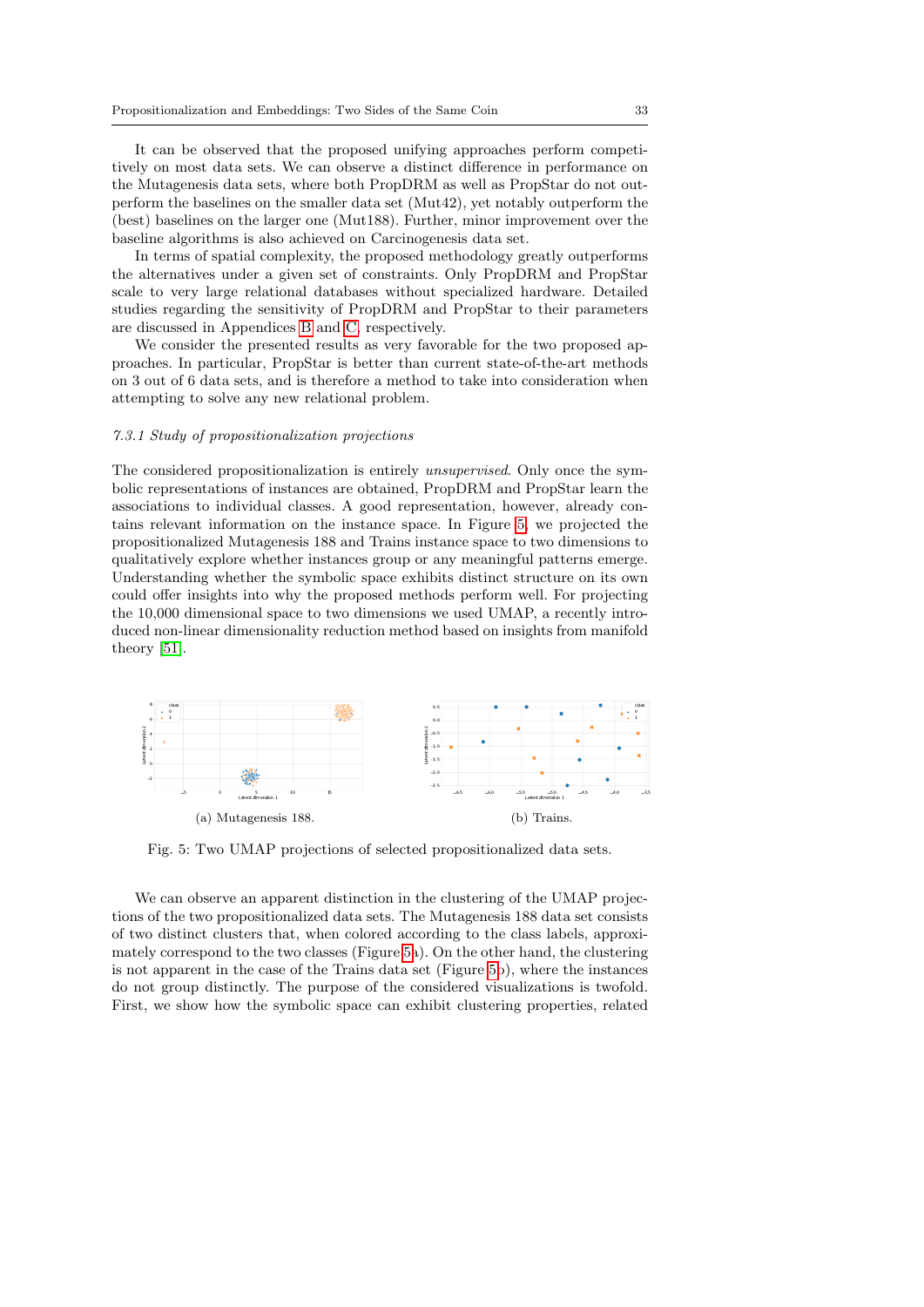It can be observed that the proposed unifying approaches perform competitively on most data sets. We can observe a distinct difference in performance on the Mutagenesis data sets, where both PropDRM as well as PropStar do not outperform the baselines on the smaller data set (Mut42), yet notably outperform the (best) baselines on the larger one (Mut188). Further, minor improvement over the baseline algorithms is also achieved on Carcinogenesis data set.

In terms of spatial complexity, the proposed methodology greatly outperforms the alternatives under a given set of constraints. Only PropDRM and PropStar scale to very large relational databases without specialized hardware. Detailed studies regarding the sensitivity of PropDRM and PropStar to their parameters are discussed in Appendices B and C, respectively.

We consider the presented results as very favorable for the two proposed approaches. In particular, PropStar is better than current state-of-the-art methods on 3 out of 6 data sets, and is therefore a method to take into consideration when attempting to solve any new relational problem.

#### 7.3.1 Study of propositionalization projections

The considered propositionalization is entirely *unsupervised*. Only once the symbolic representations of instances are obtained, PropDRM and PropStar learn the associations to individual classes. A good representation, however, already contains relevant information on the instance space. In Figure 5, we projected the propositionalized Mutagenesis 188 and Trains instance space to two dimensions to qualitatively explore whether instances group or any meaningful patterns emerge. Understanding whether the symbolic space exhibits distinct structure on its own could offer insights into why the proposed methods perform well. For projecting the 10,000 dimensional space to two dimensions we used UMAP, a recently introduced non-linear dimensionality reduction method based on insights from manifold theory [51].

(a) Mutagenesis 188.

(b) Trains.

Fig. 5: Two UMAP projections of selected propositionalized data sets.

We can observe an apparent distinction in the clustering of the UMAP projections of the two propositionalized data sets. The Mutagenesis 188 data set consists of two distinct clusters that, when colored according to the class labels, approximately correspond to the two classes (Figure 5a). On the other hand, the clustering is not apparent in the case of the Trains data set (Figure 5b), where the instances do not group distinctly. The purpose of the considered visualizations is twofold. First, we show how the symbolic space can exhibit clustering properties, related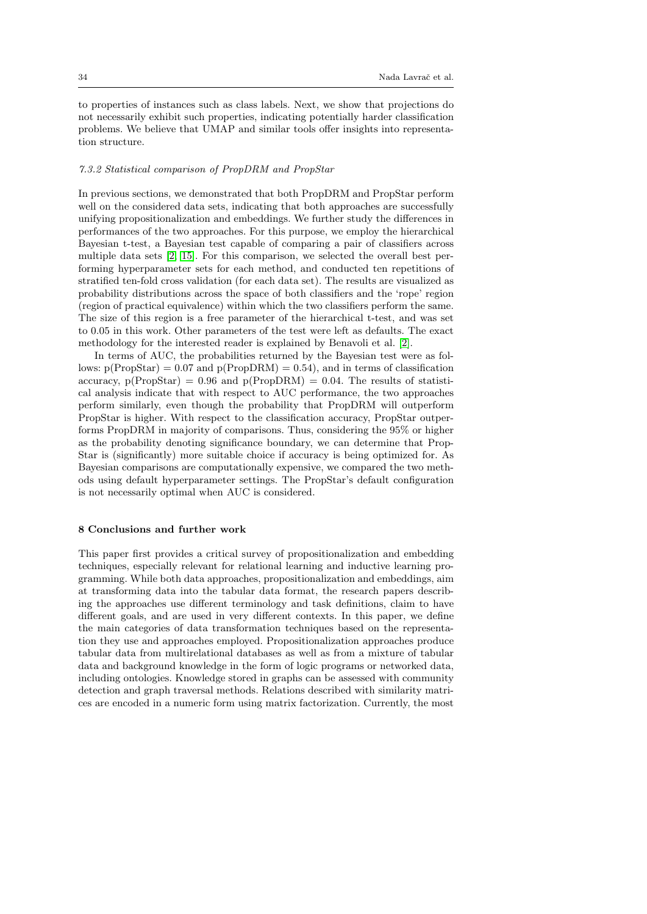to properties of instances such as class labels. Next, we show that projections do not necessarily exhibit such properties, indicating potentially harder classification problems. We believe that UMAP and similar tools offer insights into representation structure.

#### *7.3.2 Statistical comparison of PropDRM and PropStar*

In previous sections, we demonstrated that both PropDRM and PropStar perform well on the considered data sets, indicating that both approaches are successfully unifying propositionalization and embeddings. We further study the differences in performances of the two approaches. For this purpose, we employ the hierarchical Bayesian t-test, a Bayesian test capable of comparing a pair of classifiers across multiple data sets [2] [15]. For this comparison, we selected the overall best performing hyperparameter sets for each method, and conducted ten repetitions of stratified ten-fold cross validation (for each data set). The results are visualized as probability distributions across the space of both classifiers and the 'rope' region (region of practical equivalence) within which the two classifiers perform the same. The size of this region is a free parameter of the hierarchical t-test, and was set to 0.05 in this work. Other parameters of the test were left as defaults. The exact methodology for the interested reader is explained by Benavoli et al. [2].

In terms of AUC, the probabilities returned by the Bayesian test were as follows: p(PropStar) = 0.07 and p(PropDRM) = 0.54), and in terms of classification accuracy, p(PropStar) = 0.96 and p(PropDRM) = 0.04. The results of statistical analysis indicate that with respect to AUC performance, the two approaches perform similarly, even though the probability that PropDRM will outperform PropStar is higher. With respect to the classification accuracy, PropStar outperforms PropDRM in majority of comparisons. Thus, considering the 95% or higher as the probability denoting significance boundary, we can determine that PropStar is (significantly) more suitable choice if accuracy is being optimized for. As Bayesian comparisons are computationally expensive, we compared the two methods using default hyperparameter settings. The PropStar's default configuration is not necessarily optimal when AUC is considered.

## 8 Conclusions and further work

This paper first provides a critical survey of propositionalization and embedding techniques, especially relevant for relational learning and inductive learning programming. While both data approaches, propositionalization and embeddings, aim at transforming data into the tabular data format, the research papers describing the approaches use different terminology and task definitions, claim to have different goals, and are used in very different contexts. In this paper, we define the main categories of data transformation techniques based on the representation they use and approaches employed. Propositionalization approaches produce tabular data from multirelational databases as well as from a mixture of tabular data and background knowledge in the form of logic programs or networked data, including ontologies. Knowledge stored in graphs can be assessed with community detection and graph traversal methods. Relations described with similarity matrices are encoded in a numeric form using matrix factorization. Currently, the most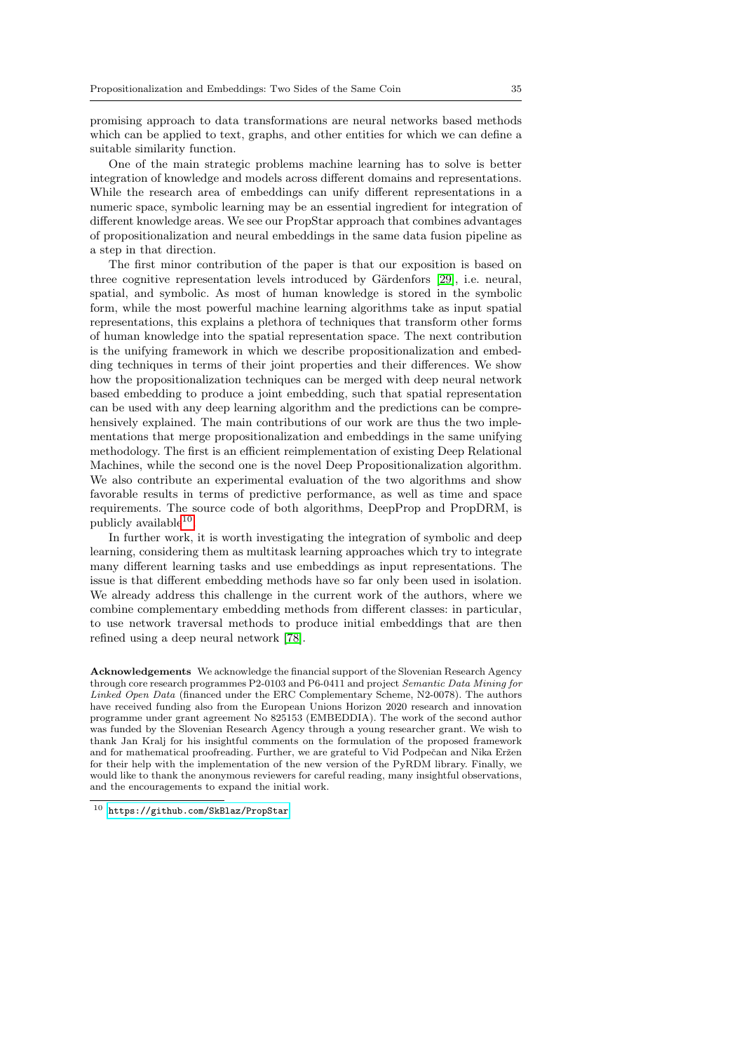promising approach to data transformations are neural networks based methods which can be applied to text, graphs, and other entities for which we can define a suitable similarity function.

One of the main strategic problems machine learning has to solve is better integration of knowledge and models across different domains and representations. While the research area of embeddings can unify different representations in a numeric space, symbolic learning may be an essential ingredient for integration of different knowledge areas. We see our PropStar approach that combines advantages of propositionalization and neural embeddings in the same data fusion pipeline as a step in that direction.

The first minor contribution of the paper is that our exposition is based on three cognitive representation levels introduced by Gärdenfors [29], i.e. neural, spatial, and symbolic. As most of human knowledge is stored in the symbolic form, while the most powerful machine learning algorithms take as input spatial representations, this explains a plethora of techniques that transform other forms of human knowledge into the spatial representation space. The next contribution is the unifying framework in which we describe propositionalization and embedding techniques in terms of their joint properties and their differences. We show how the propositionalization techniques can be merged with deep neural network based embedding to produce a joint embedding, such that spatial representation can be used with any deep learning algorithm and the predictions can be comprehensively explained. The main contributions of our work are thus the two implementations that merge propositionalization and embeddings in the same unifying methodology. The first is an efficient reimplementation of existing Deep Relational Machines, while the second one is the novel Deep Propositionalization algorithm. We also contribute an experimental evaluation of the two algorithms and show favorable results in terms of predictive performance, as well as time and space requirements. The source code of both algorithms, DeepProp and PropDRM, is publicly available[10].

In further work, it is worth investigating the integration of symbolic and deep learning, considering them as multitask learning approaches which try to integrate many different learning tasks and use embeddings as input representations. The issue is that different embedding methods have so far only been used in isolation. We already address this challenge in the current work of the authors, where we combine complementary embedding methods from different classes: in particular, to use network traversal methods to produce initial embeddings that are then refined using a deep neural network [78].

**Acknowledgements** We acknowledge the financial support of the Slovenian Research Agency through core research programmes P2-0103 and P6-0411 and project *Semantic Data Mining for Linked Open Data* (financed under the ERC Complementary Scheme, N2-0078). The authors have received funding also from the European Unions Horizon 2020 research and innovation programme under grant agreement No 825153 (EMBEDDIA). The work of the second author was funded by the Slovenian Research Agency through a young researcher grant. We wish to thank Jan Kralj for his insightful comments on the formulation of the proposed framework and for mathematical proofreading. Further, we are grateful to Vid Podpečan and Nika Eržen for their help with the implementation of the new version of the PyRDM library. Finally, we would like to thank the anonymous reviewers for careful reading, many insightful observations, and the encouragements to expand the initial work.

[10] https://github.com/SkBlaz/PropStar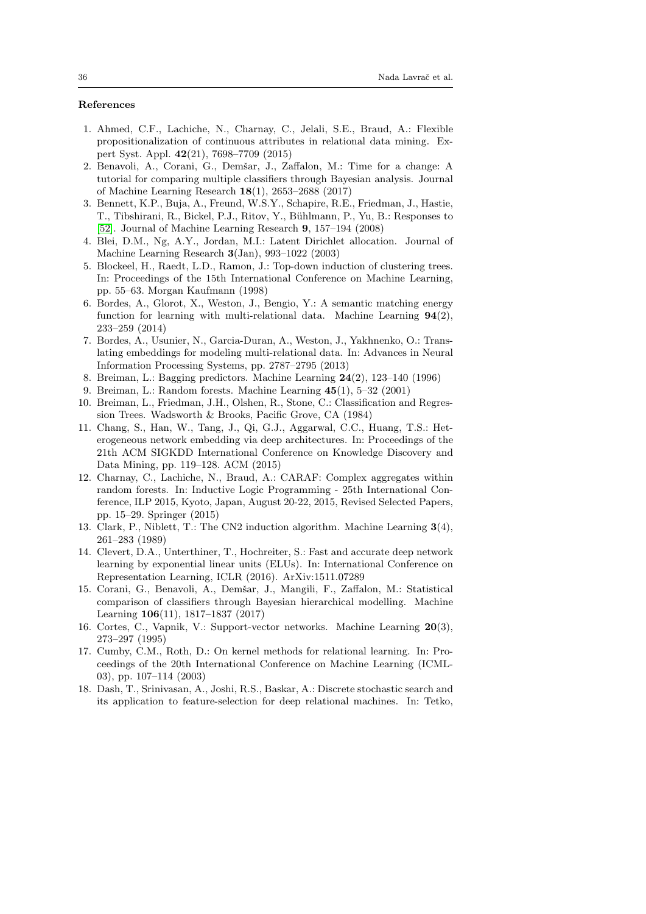## References

1. Ahmed, C.F., Lachiche, N., Charnay, C., Jelali, S.E., Braud, A.: Flexible propositionalization of continuous attributes in relational data mining. Expert Syst. Appl. **42**(21), 7698–7709 (2015)
2. Benavoli, A., Corani, G., Demšar, J., Zaffalon, M.: Time for a change: A tutorial for comparing multiple classifiers through Bayesian analysis. Journal of Machine Learning Research **18**(1), 2653–2688 (2017)
3. Bennett, K.P., Buja, A., Freund, W.S.Y., Schapire, R.E., Friedman, J., Hastie, T., Tibshirani, R., Bickel, P.J., Ritov, Y., Bühlmann, P., Yu, B.: Responses to [52]. Journal of Machine Learning Research **9**, 157–194 (2008)
4. Blei, D.M., Ng, A.Y., Jordan, M.I.: Latent Dirichlet allocation. Journal of Machine Learning Research **3**(Jan), 993–1022 (2003)
5. Blockeel, H., Raedt, L.D., Ramon, J.: Top-down induction of clustering trees. In: Proceedings of the 15th International Conference on Machine Learning, pp. 55–63. Morgan Kaufmann (1998)
6. Bordes, A., Glorot, X., Weston, J., Bengio, Y.: A semantic matching energy function for learning with multi-relational data. Machine Learning **94**(2), 233–259 (2014)
7. Bordes, A., Usunier, N., Garcia-Duran, A., Weston, J., Yakhnenko, O.: Translating embeddings for modeling multi-relational data. In: Advances in Neural Information Processing Systems, pp. 2787–2795 (2013)
8. Breiman, L.: Bagging predictors. Machine Learning **24**(2), 123–140 (1996)
9. Breiman, L.: Random forests. Machine Learning **45**(1), 5–32 (2001)
10. Breiman, L., Friedman, J.H., Olshen, R., Stone, C.: Classification and Regression Trees. Wadsworth & Brooks, Pacific Grove, CA (1984)
11. Chang, S., Han, W., Tang, J., Qi, G.J., Aggarwal, C.C., Huang, T.S.: Heterogeneous network embedding via deep architectures. In: Proceedings of the 21th ACM SIGKDD International Conference on Knowledge Discovery and Data Mining, pp. 119–128. ACM (2015)
12. Charnay, C., Lachiche, N., Braud, A.: CARAF: Complex aggregates within random forests. In: Inductive Logic Programming - 25th International Conference, ILP 2015, Kyoto, Japan, August 20-22, 2015, Revised Selected Papers, pp. 15–29. Springer (2015)
13. Clark, P., Niblett, T.: The CN2 induction algorithm. Machine Learning **3**(4), 261–283 (1989)
14. Clevert, D.A., Unterthiner, T., Hochreiter, S.: Fast and accurate deep network learning by exponential linear units (ELUs). In: International Conference on Representation Learning, ICLR (2016). ArXiv:1511.07289
15. Corani, G., Benavoli, A., Demšar, J., Mangili, F., Zaffalon, M.: Statistical comparison of classifiers through Bayesian hierarchical modelling. Machine Learning **106**(11), 1817–1837 (2017)
16. Cortes, C., Vapnik, V.: Support-vector networks. Machine Learning **20**(3), 273–297 (1995)
17. Cumby, C.M., Roth, D.: On kernel methods for relational learning. In: Proceedings of the 20th International Conference on Machine Learning (ICML-03), pp. 107–114 (2003)
18. Dash, T., Srinivasan, A., Joshi, R.S., Baskar, A.: Discrete stochastic search and its application to feature-selection for deep relational machines. In: Tetko,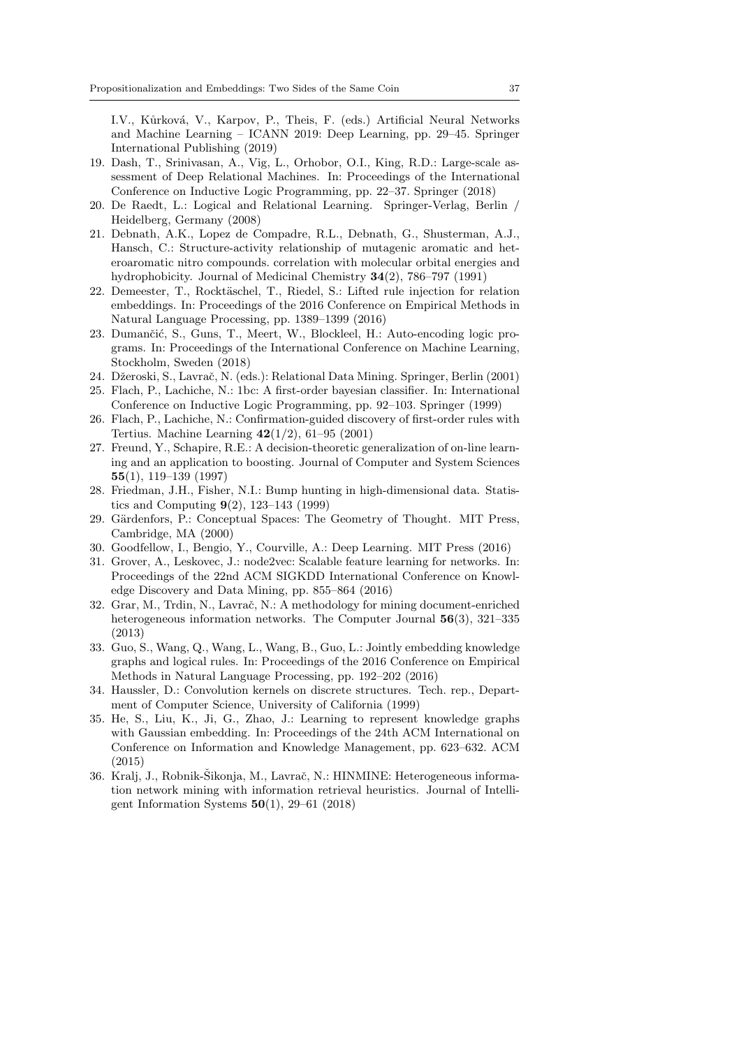I.V., Kůrková, V., Karpov, P., Theis, F. (eds.) Artificial Neural Networks and Machine Learning – ICANN 2019: Deep Learning, pp. 29–45. Springer International Publishing (2019)

19. Dash, T., Srinivasan, A., Vig, L., Orhobor, O.I., King, R.D.: Large-scale assessment of Deep Relational Machines. In: Proceedings of the International Conference on Inductive Logic Programming, pp. 22–37. Springer (2018)
20. De Raedt, L.: Logical and Relational Learning. Springer-Verlag, Berlin / Heidelberg, Germany (2008)
21. Debnath, A.K., Lopez de Compadre, R.L., Debnath, G., Shusterman, A.J., Hansch, C.: Structure-activity relationship of mutagenic aromatic and heteroaromatic nitro compounds. correlation with molecular orbital energies and hydrophobicity. Journal of Medicinal Chemistry **34**(2), 786–797 (1991)
22. Demeester, T., Rocktäschel, T., Riedel, S.: Lifted rule injection for relation embeddings. In: Proceedings of the 2016 Conference on Empirical Methods in Natural Language Processing, pp. 1389–1399 (2016)
23. Dumančić, S., Guns, T., Meert, W., Blockleel, H.: Auto-encoding logic programs. In: Proceedings of the International Conference on Machine Learning, Stockholm, Sweden (2018)
24. Džeroski, S., Lavrač, N. (eds.): Relational Data Mining. Springer, Berlin (2001)
25. Flach, P., Lachiche, N.: 1bc: A first-order bayesian classifier. In: International Conference on Inductive Logic Programming, pp. 92–103. Springer (1999)
26. Flach, P., Lachiche, N.: Confirmation-guided discovery of first-order rules with Tertius. Machine Learning **42**(1/2), 61–95 (2001)
27. Freund, Y., Schapire, R.E.: A decision-theoretic generalization of on-line learning and an application to boosting. Journal of Computer and System Sciences **55**(1), 119–139 (1997)
28. Friedman, J.H., Fisher, N.I.: Bump hunting in high-dimensional data. Statistics and Computing **9**(2), 123–143 (1999)
29. Gärdenfors, P.: Conceptual Spaces: The Geometry of Thought. MIT Press, Cambridge, MA (2000)
30. Goodfellow, I., Bengio, Y., Courville, A.: Deep Learning. MIT Press (2016)
31. Grover, A., Leskovec, J.: node2vec: Scalable feature learning for networks. In: Proceedings of the 22nd ACM SIGKDD International Conference on Knowledge Discovery and Data Mining, pp. 855–864 (2016)
32. Grar, M., Trdin, N., Lavrač, N.: A methodology for mining document-enriched heterogeneous information networks. The Computer Journal **56**(3), 321–335 (2013)
33. Guo, S., Wang, Q., Wang, L., Wang, B., Guo, L.: Jointly embedding knowledge graphs and logical rules. In: Proceedings of the 2016 Conference on Empirical Methods in Natural Language Processing, pp. 192–202 (2016)
34. Haussler, D.: Convolution kernels on discrete structures. Tech. rep., Department of Computer Science, University of California (1999)
35. He, S., Liu, K., Ji, G., Zhao, J.: Learning to represent knowledge graphs with Gaussian embedding. In: Proceedings of the 24th ACM International on Conference on Information and Knowledge Management, pp. 623–632. ACM (2015)
36. Kralj, J., Robnik-Šikonja, M., Lavrač, N.: HINMINE: Heterogeneous information network mining with information retrieval heuristics. Journal of Intelligent Information Systems **50**(1), 29–61 (2018)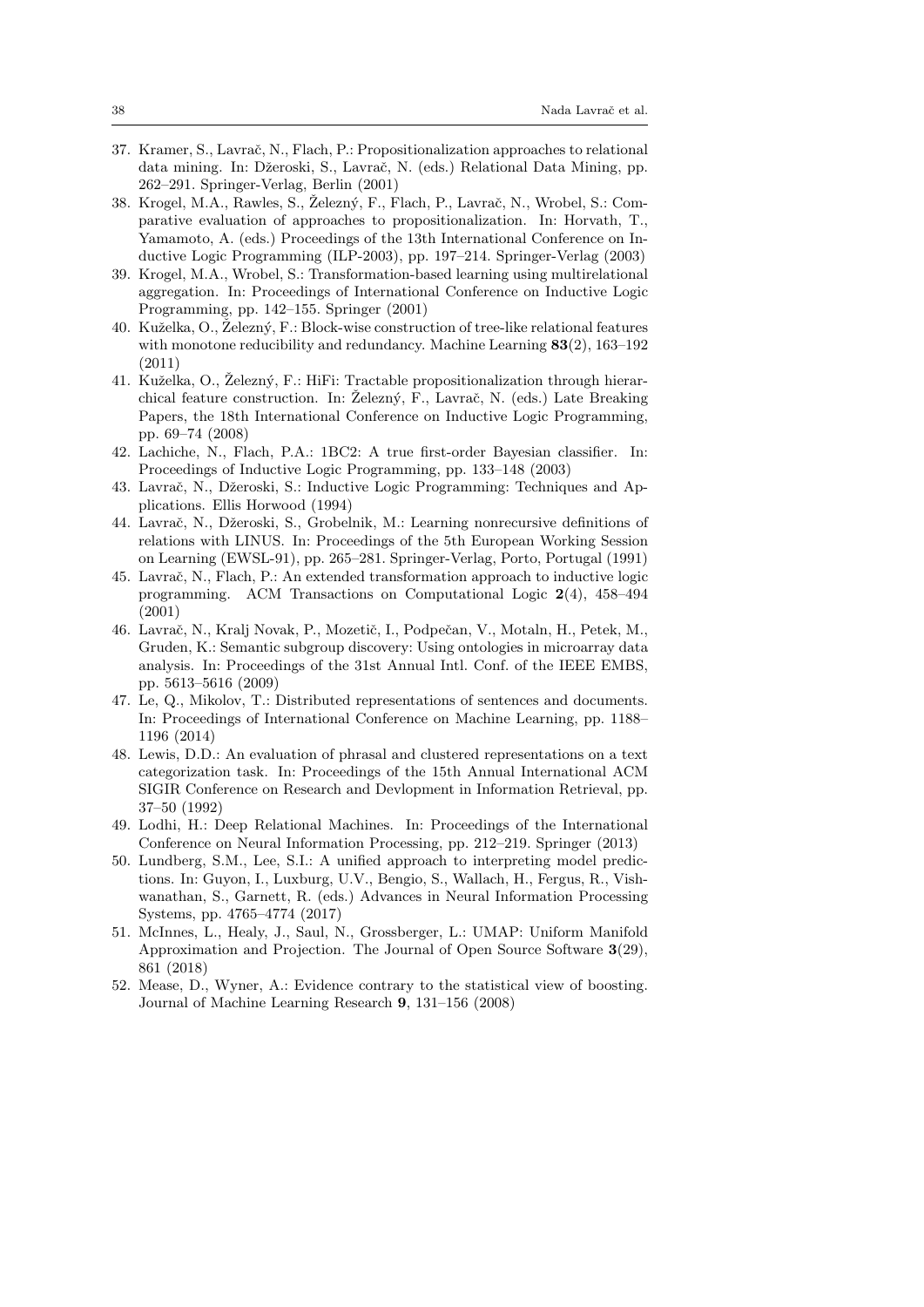37. Kramer, S., Lavrač, N., Flach, P.: Propositionalization approaches to relational data mining. In: Džeroski, S., Lavrač, N. (eds.) Relational Data Mining, pp. 262–291. Springer-Verlag, Berlin (2001)
38. Krogel, M.A., Rawles, S., Železný, F., Flach, P., Lavrač, N., Wrobel, S.: Comparative evaluation of approaches to propositionalization. In: Horvath, T., Yamamoto, A. (eds.) Proceedings of the 13th International Conference on Inductive Logic Programming (ILP-2003), pp. 197–214. Springer-Verlag (2003)
39. Krogel, M.A., Wrobel, S.: Transformation-based learning using multirelational aggregation. In: Proceedings of International Conference on Inductive Logic Programming, pp. 142–155. Springer (2001)
40. Kuželka, O., Železný, F.: Block-wise construction of tree-like relational features with monotone reducibility and redundancy. Machine Learning **83**(2), 163–192 (2011)
41. Kuželka, O., Železný, F.: HiFi: Tractable propositionalization through hierarchical feature construction. In: Železný, F., Lavrač, N. (eds.) Late Breaking Papers, the 18th International Conference on Inductive Logic Programming, pp. 69–74 (2008)
42. Lachiche, N., Flach, P.A.: 1BC2: A true first-order Bayesian classifier. In: Proceedings of Inductive Logic Programming, pp. 133–148 (2003)
43. Lavrač, N., Džeroski, S.: Inductive Logic Programming: Techniques and Applications. Ellis Horwood (1994)
44. Lavrač, N., Džeroski, S., Grobelnik, M.: Learning nonrecursive definitions of relations with LINUS. In: Proceedings of the 5th European Working Session on Learning (EWSL-91), pp. 265–281. Springer-Verlag, Porto, Portugal (1991)
45. Lavrač, N., Flach, P.: An extended transformation approach to inductive logic programming. ACM Transactions on Computational Logic **2**(4), 458–494 (2001)
46. Lavrač, N., Kralj Novak, P., Mozetič, I., Podpečan, V., Motaln, H., Petek, M., Gruden, K.: Semantic subgroup discovery: Using ontologies in microarray data analysis. In: Proceedings of the 31st Annual Intl. Conf. of the IEEE EMBS, pp. 5613–5616 (2009)
47. Le, Q., Mikolov, T.: Distributed representations of sentences and documents. In: Proceedings of International Conference on Machine Learning, pp. 1188–1196 (2014)
48. Lewis, D.D.: An evaluation of phrasal and clustered representations on a text categorization task. In: Proceedings of the 15th Annual International ACM SIGIR Conference on Research and Devlopment in Information Retrieval, pp. 37–50 (1992)
49. Lodhi, H.: Deep Relational Machines. In: Proceedings of the International Conference on Neural Information Processing, pp. 212–219. Springer (2013)
50. Lundberg, S.M., Lee, S.I.: A unified approach to interpreting model predictions. In: Guyon, I., Luxburg, U.V., Bengio, S., Wallach, H., Fergus, R., Vishwanathan, S., Garnett, R. (eds.) Advances in Neural Information Processing Systems, pp. 4765–4774 (2017)
51. McInnes, L., Healy, J., Saul, N., Grossberger, L.: UMAP: Uniform Manifold Approximation and Projection. The Journal of Open Source Software **3**(29), 861 (2018)
52. Mease, D., Wyner, A.: Evidence contrary to the statistical view of boosting. Journal of Machine Learning Research **9**, 131–156 (2008)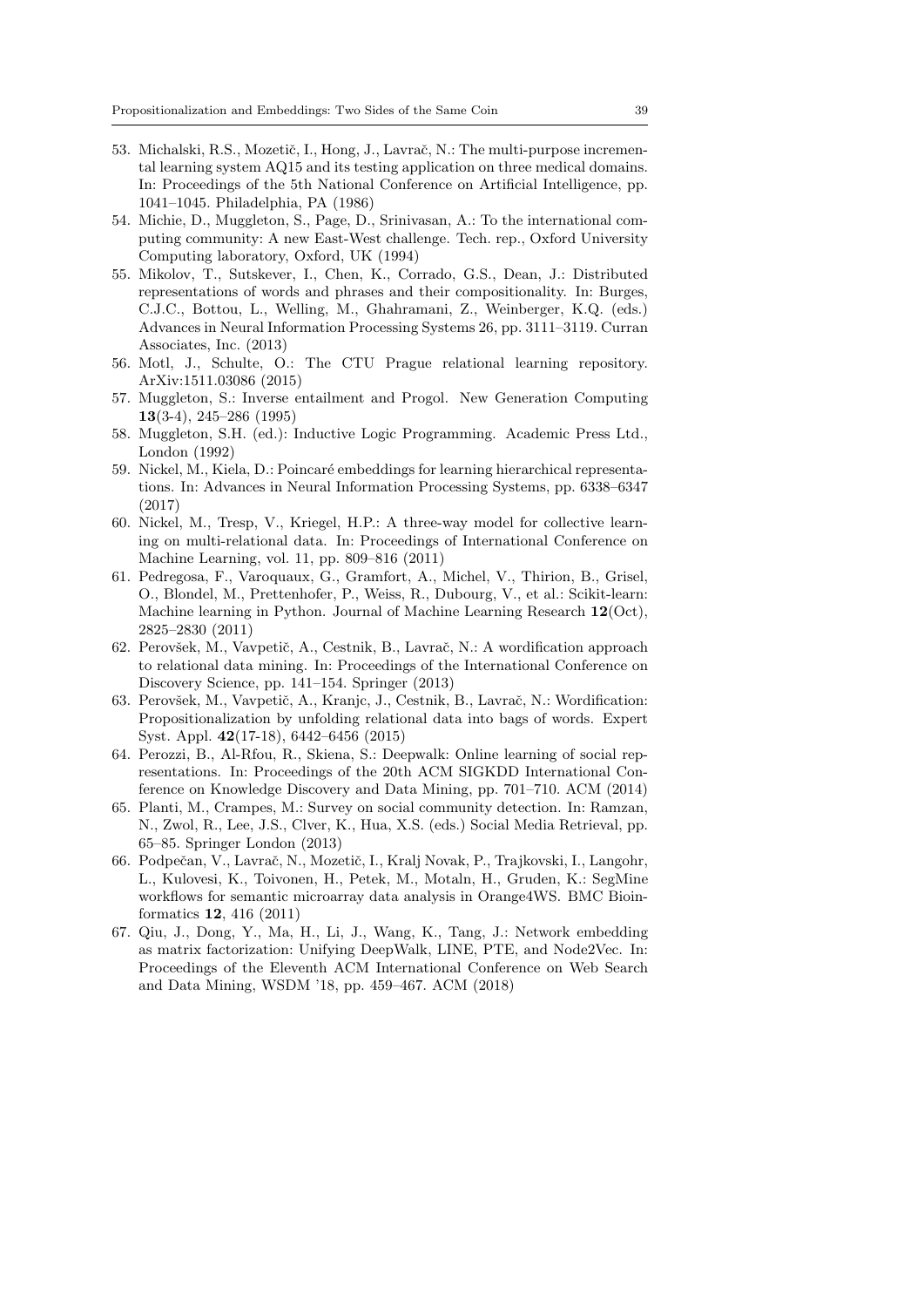53. Michalski, R.S., Mozetič, I., Hong, J., Lavrač, N.: The multi-purpose incremental learning system AQ15 and its testing application on three medical domains. In: Proceedings of the 5th National Conference on Artificial Intelligence, pp. 1041–1045. Philadelphia, PA (1986)
54. Michie, D., Muggleton, S., Page, D., Srinivasan, A.: To the international computing community: A new East-West challenge. Tech. rep., Oxford University Computing laboratory, Oxford, UK (1994)
55. Mikolov, T., Sutskever, I., Chen, K., Corrado, G.S., Dean, J.: Distributed representations of words and phrases and their compositionality. In: Burges, C.J.C., Bottou, L., Welling, M., Ghahramani, Z., Weinberger, K.Q. (eds.) Advances in Neural Information Processing Systems 26, pp. 3111–3119. Curran Associates, Inc. (2013)
56. Motl, J., Schulte, O.: The CTU Prague relational learning repository. ArXiv:1511.03086 (2015)
57. Muggleton, S.: Inverse entailment and Progol. New Generation Computing **13**(3-4), 245–286 (1995)
58. Muggleton, S.H. (ed.): Inductive Logic Programming. Academic Press Ltd., London (1992)
59. Nickel, M., Kiela, D.: Poincaré embeddings for learning hierarchical representations. In: Advances in Neural Information Processing Systems, pp. 6338–6347 (2017)
60. Nickel, M., Tresp, V., Kriegel, H.P.: A three-way model for collective learning on multi-relational data. In: Proceedings of International Conference on Machine Learning, vol. 11, pp. 809–816 (2011)
61. Pedregosa, F., Varoquaux, G., Gramfort, A., Michel, V., Thirion, B., Grisel, O., Blondel, M., Prettenhofer, P., Weiss, R., Dubourg, V., et al.: Scikit-learn: Machine learning in Python. Journal of Machine Learning Research **12**(Oct), 2825–2830 (2011)
62. Perovšek, M., Vavpetič, A., Cestnik, B., Lavrač, N.: A wordification approach to relational data mining. In: Proceedings of the International Conference on Discovery Science, pp. 141–154. Springer (2013)
63. Perovšek, M., Vavpetič, A., Kranjc, J., Cestnik, B., Lavrač, N.: Wordification: Propositionalization by unfolding relational data into bags of words. Expert Syst. Appl. **42**(17-18), 6442–6456 (2015)
64. Perozzi, B., Al-Rfou, R., Skiena, S.: Deepwalk: Online learning of social representations. In: Proceedings of the 20th ACM SIGKDD International Conference on Knowledge Discovery and Data Mining, pp. 701–710. ACM (2014)
65. Planti, M., Crampes, M.: Survey on social community detection. In: Ramzan, N., Zwol, R., Lee, J.S., Clver, K., Hua, X.S. (eds.) Social Media Retrieval, pp. 65–85. Springer London (2013)
66. Podpečan, V., Lavrač, N., Mozetič, I., Kralj Novak, P., Trajkovski, I., Langohr, L., Kulovesi, K., Toivonen, H., Petek, M., Motaln, H., Gruden, K.: SegMine workflows for semantic microarray data analysis in Orange4WS. BMC Bioinformatics **12**, 416 (2011)
67. Qiu, J., Dong, Y., Ma, H., Li, J., Wang, K., Tang, J.: Network embedding as matrix factorization: Unifying DeepWalk, LINE, PTE, and Node2Vec. In: Proceedings of the Eleventh ACM International Conference on Web Search and Data Mining, WSDM '18, pp. 459–467. ACM (2018)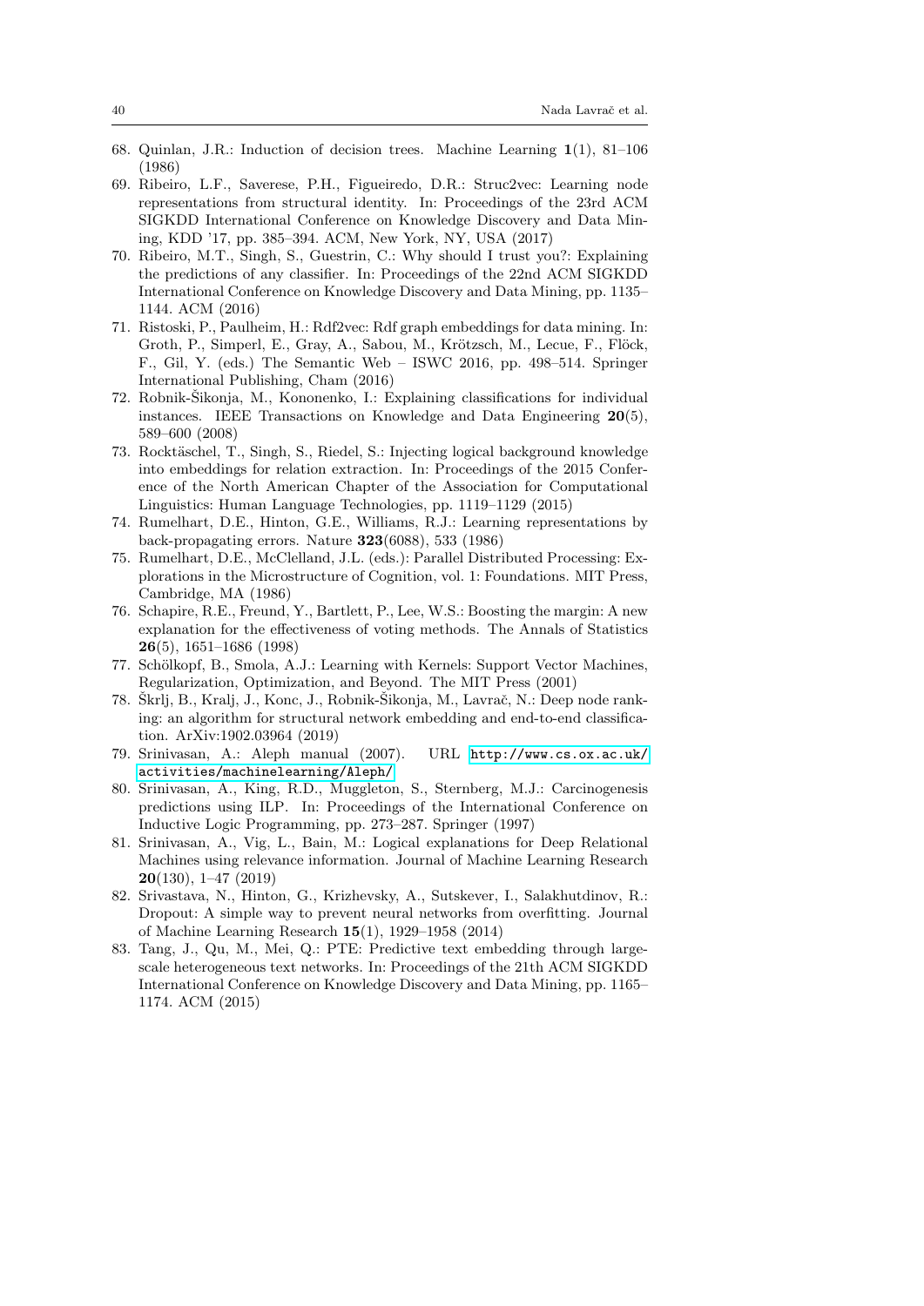68. Quinlan, J.R.: Induction of decision trees. Machine Learning **1**(1), 81–106 (1986)
69. Ribeiro, L.F., Saverese, P.H., Figueiredo, D.R.: Struc2vec: Learning node representations from structural identity. In: Proceedings of the 23rd ACM SIGKDD International Conference on Knowledge Discovery and Data Mining, KDD '17, pp. 385–394. ACM, New York, NY, USA (2017)
70. Ribeiro, M.T., Singh, S., Guestrin, C.: Why should I trust you?: Explaining the predictions of any classifier. In: Proceedings of the 22nd ACM SIGKDD International Conference on Knowledge Discovery and Data Mining, pp. 1135–1144. ACM (2016)
71. Ristoski, P., Paulheim, H.: Rdf2vec: Rdf graph embeddings for data mining. In: Groth, P., Simperl, E., Gray, A., Sabou, M., Krötzsch, M., Lecue, F., Flöck, F., Gil, Y. (eds.) The Semantic Web – ISWC 2016, pp. 498–514. Springer International Publishing, Cham (2016)
72. Robnik-Šikonja, M., Kononenko, I.: Explaining classifications for individual instances. IEEE Transactions on Knowledge and Data Engineering **20**(5), 589–600 (2008)
73. Rocktäschel, T., Singh, S., Riedel, S.: Injecting logical background knowledge into embeddings for relation extraction. In: Proceedings of the 2015 Conference of the North American Chapter of the Association for Computational Linguistics: Human Language Technologies, pp. 1119–1129 (2015)
74. Rumelhart, D.E., Hinton, G.E., Williams, R.J.: Learning representations by back-propagating errors. Nature **323**(6088), 533 (1986)
75. Rumelhart, D.E., McClelland, J.L. (eds.): Parallel Distributed Processing: Explorations in the Microstructure of Cognition, vol. 1: Foundations. MIT Press, Cambridge, MA (1986)
76. Schapire, R.E., Freund, Y., Bartlett, P., Lee, W.S.: Boosting the margin: A new explanation for the effectiveness of voting methods. The Annals of Statistics **26**(5), 1651–1686 (1998)
77. Schölkopf, B., Smola, A.J.: Learning with Kernels: Support Vector Machines, Regularization, Optimization, and Beyond. The MIT Press (2001)
78. Škrlj, B., Kralj, J., Konc, J., Robnik-Šikonja, M., Lavrač, N.: Deep node ranking: an algorithm for structural network embedding and end-to-end classification. ArXiv:1902.03964 (2019)
79. Srinivasan, A.: Aleph manual (2007). URL http://www.cs.ox.ac.uk/activities/machinelearning/Aleph/
80. Srinivasan, A., King, R.D., Muggleton, S., Sternberg, M.J.: Carcinogenesis predictions using ILP. In: Proceedings of the International Conference on Inductive Logic Programming, pp. 273–287. Springer (1997)
81. Srinivasan, A., Vig, L., Bain, M.: Logical explanations for Deep Relational Machines using relevance information. Journal of Machine Learning Research **20**(130), 1–47 (2019)
82. Srivastava, N., Hinton, G., Krizhevsky, A., Sutskever, I., Salakhutdinov, R.: Dropout: A simple way to prevent neural networks from overfitting. Journal of Machine Learning Research **15**(1), 1929–1958 (2014)
83. Tang, J., Qu, M., Mei, Q.: PTE: Predictive text embedding through large-scale heterogeneous text networks. In: Proceedings of the 21th ACM SIGKDD International Conference on Knowledge Discovery and Data Mining, pp. 1165–1174. ACM (2015)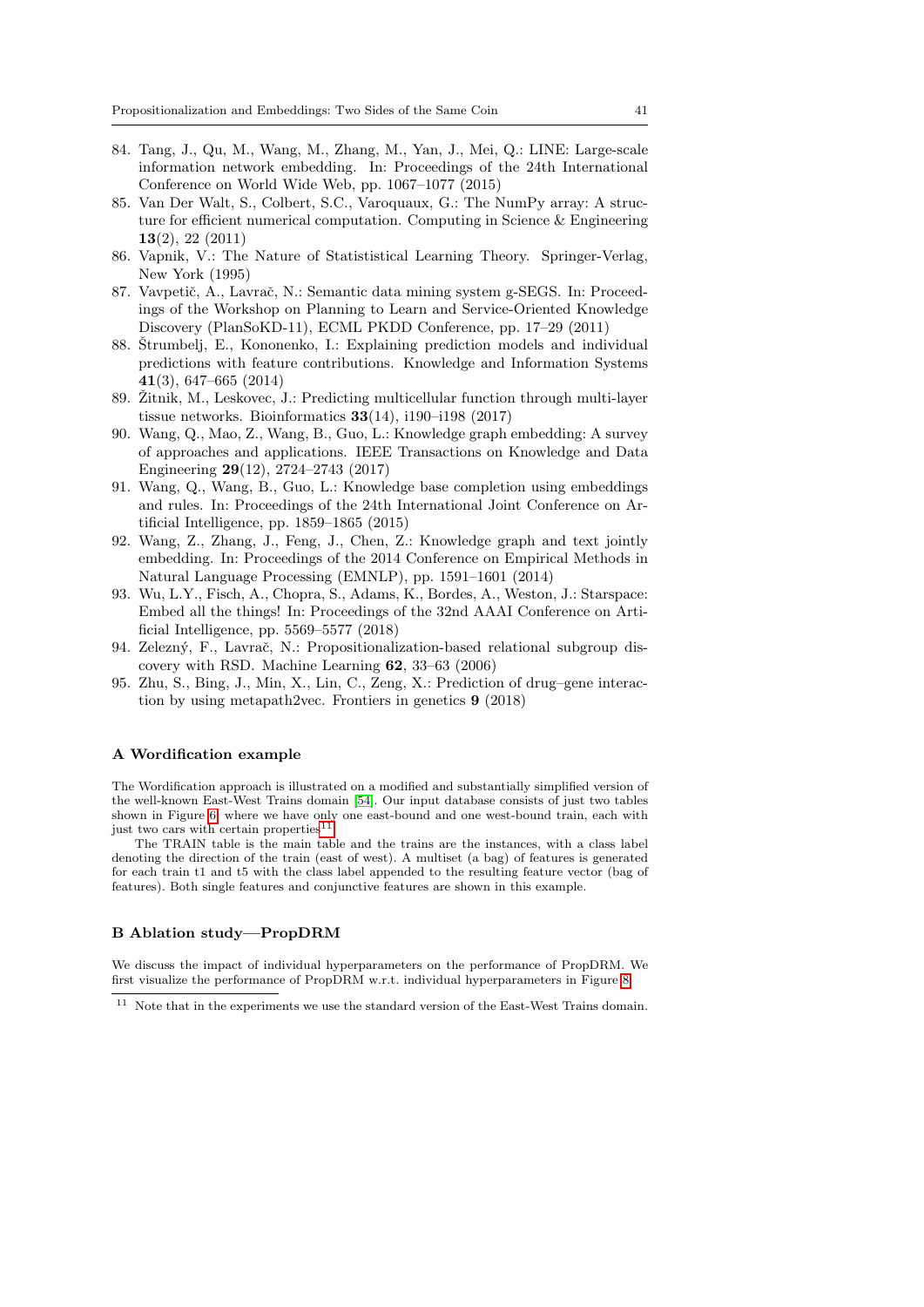84. Tang, J., Qu, M., Wang, M., Zhang, M., Yan, J., Mei, Q.: LINE: Large-scale information network embedding. In: Proceedings of the 24th International Conference on World Wide Web, pp. 1067–1077 (2015)
85. Van Der Walt, S., Colbert, S.C., Varoquaux, G.: The NumPy array: A structure for efficient numerical computation. Computing in Science & Engineering **13**(2), 22 (2011)
86. Vapnik, V.: The Nature of Statististical Learning Theory. Springer-Verlag, New York (1995)
87. Vavpetič, A., Lavrač, N.: Semantic data mining system g-SEGS. In: Proceedings of the Workshop on Planning to Learn and Service-Oriented Knowledge Discovery (PlanSoKD-11), ECML PKDD Conference, pp. 17–29 (2011)
88. Štrumbelj, E., Kononenko, I.: Explaining prediction models and individual predictions with feature contributions. Knowledge and Information Systems **41**(3), 647–665 (2014)
89. Žitnik, M., Leskovec, J.: Predicting multicellular function through multi-layer tissue networks. Bioinformatics **33**(14), i190–i198 (2017)
90. Wang, Q., Mao, Z., Wang, B., Guo, L.: Knowledge graph embedding: A survey of approaches and applications. IEEE Transactions on Knowledge and Data Engineering **29**(12), 2724–2743 (2017)
91. Wang, Q., Wang, B., Guo, L.: Knowledge base completion using embeddings and rules. In: Proceedings of the 24th International Joint Conference on Artificial Intelligence, pp. 1859–1865 (2015)
92. Wang, Z., Zhang, J., Feng, J., Chen, Z.: Knowledge graph and text jointly embedding. In: Proceedings of the 2014 Conference on Empirical Methods in Natural Language Processing (EMNLP), pp. 1591–1601 (2014)
93. Wu, L.Y., Fisch, A., Chopra, S., Adams, K., Bordes, A., Weston, J.: Starspace: Embed all the things! In: Proceedings of the 32nd AAAI Conference on Artificial Intelligence, pp. 5569–5577 (2018)
94. Zelezný, F., Lavrač, N.: Propositionalization-based relational subgroup discovery with RSD. Machine Learning **62**, 33–63 (2006)
95. Zhu, S., Bing, J., Min, X., Lin, C., Zeng, X.: Prediction of drug–gene interaction by using metapath2vec. Frontiers in genetics **9** (2018)

## A Wordification example

The Wordification approach is illustrated on a modified and substantially simplified version of the well-known East-West Trains domain [54]. Our input database consists of just two tables shown in Figure 6, where we have only one east-bound and one west-bound train, each with just two cars with certain properties[11].

The TRAIN table is the main table and the trains are the instances, with a class label denoting the direction of the train (east of west). A multiset (a bag) of features is generated for each train t1 and t5 with the class label appended to the resulting feature vector (bag of features). Both single features and conjunctive features are shown in this example.

## B Ablation study—PropDRM

We discuss the impact of individual hyperparameters on the performance of PropDRM. We first visualize the performance of PropDRM w.r.t. individual hyperparameters in Figure 8.

[11] Note that in the experiments we use the standard version of the East-West Trains domain.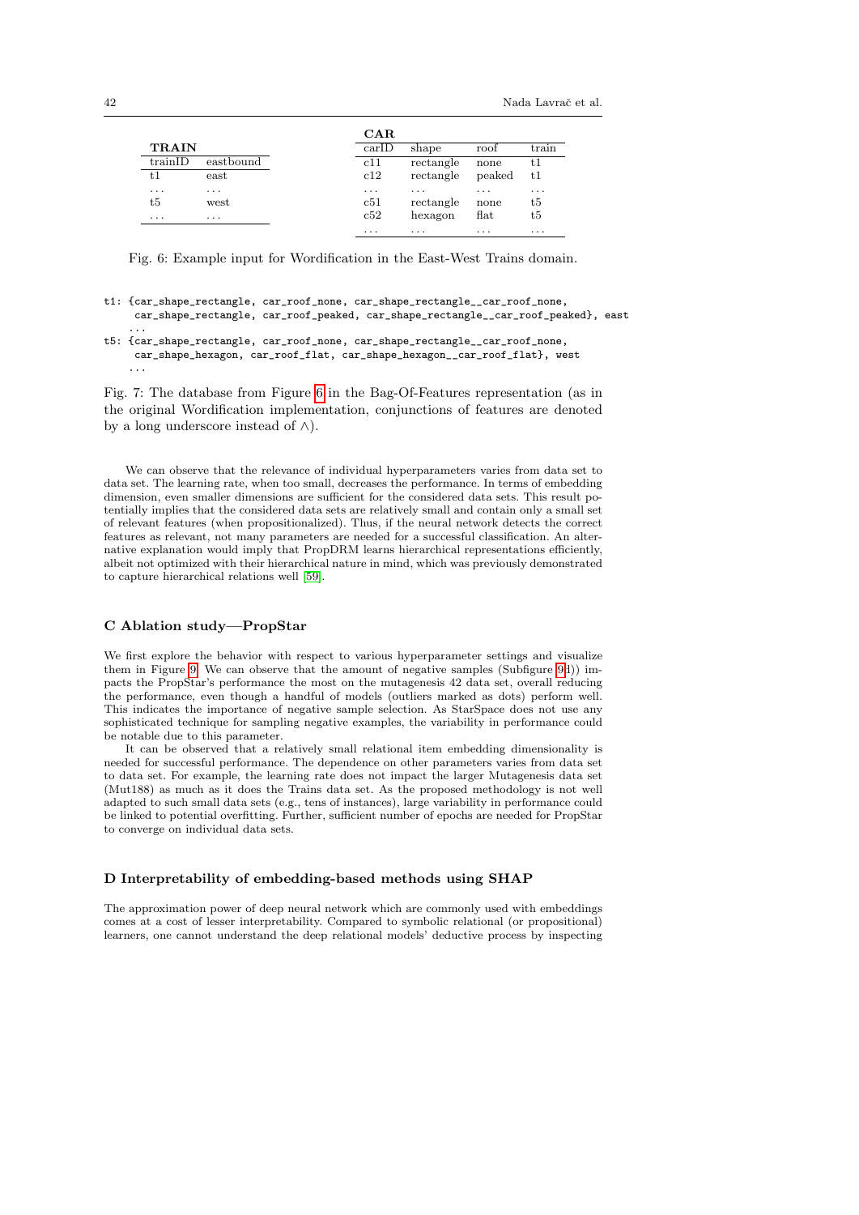**TRAIN**

| trainID | eastbound |
|---|---|
| t1 | east |
| ... | ... |
| t5 | west |
| ... | ... |

**CAR**

| carID | shape | roof | train |
|---|---|---|---|
| c11 | rectangle | none | t1 |
| c12 | rectangle | peaked | t1 |
| ... | ... | ... | ... |
| c51 | rectangle | none | t5 |
| c52 | hexagon | flat | t5 |
| ... | ... | ... | ... |

Fig. 6: Example input for Wordification in the East-West Trains domain.

```
t1: {car_shape_rectangle, car_roof_none, car_shape_rectangle__car_roof_none,
     car_shape_rectangle, car_roof_peaked, car_shape_rectangle__car_roof_peaked}, east
    ...
t5: {car_shape_rectangle, car_roof_none, car_shape_rectangle__car_roof_none,
     car_shape_hexagon, car_roof_flat, car_shape_hexagon__car_roof_flat}, west
    ...
```

Fig. 7: The database from Figure 6 in the Bag-Of-Features representation (as in the original Wordification implementation, conjunctions of features are denoted by a long underscore instead of $\wedge$).

We can observe that the relevance of individual hyperparameters varies from data set to data set. The learning rate, when too small, decreases the performance. In terms of embedding dimension, even smaller dimensions are sufficient for the considered data sets. This result potentially implies that the considered data sets are relatively small and contain only a small set of relevant features (when propositionalized). Thus, if the neural network detects the correct features as relevant, not many parameters are needed for a successful classification. An alternative explanation would imply that PropDRM learns hierarchical representations efficiently, albeit not optimized with their hierarchical nature in mind, which was previously demonstrated to capture hierarchical relations well [59].

## C Ablation study—PropStar

We first explore the behavior with respect to various hyperparameter settings and visualize them in Figure 9. We can observe that the amount of negative samples (Subfigure 9d)) impacts the PropStar's performance the most on the mutagenesis 42 data set, overall reducing the performance, even though a handful of models (outliers marked as dots) perform well. This indicates the importance of negative sample selection. As StarSpace does not use any sophisticated technique for sampling negative examples, the variability in performance could be notable due to this parameter.

It can be observed that a relatively small relational item embedding dimensionality is needed for successful performance. The dependence on other parameters varies from data set to data set. For example, the learning rate does not impact the larger Mutagenesis data set (Mut188) as much as it does the Trains data set. As the proposed methodology is not well adapted to such small data sets (e.g., tens of instances), large variability in performance could be linked to potential overfitting. Further, sufficient number of epochs are needed for PropStar to converge on individual data sets.

## D Interpretability of embedding-based methods using SHAP

The approximation power of deep neural network which are commonly used with embeddings comes at a cost of lesser interpretability. Compared to symbolic relational (or propositional) learners, one cannot understand the deep relational models' deductive process by inspecting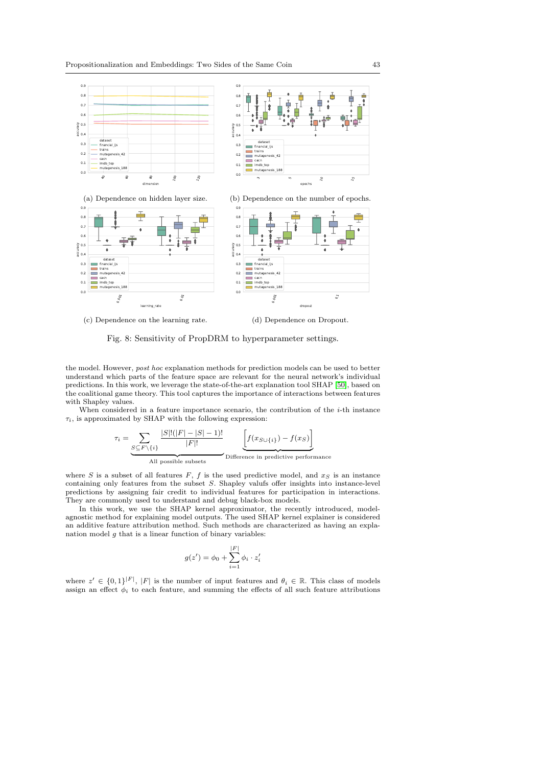(a) Dependence on hidden layer size.

(b) Dependence on the number of epochs.

(c) Dependence on the learning rate.

(d) Dependence on Dropout.

Fig. 8: Sensitivity of PropDRM to hyperparameter settings.

the model. However, *post hoc* explanation methods for prediction models can be used to better understand which parts of the feature space are relevant for the neural network's individual predictions. In this work, we leverage the state-of-the-art explanation tool SHAP [50], based on the coalitional game theory. This tool captures the importance of interactions between features with Shapley values.

When considered in a feature importance scenario, the contribution of the $i$-th instance $\tau_i$, is approximated by SHAP with the following expression:

$$\tau_i = \underbrace{\sum_{S \subseteq F \setminus \{i\}} \frac{|S|!(|F|-|S|-1)!}{|F|!}}_{\text{All possible subsets}} \underbrace{\left[ f(x_{S \cup \{i\}}) - f(x_S) \right]}_{\text{Difference in predictive performance}}$$

where $S$ is a subset of all features $F$, $f$ is the used predictive model, and $x_S$ is an instance containing only features from the subset $S$. Shapley valufs offer insights into instance-level predictions by assigning fair credit to individual features for participation in interactions. They are commonly used to understand and debug black-box models.

In this work, we use the SHAP kernel approximator, the recently introduced, model-agnostic method for explaining model outputs. The used SHAP kernel explainer is considered an additive feature attribution method. Such methods are characterized as having an explanation model $g$ that is a linear function of binary variables:

$$g(z') = \phi_0 + \sum_{i=1}^{|F|} \phi_i \cdot z'_i$$

where $z' \in \{0,1\}^{|F|}$, $|F|$ is the number of input features and $\theta_i \in \mathbb{R}$. This class of models assign an effect $\phi_i$ to each feature, and summing the effects of all such feature attributions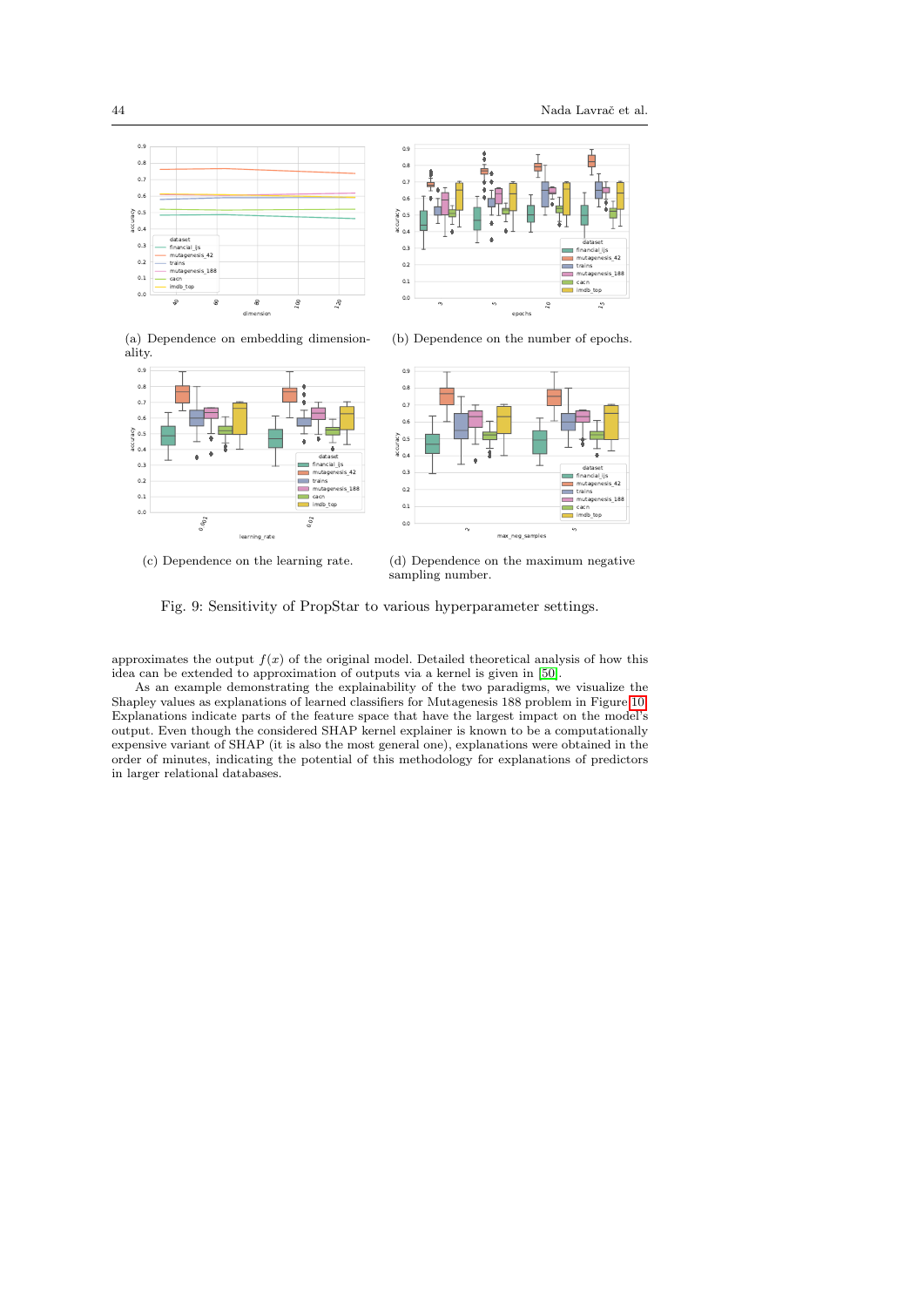(a) Dependence on embedding dimensionality.

(b) Dependence on the number of epochs.

(c) Dependence on the learning rate.

(d) Dependence on the maximum negative sampling number.

Fig. 9: Sensitivity of PropStar to various hyperparameter settings.

approximates the output $f(x)$ of the original model. Detailed theoretical analysis of how this idea can be extended to approximation of outputs via a kernel is given in [50].

As an example demonstrating the explainability of the two paradigms, we visualize the Shapley values as explanations of learned classifiers for Mutagenesis 188 problem in Figure 10. Explanations indicate parts of the feature space that have the largest impact on the model's output. Even though the considered SHAP kernel explainer is known to be a computationally expensive variant of SHAP (it is also the most general one), explanations were obtained in the order of minutes, indicating the potential of this methodology for explanations of predictors in larger relational databases.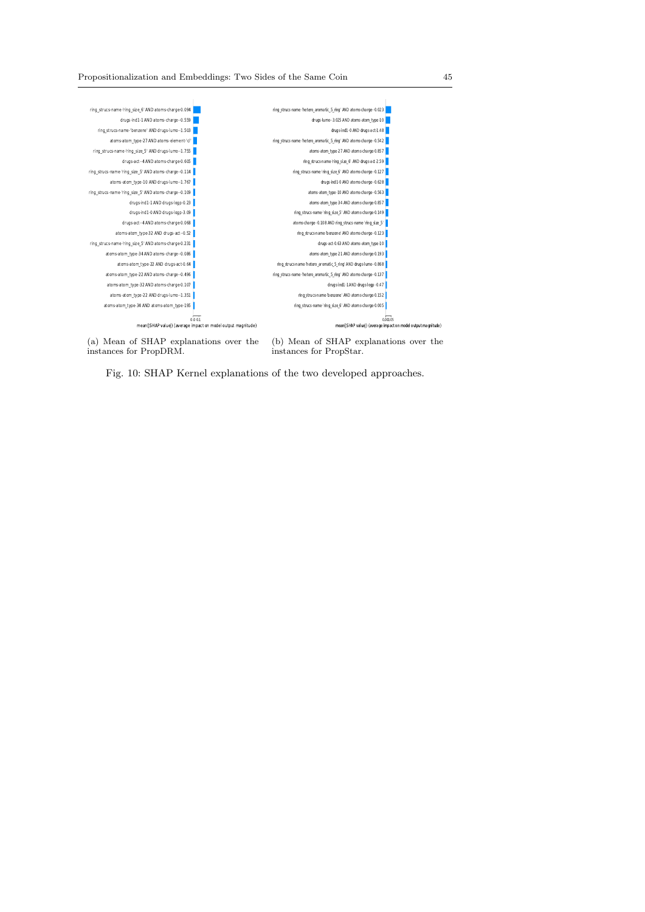ring_strucs-name-'ring_size_6' AND atoms-charge-0.094
drugs-ind1-1 AND atoms-charge--0.559
ring_strucs-name-'benzene' AND drugs-lumo--1.503
atoms-atom_type-27 AND atoms-element-'cl'
ring_strucs-name-'ring_size_5' AND drugs-lumo--1.755
drugs-act--4 AND atoms-charge-0.605
ring_strucs-name-'ring_size_5' AND atoms-charge--0.114
atoms-atom_type-10 AND drugs-lumo--1.767
ring_strucs-name-'ring_size_5' AND atoms-charge--0.109
drugs-ind1-1 AND drugs-logp-0.23
drugs-ind1-0 AND drugs-logp-3.09
drugs-act--4 AND atoms-charge-0.068
atoms-atom_type-32 AND drugs-act--0.52
ring_strucs-name-'ring_size_5' AND atoms-charge-0.231
atoms-atom_type-34 AND atoms-charge--0.086
atoms-atom_type-22 AND drugs-act-0.64
atoms-atom_type-22 AND atoms-charge--0.496
atoms-atom_type-32 AND atoms-charge-0.107
atoms-atom_type-22 AND drugs-lumo--1.351
atoms-atom_type-34 AND atoms-atom_type-195

0.0 0.1

mean(|SHAP value|) (average impact on model output magnitude)

(a) Mean of SHAP explanations over the instances for PropDRM.

ring_strucs-name-'hetero_aromatic_5_ring' AND atoms-charge--0.023
drugs-lumo--3.025 AND atoms-atom_type-10
drugs-ind1-0 AND drugs-act-1.48
ring_strucs-name-'hetero_aromatic_5_ring' AND atoms-charge--0.542
atoms-atom_type-27 AND atoms-charge-0.857
ring_strucs-name-'ring_size_6' AND drugs-act-2.59
ring_strucs-name-'ring_size_6' AND atoms-charge--0.127
drugs-ind1-0 AND atoms-charge--0.628
atoms-atom_type-10 AND atoms-charge--0.563
atoms-atom_type-34 AND atoms-charge-0.857
ring_strucs-name-'ring_size_5' AND atoms-charge-0.149
atoms-charge--0.108 AND ring_strucs-name-'ring_size_5'
ring_strucs-name-'benzene' AND atoms-charge--0.123
drugs-act-0.63 AND atoms-atom_type-10
atoms-atom_type-21 AND atoms-charge-0.193
ring_strucs-name-'hetero_aromatic_5_ring' AND drugs-lumo--0.868
ring_strucs-name-'hetero_aromatic_5_ring' AND atoms-charge--0.137
drugs-ind1-1 AND drugs-logp--0.47
ring_strucs-name-'benzene' AND atoms-charge-0.152
ring_strucs-name-'ring_size_6' AND atoms-charge-0.005

0.00 0.05

mean(|SHAP value|) (average impact on model output magnitude)

(b) Mean of SHAP explanations over the instances for PropStar.

Fig. 10: SHAP Kernel explanations of the two developed approaches.